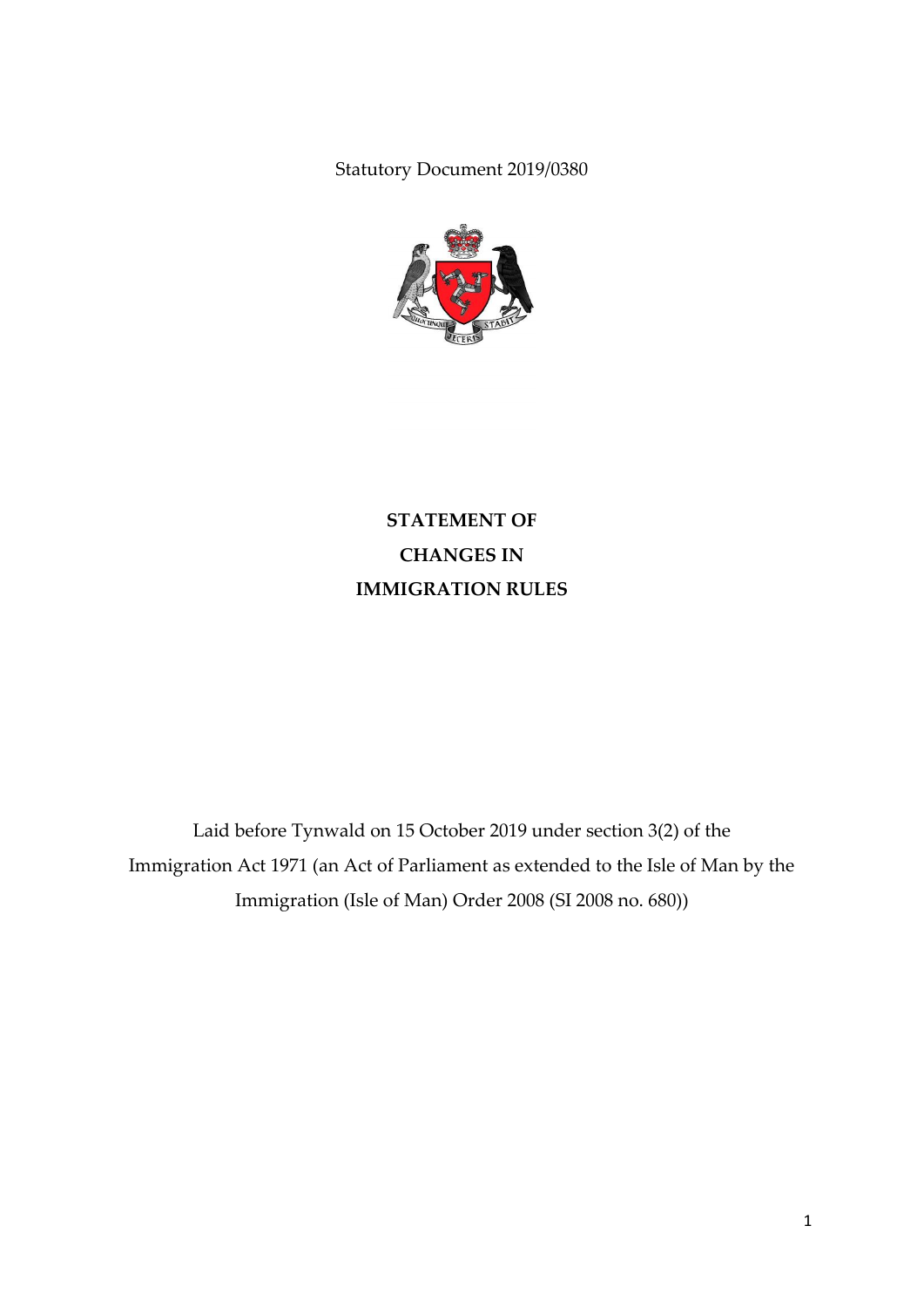Statutory Document 2019/0380

# STATEMENT OF CHANGES IN IMMIGRATION RULES

Laid before Tynwald on 15 October 2019 under section 3(2) of the Immigration Act 1971 (an Act of Parliament as extended to the Isle of Man by the Immigration (Isle of Man) Order 2008 (SI 2008 no. 680))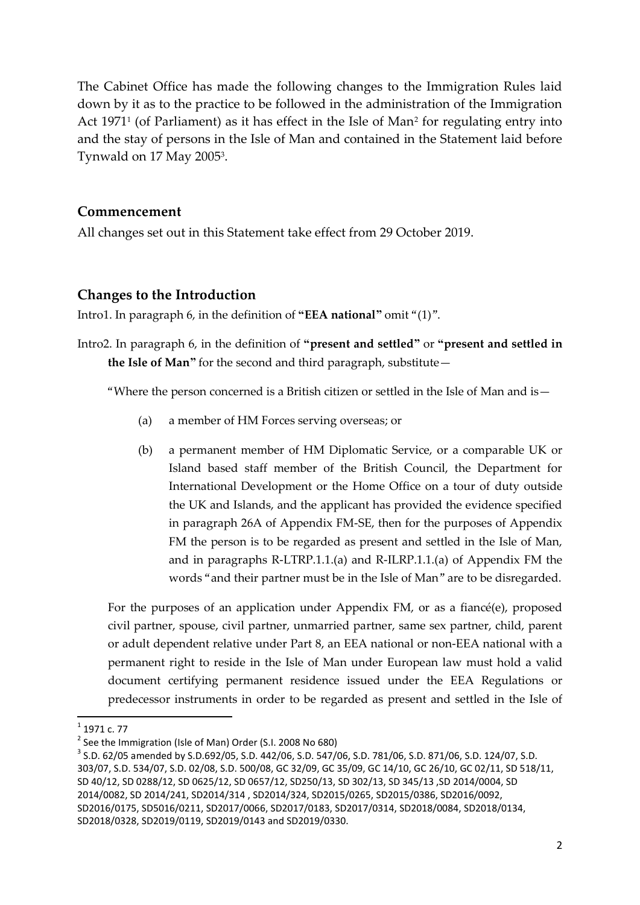The Cabinet Office has made the following changes to the Immigration Rules laid down by it as to the practice to be followed in the administration of the Immigration Act 1971[1] (of Parliament) as it has effect in the Isle of Man[2] for regulating entry into and the stay of persons in the Isle of Man and contained in the Statement laid before Tynwald on 17 May 2005[3].

## Commencement

All changes set out in this Statement take effect from 29 October 2019.

## Changes to the Introduction

Intro1. In paragraph 6, in the definition of **"EEA national"** omit "(1)".

Intro2. In paragraph 6, in the definition of **"present and settled"** or **"present and settled in the Isle of Man"** for the second and third paragraph, substitute—

"Where the person concerned is a British citizen or settled in the Isle of Man and is—

(a) a member of HM Forces serving overseas; or

(b) a permanent member of HM Diplomatic Service, or a comparable UK or Island based staff member of the British Council, the Department for International Development or the Home Office on a tour of duty outside the UK and Islands, and the applicant has provided the evidence specified in paragraph 26A of Appendix FM-SE, then for the purposes of Appendix FM the person is to be regarded as present and settled in the Isle of Man, and in paragraphs R-LTRP.1.1.(a) and R-ILRP.1.1.(a) of Appendix FM the words "and their partner must be in the Isle of Man" are to be disregarded.

For the purposes of an application under Appendix FM, or as a fiancé(e), proposed civil partner, spouse, civil partner, unmarried partner, same sex partner, child, parent or adult dependent relative under Part 8, an EEA national or non-EEA national with a permanent right to reside in the Isle of Man under European law must hold a valid document certifying permanent residence issued under the EEA Regulations or predecessor instruments in order to be regarded as present and settled in the Isle of

---

[1] 1971 c. 77

[2] See the Immigration (Isle of Man) Order (S.I. 2008 No 680)

[3] S.D. 62/05 amended by S.D.692/05, S.D. 442/06, S.D. 547/06, S.D. 781/06, S.D. 871/06, S.D. 124/07, S.D. 303/07, S.D. 534/07, S.D. 02/08, S.D. 500/08, GC 32/09, GC 35/09, GC 14/10, GC 26/10, GC 02/11, SD 518/11, SD 40/12, SD 0288/12, SD 0625/12, SD 0657/12, SD250/13, SD 302/13, SD 345/13 ,SD 2014/0004, SD 2014/0082, SD 2014/241, SD2014/314 , SD2014/324, SD2015/0265, SD2015/0386, SD2016/0092, SD2016/0175, SD5016/0211, SD2017/0066, SD2017/0183, SD2017/0314, SD2018/0084, SD2018/0134, SD2018/0328, SD2019/0119, SD2019/0143 and SD2019/0330.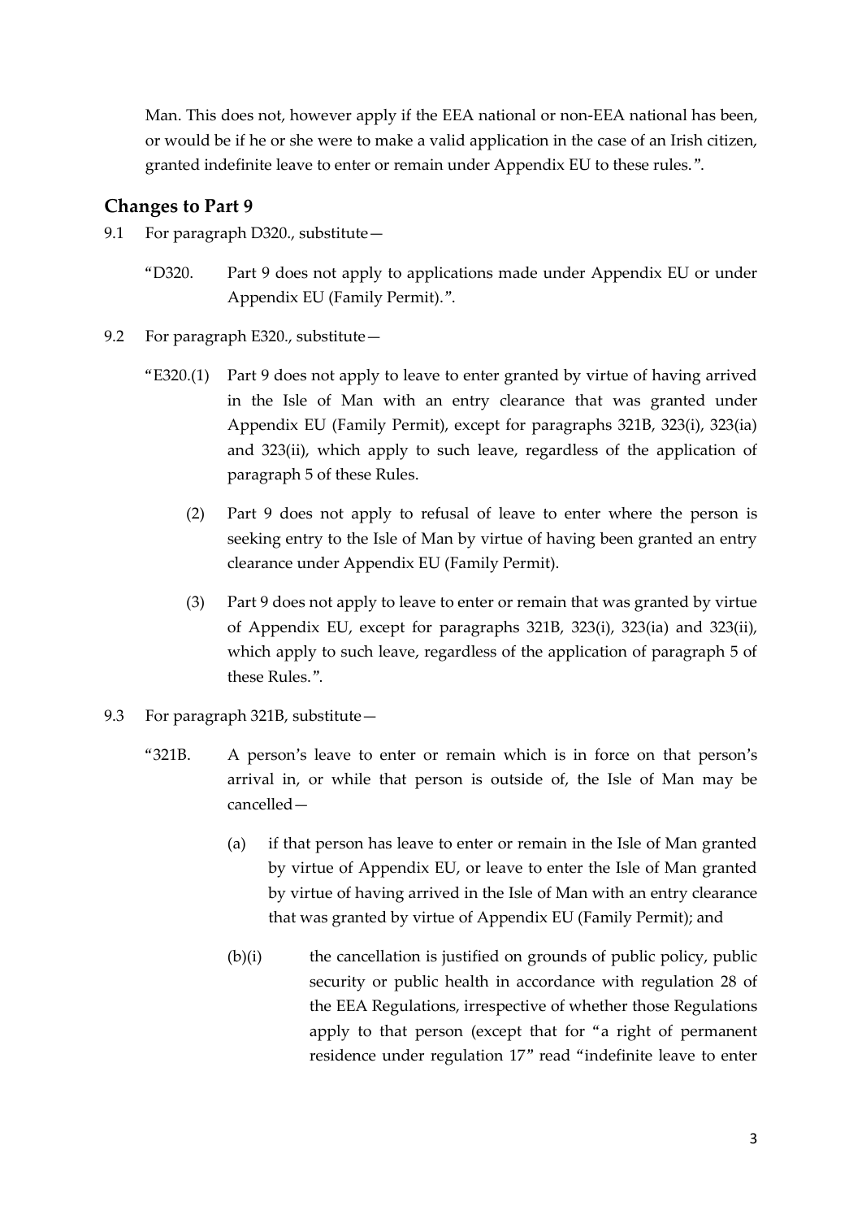Man. This does not, however apply if the EEA national or non-EEA national has been, or would be if he or she were to make a valid application in the case of an Irish citizen, granted indefinite leave to enter or remain under Appendix EU to these rules.".

## Changes to Part 9

9.1 For paragraph D320., substitute—

> "D320. Part 9 does not apply to applications made under Appendix EU or under Appendix EU (Family Permit).".

9.2 For paragraph E320., substitute—

> "E320.(1) Part 9 does not apply to leave to enter granted by virtue of having arrived in the Isle of Man with an entry clearance that was granted under Appendix EU (Family Permit), except for paragraphs 321B, 323(i), 323(ia) and 323(ii), which apply to such leave, regardless of the application of paragraph 5 of these Rules.
>
> (2) Part 9 does not apply to refusal of leave to enter where the person is seeking entry to the Isle of Man by virtue of having been granted an entry clearance under Appendix EU (Family Permit).
>
> (3) Part 9 does not apply to leave to enter or remain that was granted by virtue of Appendix EU, except for paragraphs 321B, 323(i), 323(ia) and 323(ii), which apply to such leave, regardless of the application of paragraph 5 of these Rules.".

9.3 For paragraph 321B, substitute—

> "321B. A person's leave to enter or remain which is in force on that person's arrival in, or while that person is outside of, the Isle of Man may be cancelled—
>
> (a) if that person has leave to enter or remain in the Isle of Man granted by virtue of Appendix EU, or leave to enter the Isle of Man granted by virtue of having arrived in the Isle of Man with an entry clearance that was granted by virtue of Appendix EU (Family Permit); and
>
> (b)(i) the cancellation is justified on grounds of public policy, public security or public health in accordance with regulation 28 of the EEA Regulations, irrespective of whether those Regulations apply to that person (except that for "a right of permanent residence under regulation 17" read "indefinite leave to enter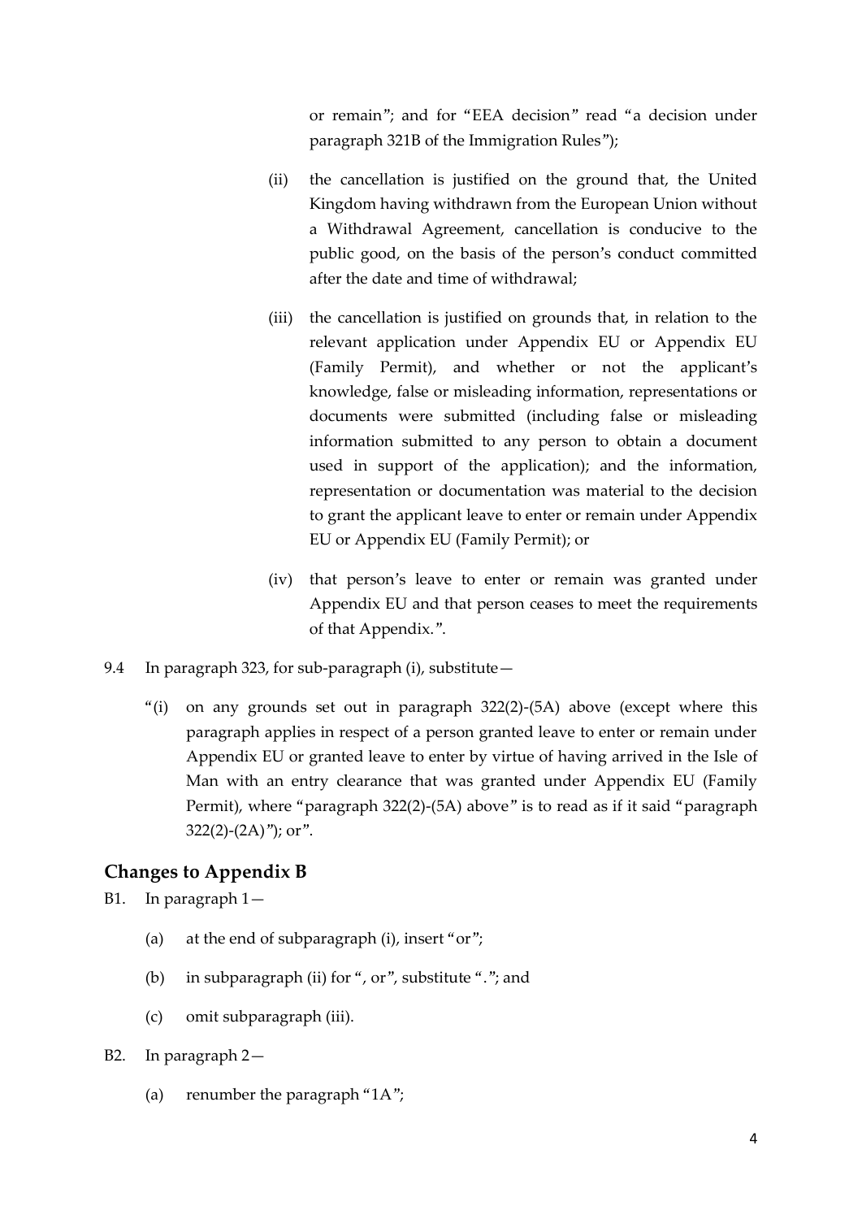or remain"; and for "EEA decision" read "a decision under paragraph 321B of the Immigration Rules");

(ii) the cancellation is justified on the ground that, the United Kingdom having withdrawn from the European Union without a Withdrawal Agreement, cancellation is conducive to the public good, on the basis of the person's conduct committed after the date and time of withdrawal;

(iii) the cancellation is justified on grounds that, in relation to the relevant application under Appendix EU or Appendix EU (Family Permit), and whether or not the applicant's knowledge, false or misleading information, representations or documents were submitted (including false or misleading information submitted to any person to obtain a document used in support of the application); and the information, representation or documentation was material to the decision to grant the applicant leave to enter or remain under Appendix EU or Appendix EU (Family Permit); or

(iv) that person's leave to enter or remain was granted under Appendix EU and that person ceases to meet the requirements of that Appendix.".

9.4 In paragraph 323, for sub-paragraph (i), substitute—

"(i) on any grounds set out in paragraph 322(2)-(5A) above (except where this paragraph applies in respect of a person granted leave to enter or remain under Appendix EU or granted leave to enter by virtue of having arrived in the Isle of Man with an entry clearance that was granted under Appendix EU (Family Permit), where "paragraph 322(2)-(5A) above" is to read as if it said "paragraph 322(2)-(2A)"); or".

## Changes to Appendix B

B1. In paragraph 1—

(a) at the end of subparagraph (i), insert "or";

(b) in subparagraph (ii) for ", or", substitute "."; and

(c) omit subparagraph (iii).

B2. In paragraph 2—

(a) renumber the paragraph "1A";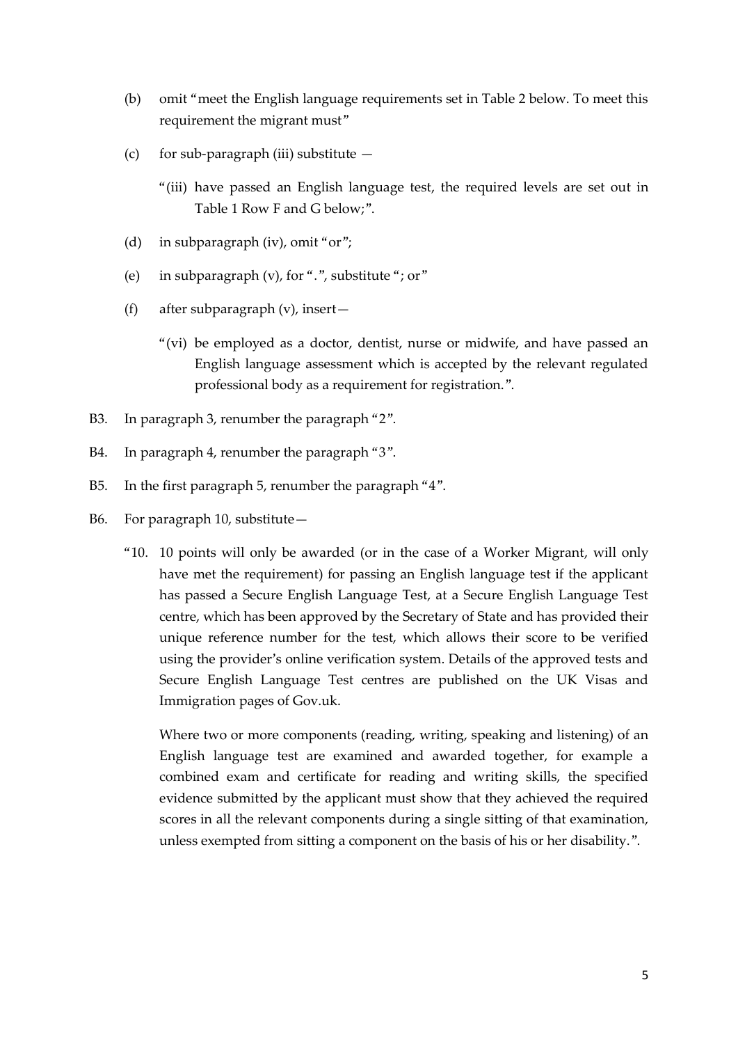(b) omit "meet the English language requirements set in Table 2 below. To meet this requirement the migrant must"

(c) for sub-paragraph (iii) substitute —

"(iii) have passed an English language test, the required levels are set out in Table 1 Row F and G below;".

(d) in subparagraph (iv), omit "or";

(e) in subparagraph (v), for ".", substitute "; or"

(f) after subparagraph (v), insert—

"(vi) be employed as a doctor, dentist, nurse or midwife, and have passed an English language assessment which is accepted by the relevant regulated professional body as a requirement for registration.".

B3. In paragraph 3, renumber the paragraph "2".

B4. In paragraph 4, renumber the paragraph "3".

B5. In the first paragraph 5, renumber the paragraph "4".

B6. For paragraph 10, substitute—

"10. 10 points will only be awarded (or in the case of a Worker Migrant, will only have met the requirement) for passing an English language test if the applicant has passed a Secure English Language Test, at a Secure English Language Test centre, which has been approved by the Secretary of State and has provided their unique reference number for the test, which allows their score to be verified using the provider's online verification system. Details of the approved tests and Secure English Language Test centres are published on the UK Visas and Immigration pages of Gov.uk.

Where two or more components (reading, writing, speaking and listening) of an English language test are examined and awarded together, for example a combined exam and certificate for reading and writing skills, the specified evidence submitted by the applicant must show that they achieved the required scores in all the relevant components during a single sitting of that examination, unless exempted from sitting a component on the basis of his or her disability.".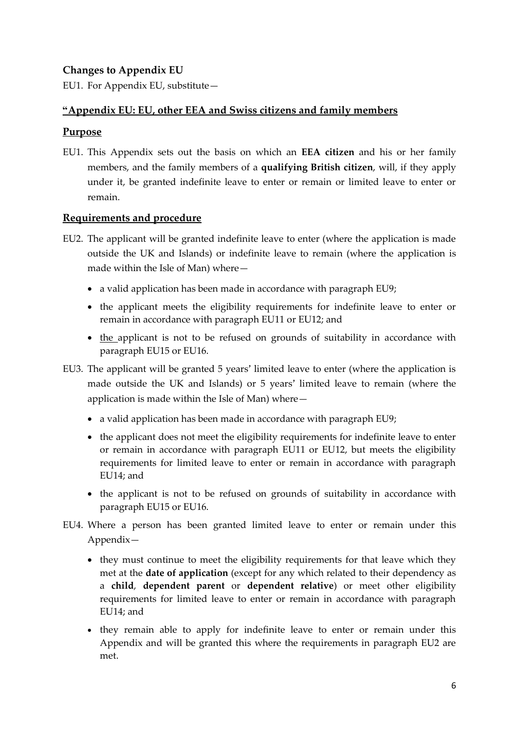### Changes to Appendix EU

EU1. For Appendix EU, substitute—

### "Appendix EU: EU, other EEA and Swiss citizens and family members

### Purpose

EU1. This Appendix sets out the basis on which an **EEA citizen** and his or her family members, and the family members of a **qualifying British citizen**, will, if they apply under it, be granted indefinite leave to enter or remain or limited leave to enter or remain.

### Requirements and procedure

EU2. The applicant will be granted indefinite leave to enter (where the application is made outside the UK and Islands) or indefinite leave to remain (where the application is made within the Isle of Man) where—

- a valid application has been made in accordance with paragraph EU9;
- the applicant meets the eligibility requirements for indefinite leave to enter or remain in accordance with paragraph EU11 or EU12; and
- the applicant is not to be refused on grounds of suitability in accordance with paragraph EU15 or EU16.

EU3. The applicant will be granted 5 years' limited leave to enter (where the application is made outside the UK and Islands) or 5 years' limited leave to remain (where the application is made within the Isle of Man) where—

- a valid application has been made in accordance with paragraph EU9;
- the applicant does not meet the eligibility requirements for indefinite leave to enter or remain in accordance with paragraph EU11 or EU12, but meets the eligibility requirements for limited leave to enter or remain in accordance with paragraph EU14; and
- the applicant is not to be refused on grounds of suitability in accordance with paragraph EU15 or EU16.

EU4. Where a person has been granted limited leave to enter or remain under this Appendix—

- they must continue to meet the eligibility requirements for that leave which they met at the **date of application** (except for any which related to their dependency as a **child**, **dependent parent** or **dependent relative**) or meet other eligibility requirements for limited leave to enter or remain in accordance with paragraph EU14; and
- they remain able to apply for indefinite leave to enter or remain under this Appendix and will be granted this where the requirements in paragraph EU2 are met.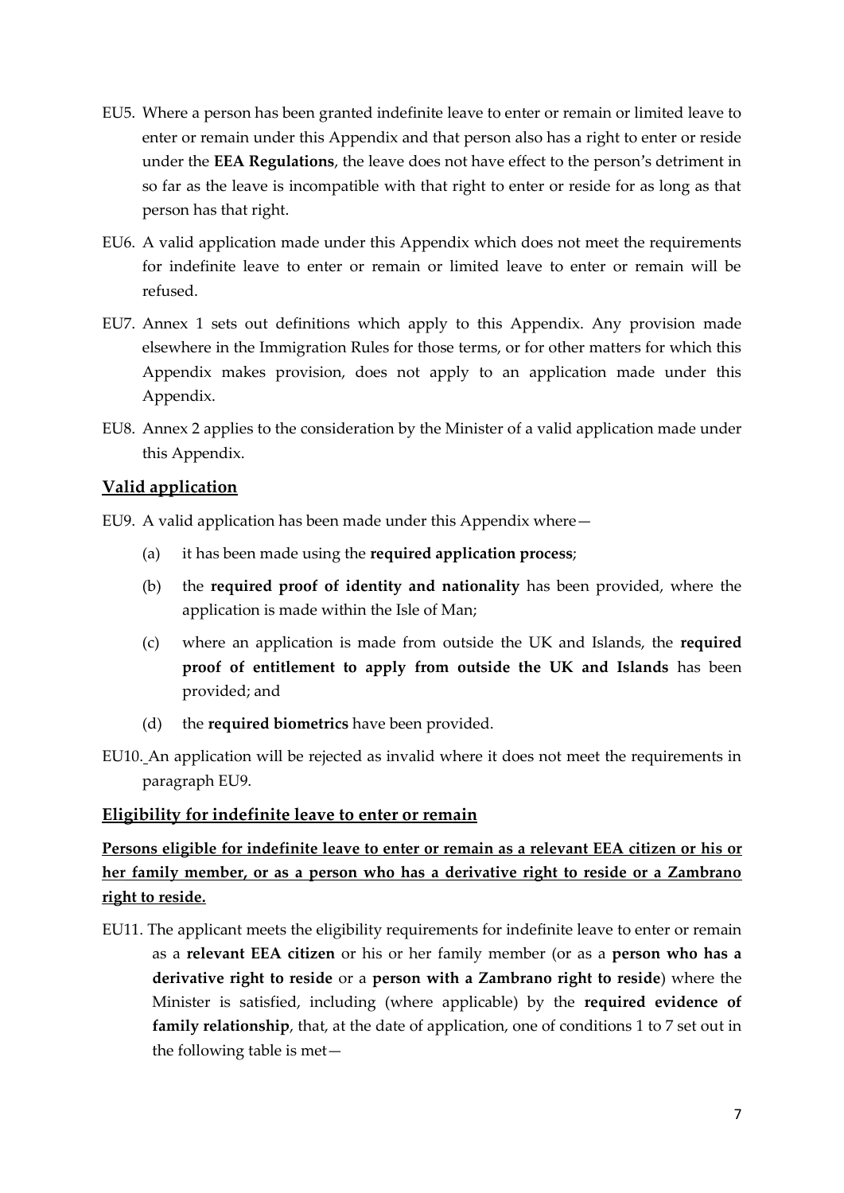EU5. Where a person has been granted indefinite leave to enter or remain or limited leave to enter or remain under this Appendix and that person also has a right to enter or reside under the **EEA Regulations**, the leave does not have effect to the person's detriment in so far as the leave is incompatible with that right to enter or reside for as long as that person has that right.

EU6. A valid application made under this Appendix which does not meet the requirements for indefinite leave to enter or remain or limited leave to enter or remain will be refused.

EU7. Annex 1 sets out definitions which apply to this Appendix. Any provision made elsewhere in the Immigration Rules for those terms, or for other matters for which this Appendix makes provision, does not apply to an application made under this Appendix.

EU8. Annex 2 applies to the consideration by the Minister of a valid application made under this Appendix.

## Valid application

EU9. A valid application has been made under this Appendix where—

(a) it has been made using the **required application process**;

(b) the **required proof of identity and nationality** has been provided, where the application is made within the Isle of Man;

(c) where an application is made from outside the UK and Islands, the **required proof of entitlement to apply from outside the UK and Islands** has been provided; and

(d) the **required biometrics** have been provided.

EU10. An application will be rejected as invalid where it does not meet the requirements in paragraph EU9.

## Eligibility for indefinite leave to enter or remain

### Persons eligible for indefinite leave to enter or remain as a relevant EEA citizen or his or her family member, or as a person who has a derivative right to reside or a Zambrano right to reside.

EU11. The applicant meets the eligibility requirements for indefinite leave to enter or remain as a **relevant EEA citizen** or his or her family member (or as a **person who has a derivative right to reside** or a **person with a Zambrano right to reside**) where the Minister is satisfied, including (where applicable) by the **required evidence of family relationship**, that, at the date of application, one of conditions 1 to 7 set out in the following table is met—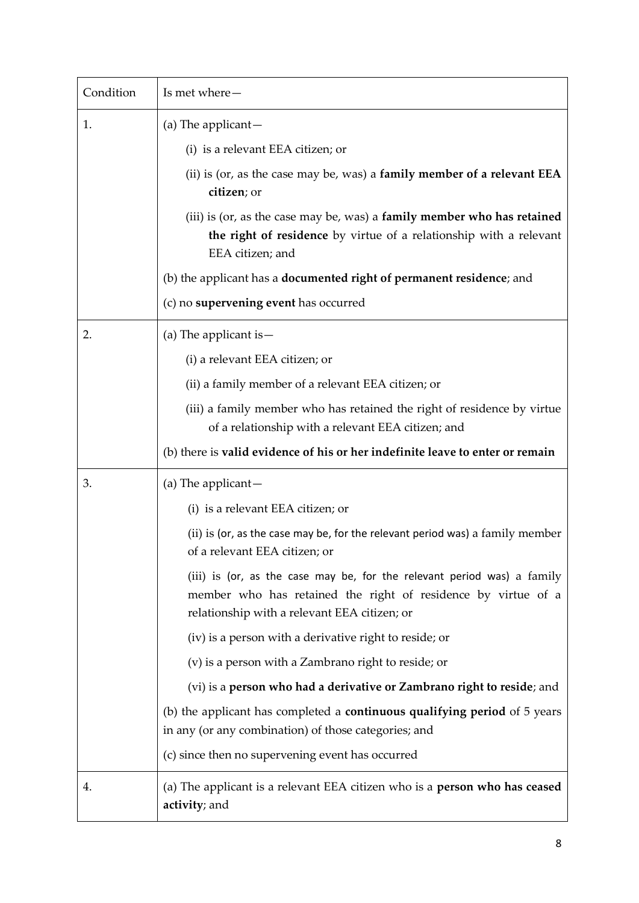| Condition | Is met where— |
|---|---|
| 1. | (a) The applicant—<br>(i) is a relevant EEA citizen; or<br>(ii) is (or, as the case may be, was) a **family member of a relevant EEA citizen**; or<br>(iii) is (or, as the case may be, was) a **family member who has retained the right of residence** by virtue of a relationship with a relevant EEA citizen; and<br>(b) the applicant has a **documented right of permanent residence**; and<br>(c) no **supervening event** has occurred |
| 2. | (a) The applicant is—<br>(i) a relevant EEA citizen; or<br>(ii) a family member of a relevant EEA citizen; or<br>(iii) a family member who has retained the right of residence by virtue of a relationship with a relevant EEA citizen; and<br>(b) there is **valid evidence of his or her indefinite leave to enter or remain** |
| 3. | (a) The applicant—<br>(i) is a relevant EEA citizen; or<br>(ii) is (or, as the case may be, for the relevant period was) a family member of a relevant EEA citizen; or<br>(iii) is (or, as the case may be, for the relevant period was) a family member who has retained the right of residence by virtue of a relationship with a relevant EEA citizen; or<br>(iv) is a person with a derivative right to reside; or<br>(v) is a person with a Zambrano right to reside; or<br>(vi) is a **person who had a derivative or Zambrano right to reside**; and<br>(b) the applicant has completed a **continuous qualifying period** of 5 years in any (or any combination) of those categories; and<br>(c) since then no supervening event has occurred |
| 4. | (a) The applicant is a relevant EEA citizen who is a **person who has ceased activity**; and |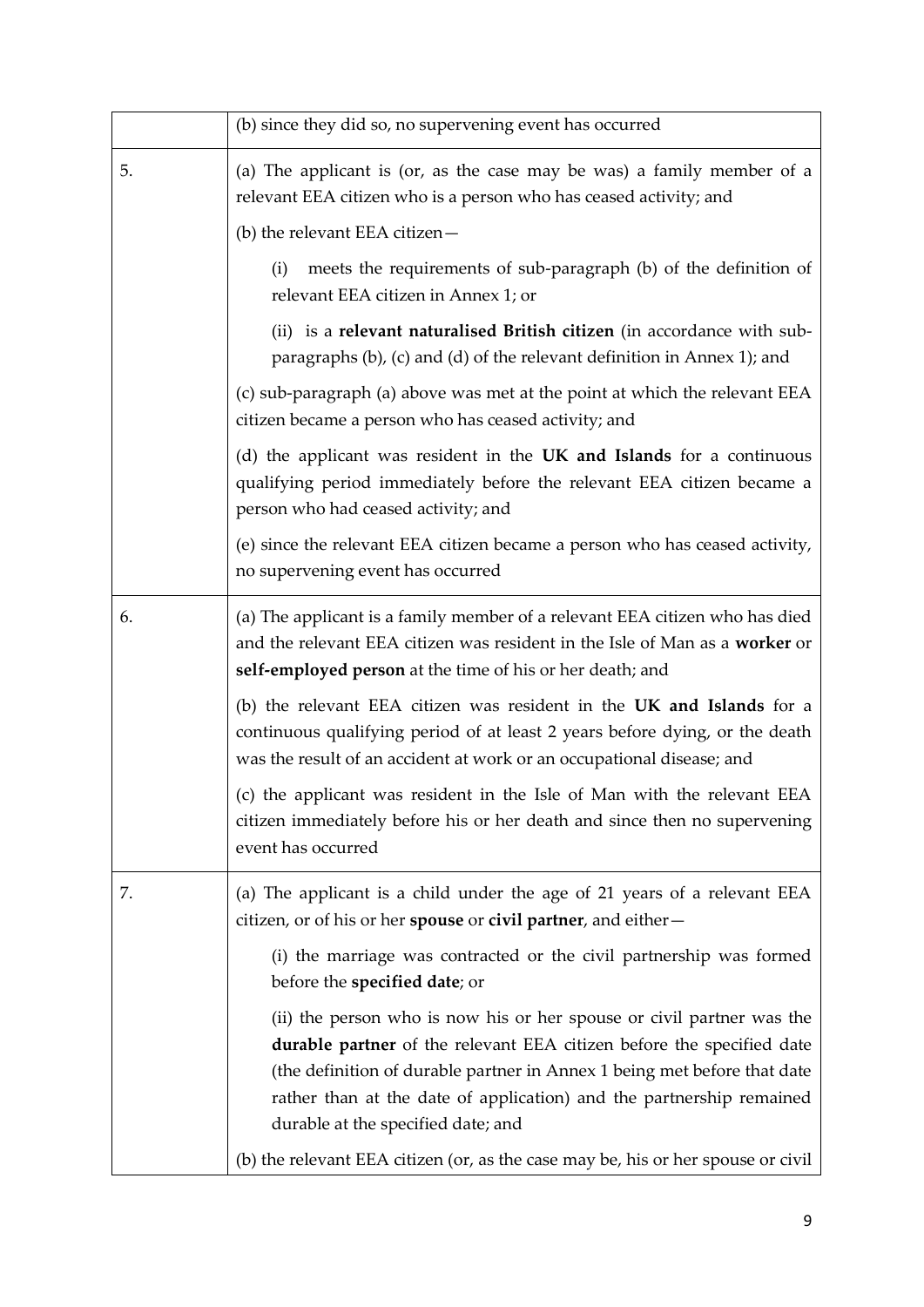|  |  |
|---|---|
|  | (b) since they did so, no supervening event has occurred |
| 5. | (a) The applicant is (or, as the case may be was) a family member of a relevant EEA citizen who is a person who has ceased activity; and<br><br>(b) the relevant EEA citizen—<br><br>(i) meets the requirements of sub-paragraph (b) of the definition of relevant EEA citizen in Annex 1; or<br><br>(ii) is a **relevant naturalised British citizen** (in accordance with sub-paragraphs (b), (c) and (d) of the relevant definition in Annex 1); and<br><br>(c) sub-paragraph (a) above was met at the point at which the relevant EEA citizen became a person who has ceased activity; and<br><br>(d) the applicant was resident in the **UK and Islands** for a continuous qualifying period immediately before the relevant EEA citizen became a person who had ceased activity; and<br><br>(e) since the relevant EEA citizen became a person who has ceased activity, no supervening event has occurred |
| 6. | (a) The applicant is a family member of a relevant EEA citizen who has died and the relevant EEA citizen was resident in the Isle of Man as a **worker** or **self-employed person** at the time of his or her death; and<br><br>(b) the relevant EEA citizen was resident in the **UK and Islands** for a continuous qualifying period of at least 2 years before dying, or the death was the result of an accident at work or an occupational disease; and<br><br>(c) the applicant was resident in the Isle of Man with the relevant EEA citizen immediately before his or her death and since then no supervening event has occurred |
| 7. | (a) The applicant is a child under the age of 21 years of a relevant EEA citizen, or of his or her **spouse** or **civil partner**, and either—<br><br>(i) the marriage was contracted or the civil partnership was formed before the **specified date**; or<br><br>(ii) the person who is now his or her spouse or civil partner was the **durable partner** of the relevant EEA citizen before the specified date (the definition of durable partner in Annex 1 being met before that date rather than at the date of application) and the partnership remained durable at the specified date; and<br><br>(b) the relevant EEA citizen (or, as the case may be, his or her spouse or civil |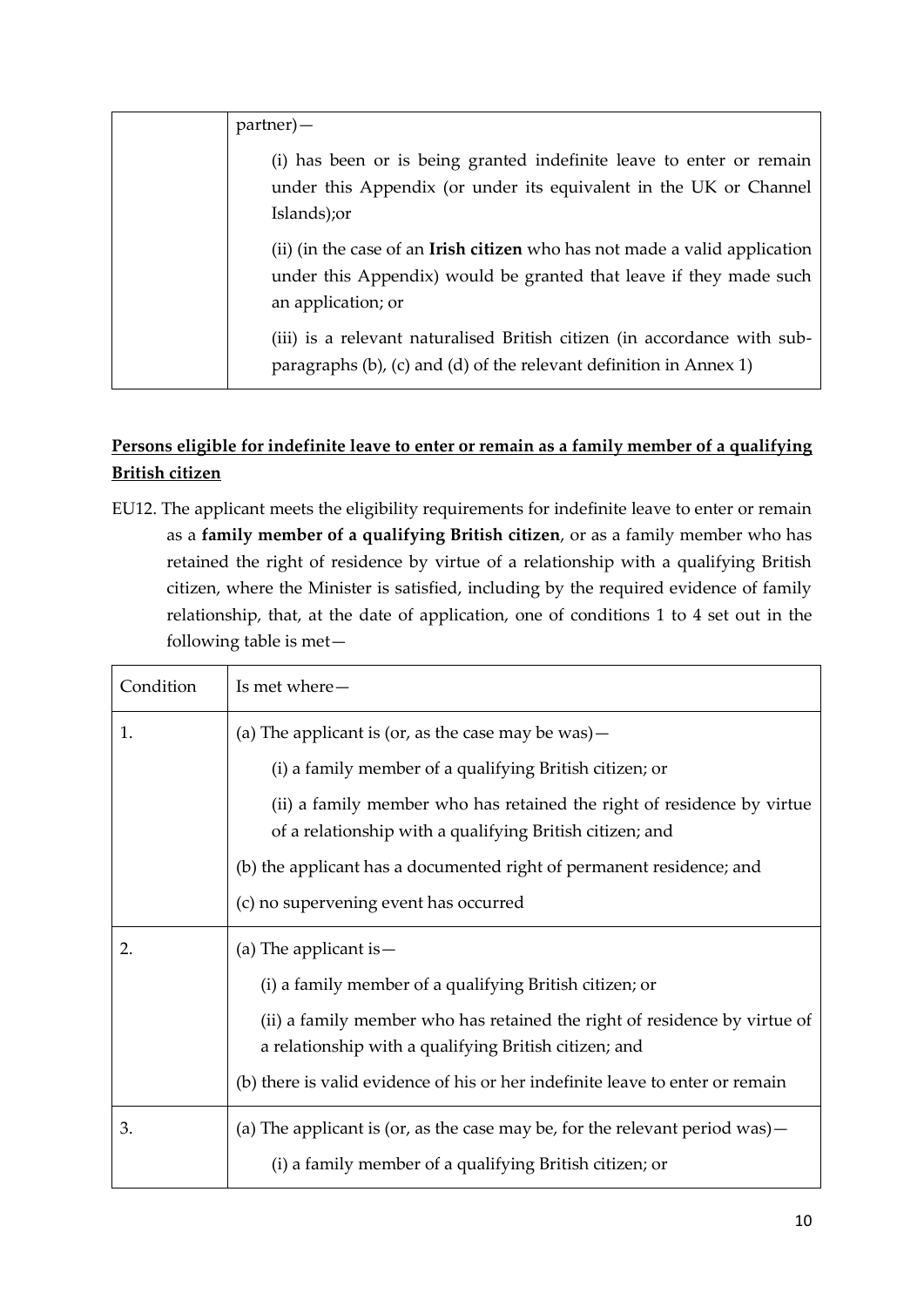| | |
|---|---|
| | partner)—<br><br>(i) has been or is being granted indefinite leave to enter or remain under this Appendix (or under its equivalent in the UK or Channel Islands);or<br><br>(ii) (in the case of an **Irish citizen** who has not made a valid application under this Appendix) would be granted that leave if they made such an application; or<br><br>(iii) is a relevant naturalised British citizen (in accordance with sub-paragraphs (b), (c) and (d) of the relevant definition in Annex 1) |

**Persons eligible for indefinite leave to enter or remain as a family member of a qualifying British citizen**

EU12. The applicant meets the eligibility requirements for indefinite leave to enter or remain as a **family member of a qualifying British citizen**, or as a family member who has retained the right of residence by virtue of a relationship with a qualifying British citizen, where the Minister is satisfied, including by the required evidence of family relationship, that, at the date of application, one of conditions 1 to 4 set out in the following table is met—

| Condition | Is met where— |
|---|---|
| 1. | (a) The applicant is (or, as the case may be was)—<br><br>(i) a family member of a qualifying British citizen; or<br><br>(ii) a family member who has retained the right of residence by virtue of a relationship with a qualifying British citizen; and<br><br>(b) the applicant has a documented right of permanent residence; and<br><br>(c) no supervening event has occurred |
| 2. | (a) The applicant is—<br><br>(i) a family member of a qualifying British citizen; or<br><br>(ii) a family member who has retained the right of residence by virtue of a relationship with a qualifying British citizen; and<br><br>(b) there is valid evidence of his or her indefinite leave to enter or remain |
| 3. | (a) The applicant is (or, as the case may be, for the relevant period was)—<br><br>(i) a family member of a qualifying British citizen; or |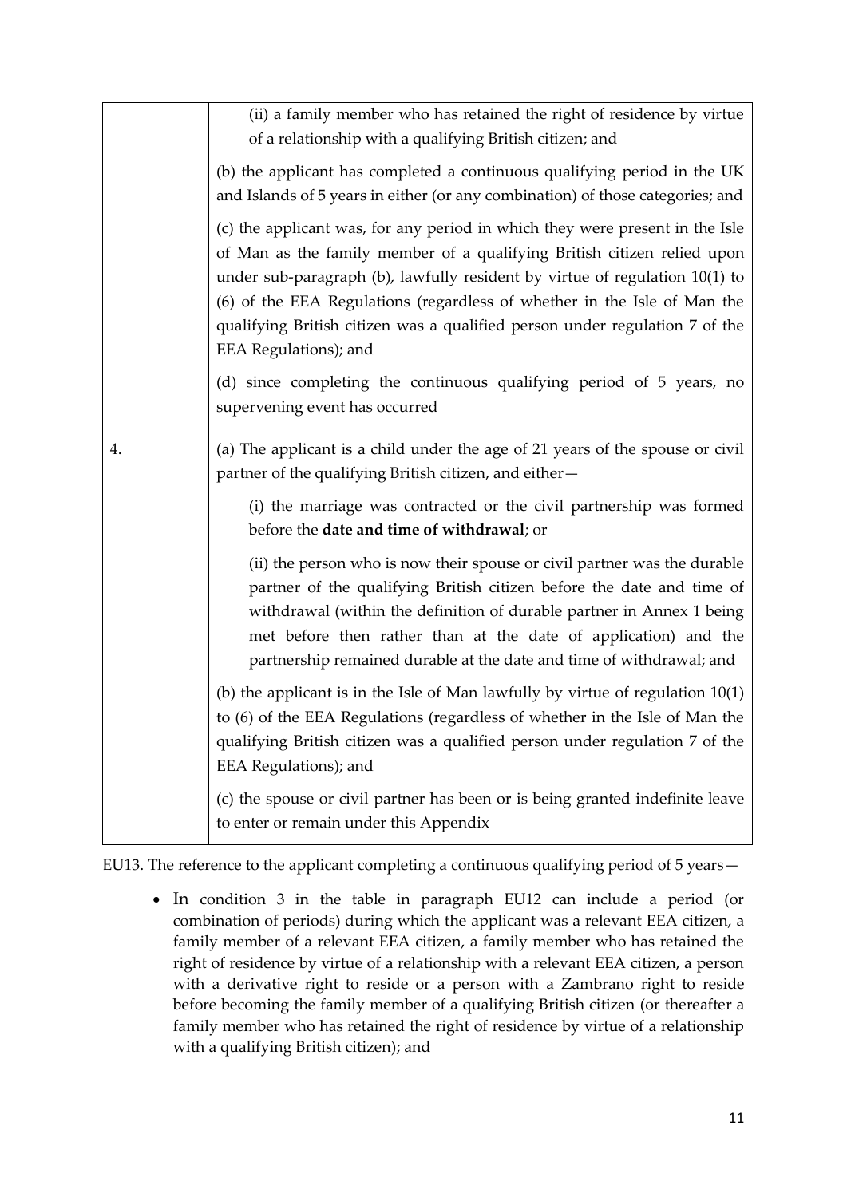| | |
|---|---|
| | (ii) a family member who has retained the right of residence by virtue of a relationship with a qualifying British citizen; and<br><br>(b) the applicant has completed a continuous qualifying period in the UK and Islands of 5 years in either (or any combination) of those categories; and<br><br>(c) the applicant was, for any period in which they were present in the Isle of Man as the family member of a qualifying British citizen relied upon under sub-paragraph (b), lawfully resident by virtue of regulation 10(1) to (6) of the EEA Regulations (regardless of whether in the Isle of Man the qualifying British citizen was a qualified person under regulation 7 of the EEA Regulations); and<br><br>(d) since completing the continuous qualifying period of 5 years, no supervening event has occurred |
| 4. | (a) The applicant is a child under the age of 21 years of the spouse or civil partner of the qualifying British citizen, and either—<br><br>(i) the marriage was contracted or the civil partnership was formed before the **date and time of withdrawal**; or<br><br>(ii) the person who is now their spouse or civil partner was the durable partner of the qualifying British citizen before the date and time of withdrawal (within the definition of durable partner in Annex 1 being met before then rather than at the date of application) and the partnership remained durable at the date and time of withdrawal; and<br><br>(b) the applicant is in the Isle of Man lawfully by virtue of regulation 10(1) to (6) of the EEA Regulations (regardless of whether in the Isle of Man the qualifying British citizen was a qualified person under regulation 7 of the EEA Regulations); and<br><br>(c) the spouse or civil partner has been or is being granted indefinite leave to enter or remain under this Appendix |

EU13. The reference to the applicant completing a continuous qualifying period of 5 years—

- In condition 3 in the table in paragraph EU12 can include a period (or combination of periods) during which the applicant was a relevant EEA citizen, a family member of a relevant EEA citizen, a family member who has retained the right of residence by virtue of a relationship with a relevant EEA citizen, a person with a derivative right to reside or a person with a Zambrano right to reside before becoming the family member of a qualifying British citizen (or thereafter a family member who has retained the right of residence by virtue of a relationship with a qualifying British citizen); and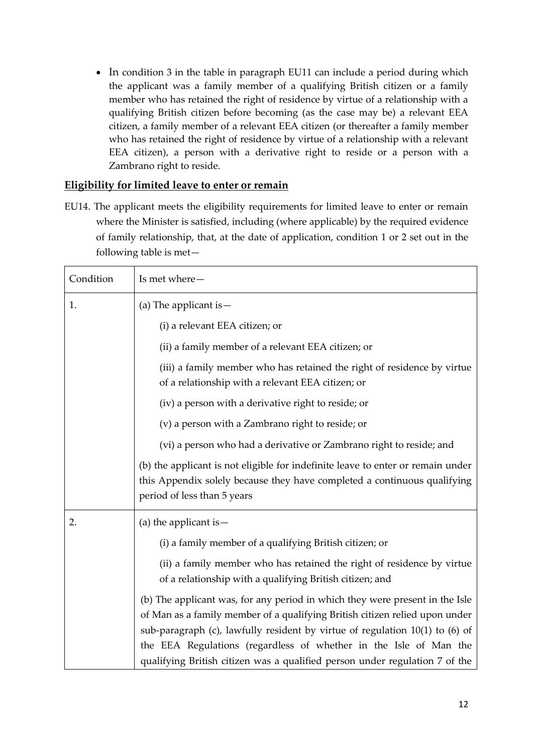- In condition 3 in the table in paragraph EU11 can include a period during which the applicant was a family member of a qualifying British citizen or a family member who has retained the right of residence by virtue of a relationship with a qualifying British citizen before becoming (as the case may be) a relevant EEA citizen, a family member of a relevant EEA citizen (or thereafter a family member who has retained the right of residence by virtue of a relationship with a relevant EEA citizen), a person with a derivative right to reside or a person with a Zambrano right to reside.

## Eligibility for limited leave to enter or remain

EU14. The applicant meets the eligibility requirements for limited leave to enter or remain where the Minister is satisfied, including (where applicable) by the required evidence of family relationship, that, at the date of application, condition 1 or 2 set out in the following table is met—

| Condition | Is met where— |
|---|---|
| 1. | (a) The applicant is—<br>(i) a relevant EEA citizen; or<br>(ii) a family member of a relevant EEA citizen; or<br>(iii) a family member who has retained the right of residence by virtue of a relationship with a relevant EEA citizen; or<br>(iv) a person with a derivative right to reside; or<br>(v) a person with a Zambrano right to reside; or<br>(vi) a person who had a derivative or Zambrano right to reside; and<br>(b) the applicant is not eligible for indefinite leave to enter or remain under this Appendix solely because they have completed a continuous qualifying period of less than 5 years |
| 2. | (a) the applicant is—<br>(i) a family member of a qualifying British citizen; or<br>(ii) a family member who has retained the right of residence by virtue of a relationship with a qualifying British citizen; and<br>(b) The applicant was, for any period in which they were present in the Isle of Man as a family member of a qualifying British citizen relied upon under sub-paragraph (c), lawfully resident by virtue of regulation 10(1) to (6) of the EEA Regulations (regardless of whether in the Isle of Man the qualifying British citizen was a qualified person under regulation 7 of the |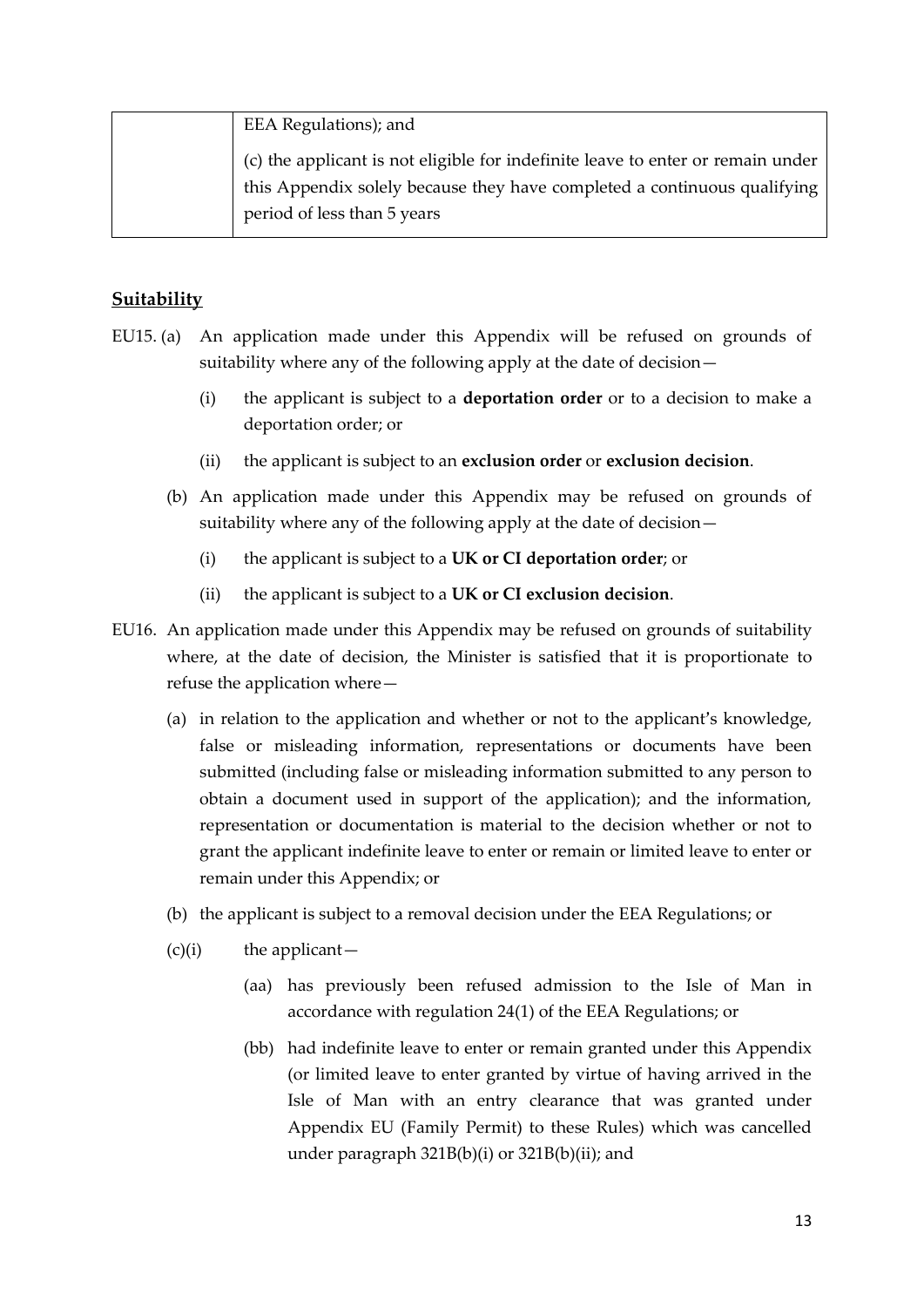|  | EEA Regulations); and<br><br>(c) the applicant is not eligible for indefinite leave to enter or remain under this Appendix solely because they have completed a continuous qualifying period of less than 5 years |
|---|---|

## Suitability

EU15. (a) An application made under this Appendix will be refused on grounds of suitability where any of the following apply at the date of decision—

(i) the applicant is subject to a **deportation order** or to a decision to make a deportation order; or

(ii) the applicant is subject to an **exclusion order** or **exclusion decision**.

(b) An application made under this Appendix may be refused on grounds of suitability where any of the following apply at the date of decision—

(i) the applicant is subject to a **UK or CI deportation order**; or

(ii) the applicant is subject to a **UK or CI exclusion decision**.

EU16. An application made under this Appendix may be refused on grounds of suitability where, at the date of decision, the Minister is satisfied that it is proportionate to refuse the application where—

(a) in relation to the application and whether or not to the applicant's knowledge, false or misleading information, representations or documents have been submitted (including false or misleading information submitted to any person to obtain a document used in support of the application); and the information, representation or documentation is material to the decision whether or not to grant the applicant indefinite leave to enter or remain or limited leave to enter or remain under this Appendix; or

(b) the applicant is subject to a removal decision under the EEA Regulations; or

(c)(i) the applicant—

(aa) has previously been refused admission to the Isle of Man in accordance with regulation 24(1) of the EEA Regulations; or

(bb) had indefinite leave to enter or remain granted under this Appendix (or limited leave to enter granted by virtue of having arrived in the Isle of Man with an entry clearance that was granted under Appendix EU (Family Permit) to these Rules) which was cancelled under paragraph 321B(b)(i) or 321B(b)(ii); and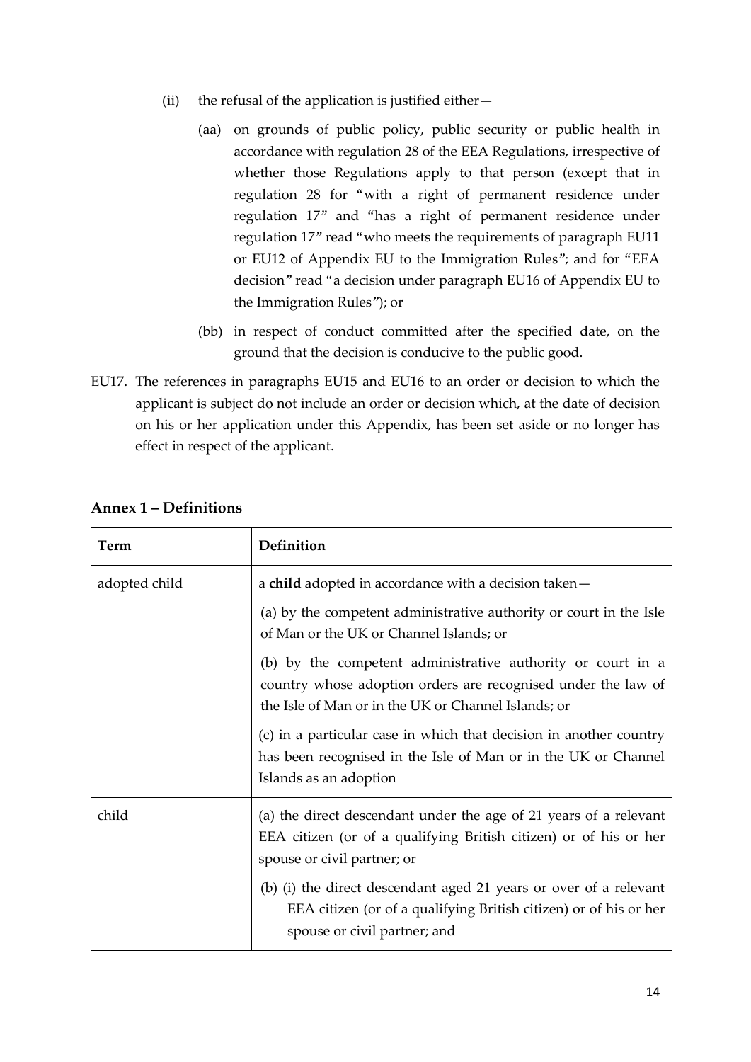(ii) the refusal of the application is justified either—

   (aa) on grounds of public policy, public security or public health in accordance with regulation 28 of the EEA Regulations, irrespective of whether those Regulations apply to that person (except that in regulation 28 for "with a right of permanent residence under regulation 17" and "has a right of permanent residence under regulation 17" read "who meets the requirements of paragraph EU11 or EU12 of Appendix EU to the Immigration Rules"; and for "EEA decision" read "a decision under paragraph EU16 of Appendix EU to the Immigration Rules"); or

   (bb) in respect of conduct committed after the specified date, on the ground that the decision is conducive to the public good.

EU17. The references in paragraphs EU15 and EU16 to an order or decision to which the applicant is subject do not include an order or decision which, at the date of decision on his or her application under this Appendix, has been set aside or no longer has effect in respect of the applicant.

## Annex 1 – Definitions

| Term | Definition |
|---|---|
| adopted child | a **child** adopted in accordance with a decision taken—<br><br>(a) by the competent administrative authority or court in the Isle of Man or the UK or Channel Islands; or<br><br>(b) by the competent administrative authority or court in a country whose adoption orders are recognised under the law of the Isle of Man or in the UK or Channel Islands; or<br><br>(c) in a particular case in which that decision in another country has been recognised in the Isle of Man or in the UK or Channel Islands as an adoption |
| child | (a) the direct descendant under the age of 21 years of a relevant EEA citizen (or of a qualifying British citizen) or of his or her spouse or civil partner; or<br><br>(b) (i) the direct descendant aged 21 years or over of a relevant EEA citizen (or of a qualifying British citizen) or of his or her spouse or civil partner; and |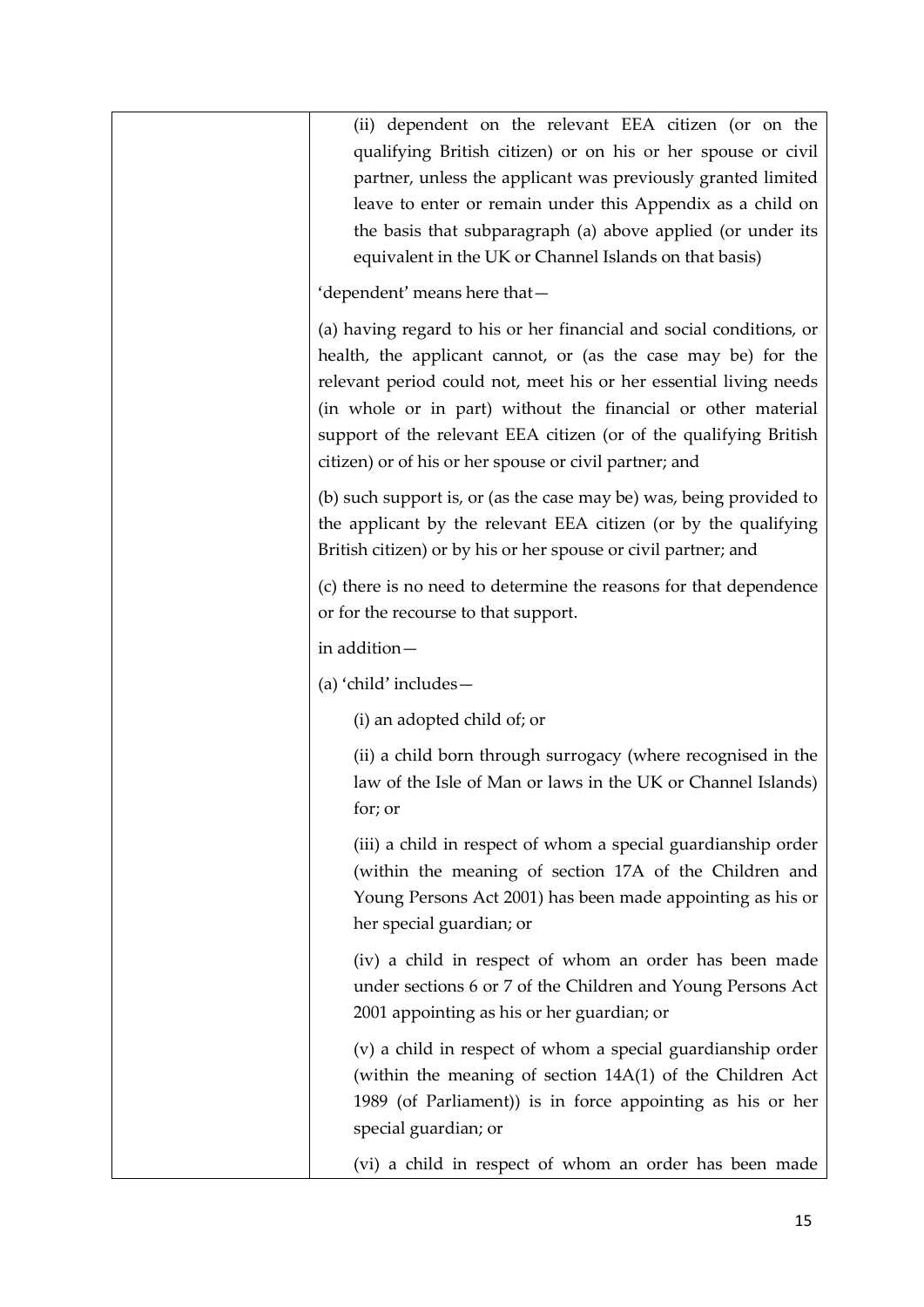| | (ii) dependent on the relevant EEA citizen (or on the qualifying British citizen) or on his or her spouse or civil partner, unless the applicant was previously granted limited leave to enter or remain under this Appendix as a child on the basis that subparagraph (a) above applied (or under its equivalent in the UK or Channel Islands on that basis)<br><br>'dependent' means here that—<br><br>(a) having regard to his or her financial and social conditions, or health, the applicant cannot, or (as the case may be) for the relevant period could not, meet his or her essential living needs (in whole or in part) without the financial or other material support of the relevant EEA citizen (or of the qualifying British citizen) or of his or her spouse or civil partner; and<br><br>(b) such support is, or (as the case may be) was, being provided to the applicant by the relevant EEA citizen (or by the qualifying British citizen) or by his or her spouse or civil partner; and<br><br>(c) there is no need to determine the reasons for that dependence or for the recourse to that support.<br><br>in addition—<br><br>(a) 'child' includes—<br><br>(i) an adopted child of; or<br><br>(ii) a child born through surrogacy (where recognised in the law of the Isle of Man or laws in the UK or Channel Islands) for; or<br><br>(iii) a child in respect of whom a special guardianship order (within the meaning of section 17A of the Children and Young Persons Act 2001) has been made appointing as his or her special guardian; or<br><br>(iv) a child in respect of whom an order has been made under sections 6 or 7 of the Children and Young Persons Act 2001 appointing as his or her guardian; or<br><br>(v) a child in respect of whom a special guardianship order (within the meaning of section 14A(1) of the Children Act 1989 (of Parliament)) is in force appointing as his or her special guardian; or<br><br>(vi) a child in respect of whom an order has been made |
|---|---|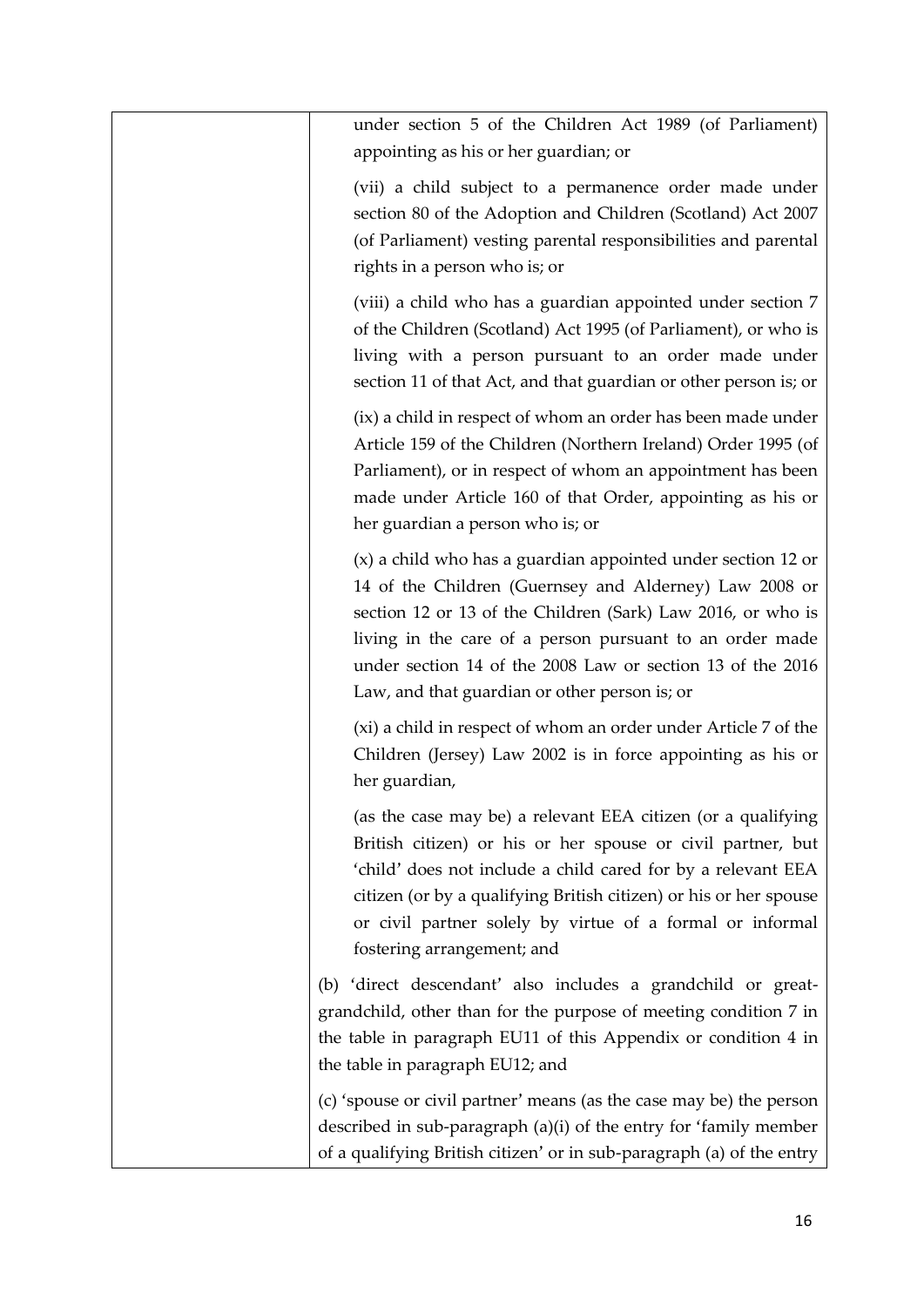| | |
|---|---|
| | under section 5 of the Children Act 1989 (of Parliament) appointing as his or her guardian; or<br><br>(vii) a child subject to a permanence order made under section 80 of the Adoption and Children (Scotland) Act 2007 (of Parliament) vesting parental responsibilities and parental rights in a person who is; or<br><br>(viii) a child who has a guardian appointed under section 7 of the Children (Scotland) Act 1995 (of Parliament), or who is living with a person pursuant to an order made under section 11 of that Act, and that guardian or other person is; or<br><br>(ix) a child in respect of whom an order has been made under Article 159 of the Children (Northern Ireland) Order 1995 (of Parliament), or in respect of whom an appointment has been made under Article 160 of that Order, appointing as his or her guardian a person who is; or<br><br>(x) a child who has a guardian appointed under section 12 or 14 of the Children (Guernsey and Alderney) Law 2008 or section 12 or 13 of the Children (Sark) Law 2016, or who is living in the care of a person pursuant to an order made under section 14 of the 2008 Law or section 13 of the 2016 Law, and that guardian or other person is; or<br><br>(xi) a child in respect of whom an order under Article 7 of the Children (Jersey) Law 2002 is in force appointing as his or her guardian,<br><br>(as the case may be) a relevant EEA citizen (or a qualifying British citizen) or his or her spouse or civil partner, but 'child' does not include a child cared for by a relevant EEA citizen (or by a qualifying British citizen) or his or her spouse or civil partner solely by virtue of a formal or informal fostering arrangement; and<br><br>(b) 'direct descendant' also includes a grandchild or great-grandchild, other than for the purpose of meeting condition 7 in the table in paragraph EU11 of this Appendix or condition 4 in the table in paragraph EU12; and<br><br>(c) 'spouse or civil partner' means (as the case may be) the person described in sub-paragraph (a)(i) of the entry for 'family member of a qualifying British citizen' or in sub-paragraph (a) of the entry |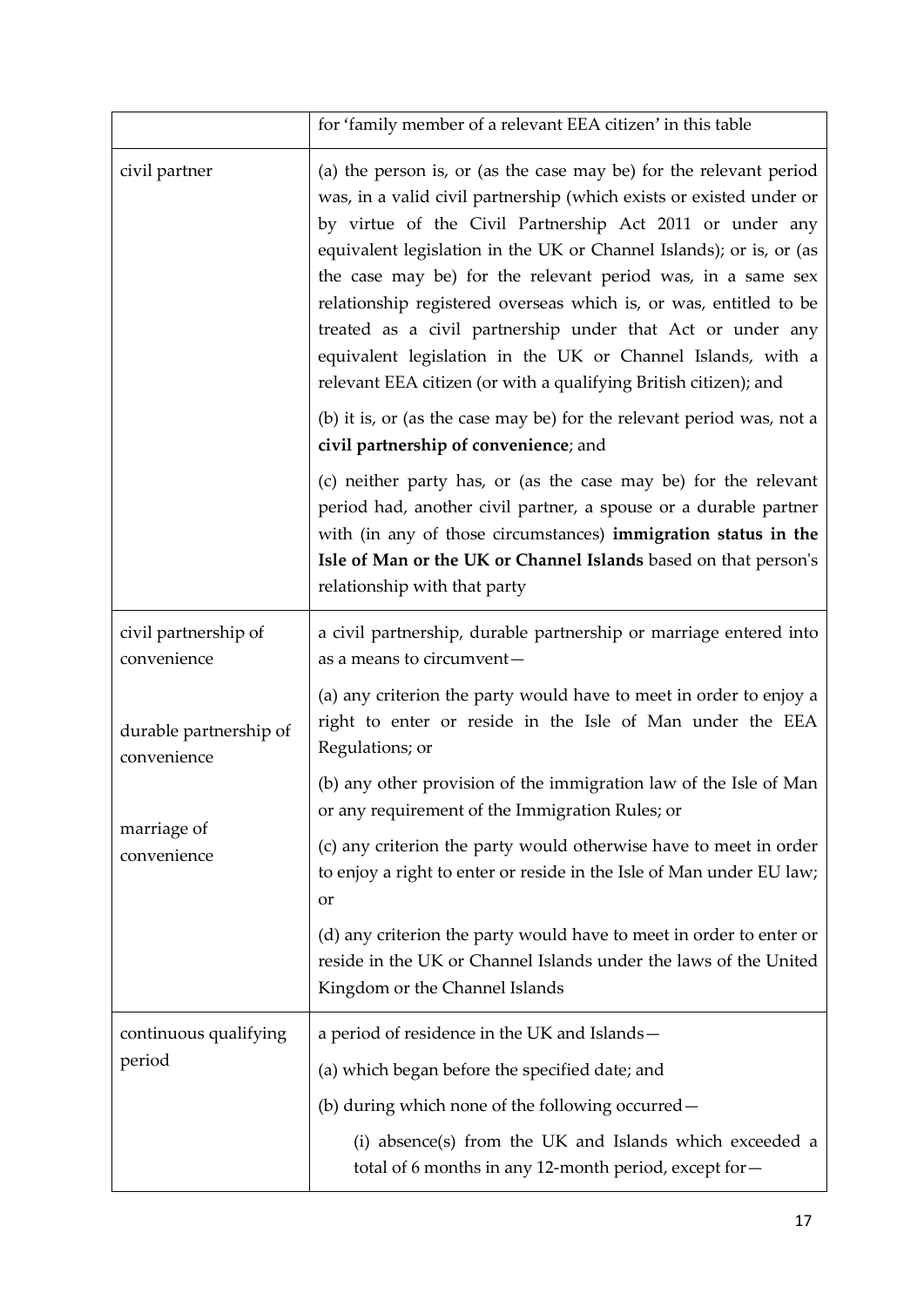| | |
|---|---|
| | for 'family member of a relevant EEA citizen' in this table |
| civil partner | (a) the person is, or (as the case may be) for the relevant period was, in a valid civil partnership (which exists or existed under or by virtue of the Civil Partnership Act 2011 or under any equivalent legislation in the UK or Channel Islands); or is, or (as the case may be) for the relevant period was, in a same sex relationship registered overseas which is, or was, entitled to be treated as a civil partnership under that Act or under any equivalent legislation in the UK or Channel Islands, with a relevant EEA citizen (or with a qualifying British citizen); and<br><br>(b) it is, or (as the case may be) for the relevant period was, not a **civil partnership of convenience**; and<br><br>(c) neither party has, or (as the case may be) for the relevant period had, another civil partner, a spouse or a durable partner with (in any of those circumstances) **immigration status in the Isle of Man or the UK or Channel Islands** based on that person's relationship with that party |
| civil partnership of convenience<br><br>durable partnership of convenience<br><br>marriage of convenience | a civil partnership, durable partnership or marriage entered into as a means to circumvent—<br><br>(a) any criterion the party would have to meet in order to enjoy a right to enter or reside in the Isle of Man under the EEA Regulations; or<br><br>(b) any other provision of the immigration law of the Isle of Man or any requirement of the Immigration Rules; or<br><br>(c) any criterion the party would otherwise have to meet in order to enjoy a right to enter or reside in the Isle of Man under EU law; or<br><br>(d) any criterion the party would have to meet in order to enter or reside in the UK or Channel Islands under the laws of the United Kingdom or the Channel Islands |
| continuous qualifying period | a period of residence in the UK and Islands—<br><br>(a) which began before the specified date; and<br><br>(b) during which none of the following occurred—<br><br>(i) absence(s) from the UK and Islands which exceeded a total of 6 months in any 12-month period, except for— |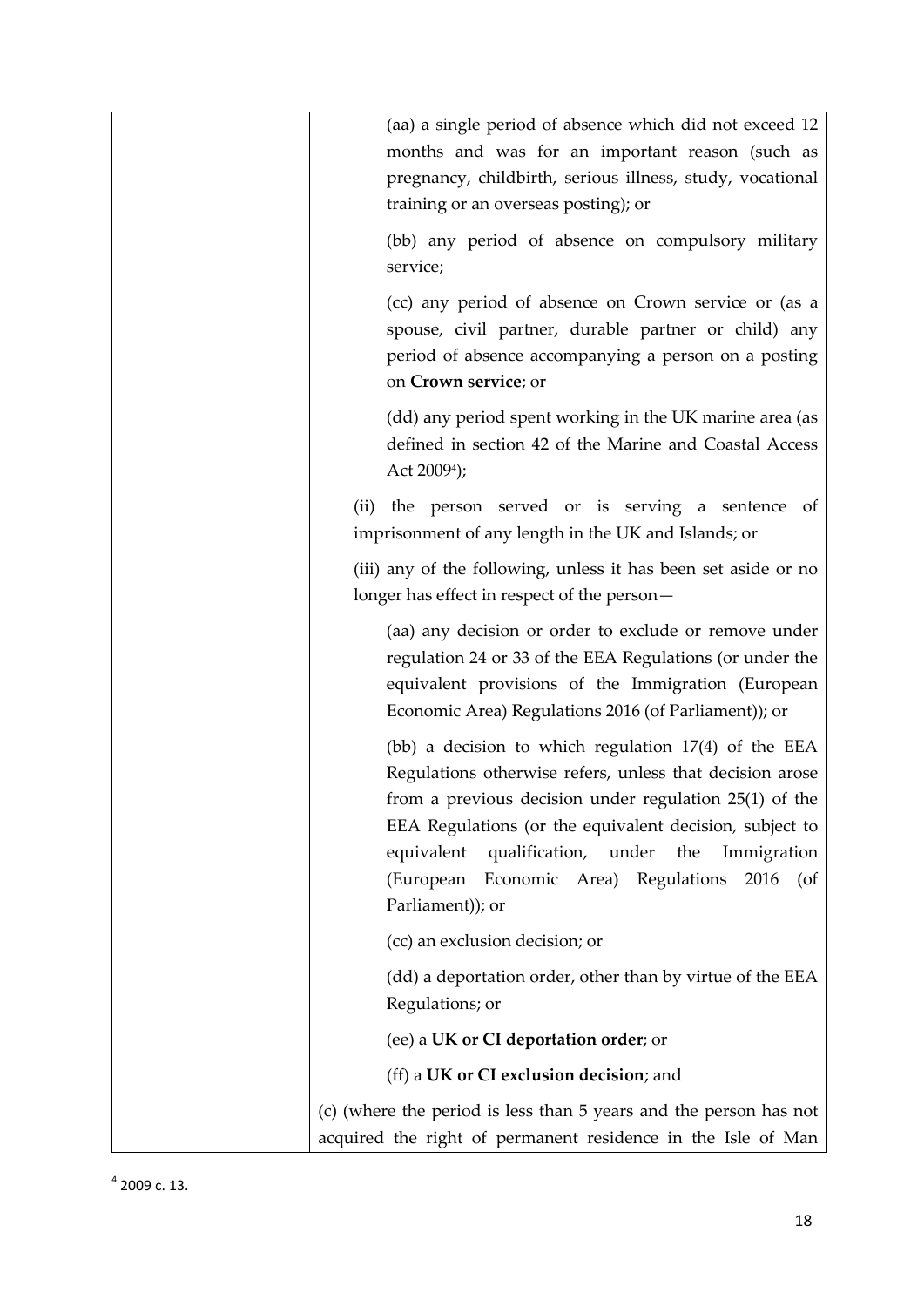| | (aa) a single period of absence which did not exceed 12 months and was for an important reason (such as pregnancy, childbirth, serious illness, study, vocational training or an overseas posting); or<br><br>(bb) any period of absence on compulsory military service;<br><br>(cc) any period of absence on Crown service or (as a spouse, civil partner, durable partner or child) any period of absence accompanying a person on a posting on **Crown service**; or<br><br>(dd) any period spent working in the UK marine area (as defined in section 42 of the Marine and Coastal Access Act 2009[4]);<br><br>(ii) the person served or is serving a sentence of imprisonment of any length in the UK and Islands; or<br><br>(iii) any of the following, unless it has been set aside or no longer has effect in respect of the person—<br><br>(aa) any decision or order to exclude or remove under regulation 24 or 33 of the EEA Regulations (or under the equivalent provisions of the Immigration (European Economic Area) Regulations 2016 (of Parliament)); or<br><br>(bb) a decision to which regulation 17(4) of the EEA Regulations otherwise refers, unless that decision arose from a previous decision under regulation 25(1) of the EEA Regulations (or the equivalent decision, subject to equivalent qualification, under the Immigration (European Economic Area) Regulations 2016 (of Parliament)); or<br><br>(cc) an exclusion decision; or<br><br>(dd) a deportation order, other than by virtue of the EEA Regulations; or<br><br>(ee) a **UK or CI deportation order**; or<br><br>(ff) a **UK or CI exclusion decision**; and<br><br>(c) (where the period is less than 5 years and the person has not acquired the right of permanent residence in the Isle of Man |
|---|---|

[4] 2009 c. 13.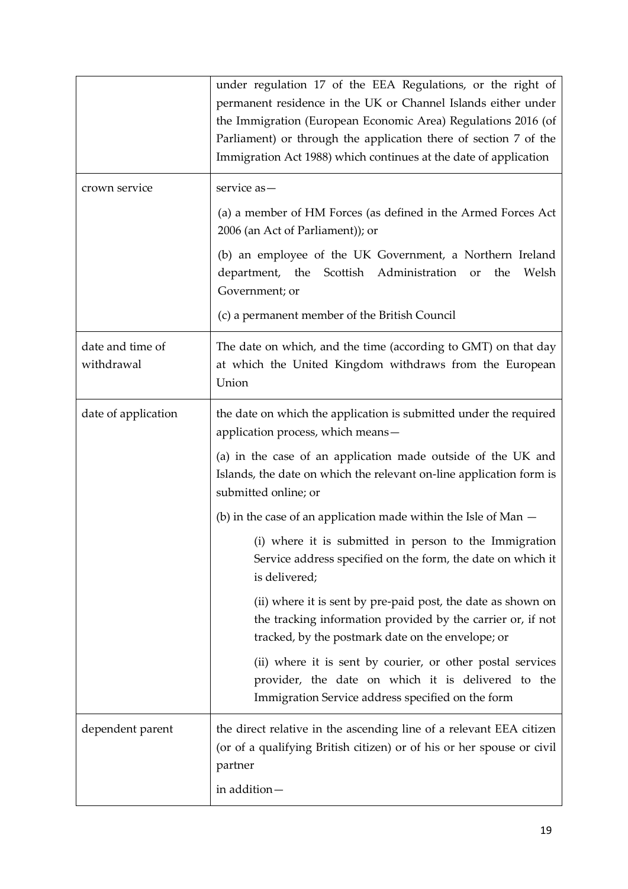| | |
|---|---|
| | under regulation 17 of the EEA Regulations, or the right of permanent residence in the UK or Channel Islands either under the Immigration (European Economic Area) Regulations 2016 (of Parliament) or through the application there of section 7 of the Immigration Act 1988) which continues at the date of application |
| crown service | service as—<br><br>(a) a member of HM Forces (as defined in the Armed Forces Act 2006 (an Act of Parliament)); or<br><br>(b) an employee of the UK Government, a Northern Ireland department, the Scottish Administration or the Welsh Government; or<br><br>(c) a permanent member of the British Council |
| date and time of withdrawal | The date on which, and the time (according to GMT) on that day at which the United Kingdom withdraws from the European Union |
| date of application | the date on which the application is submitted under the required application process, which means—<br><br>(a) in the case of an application made outside of the UK and Islands, the date on which the relevant on-line application form is submitted online; or<br><br>(b) in the case of an application made within the Isle of Man —<br><br>(i) where it is submitted in person to the Immigration Service address specified on the form, the date on which it is delivered;<br><br>(ii) where it is sent by pre-paid post, the date as shown on the tracking information provided by the carrier or, if not tracked, by the postmark date on the envelope; or<br><br>(ii) where it is sent by courier, or other postal services provider, the date on which it is delivered to the Immigration Service address specified on the form |
| dependent parent | the direct relative in the ascending line of a relevant EEA citizen (or of a qualifying British citizen) or of his or her spouse or civil partner<br><br>in addition— |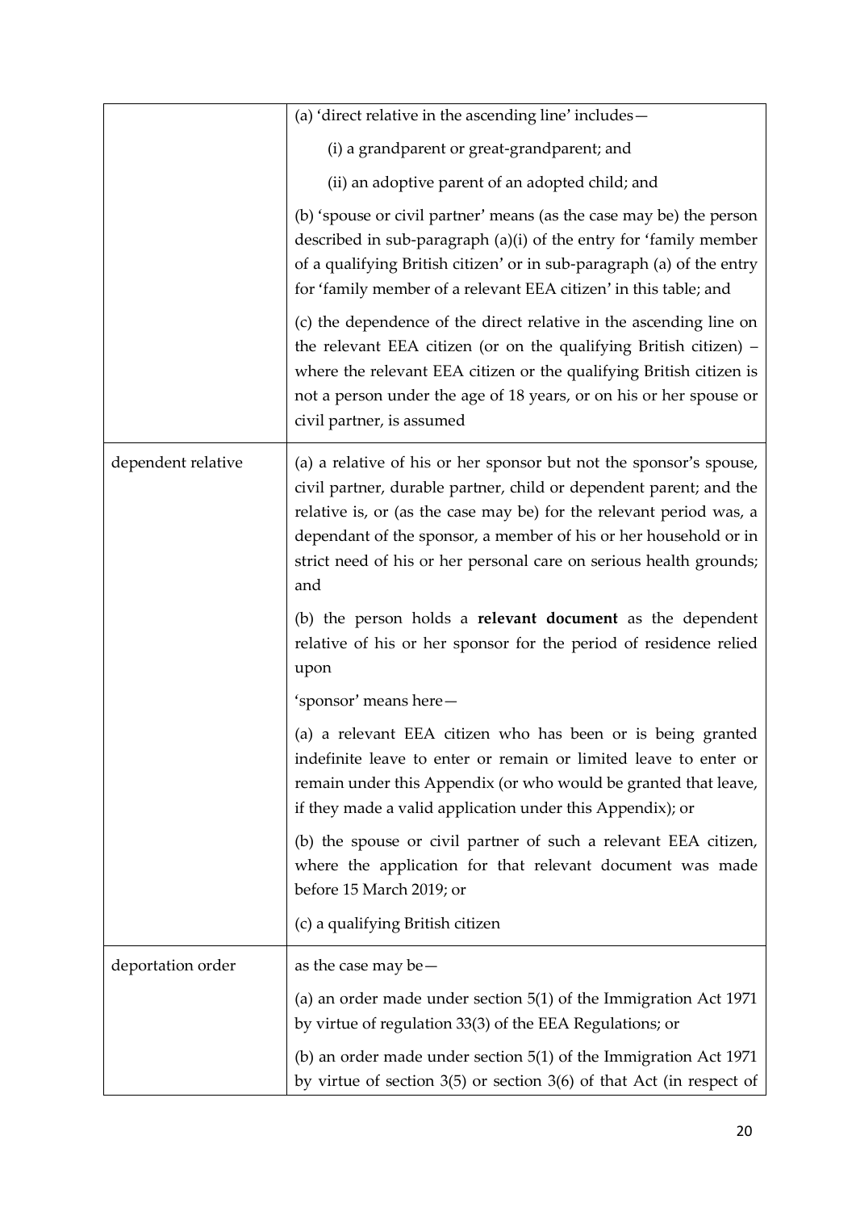| | |
|---|---|
| | (a) 'direct relative in the ascending line' includes—<br><br>(i) a grandparent or great-grandparent; and<br><br>(ii) an adoptive parent of an adopted child; and<br><br>(b) 'spouse or civil partner' means (as the case may be) the person described in sub-paragraph (a)(i) of the entry for 'family member of a qualifying British citizen' or in sub-paragraph (a) of the entry for 'family member of a relevant EEA citizen' in this table; and<br><br>(c) the dependence of the direct relative in the ascending line on the relevant EEA citizen (or on the qualifying British citizen) – where the relevant EEA citizen or the qualifying British citizen is not a person under the age of 18 years, or on his or her spouse or civil partner, is assumed |
| dependent relative | (a) a relative of his or her sponsor but not the sponsor's spouse, civil partner, durable partner, child or dependent parent; and the relative is, or (as the case may be) for the relevant period was, a dependant of the sponsor, a member of his or her household or in strict need of his or her personal care on serious health grounds; and<br><br>(b) the person holds a **relevant document** as the dependent relative of his or her sponsor for the period of residence relied upon<br><br>'sponsor' means here—<br><br>(a) a relevant EEA citizen who has been or is being granted indefinite leave to enter or remain or limited leave to enter or remain under this Appendix (or who would be granted that leave, if they made a valid application under this Appendix); or<br><br>(b) the spouse or civil partner of such a relevant EEA citizen, where the application for that relevant document was made before 15 March 2019; or<br><br>(c) a qualifying British citizen |
| deportation order | as the case may be—<br><br>(a) an order made under section 5(1) of the Immigration Act 1971 by virtue of regulation 33(3) of the EEA Regulations; or<br><br>(b) an order made under section 5(1) of the Immigration Act 1971 by virtue of section 3(5) or section 3(6) of that Act (in respect of |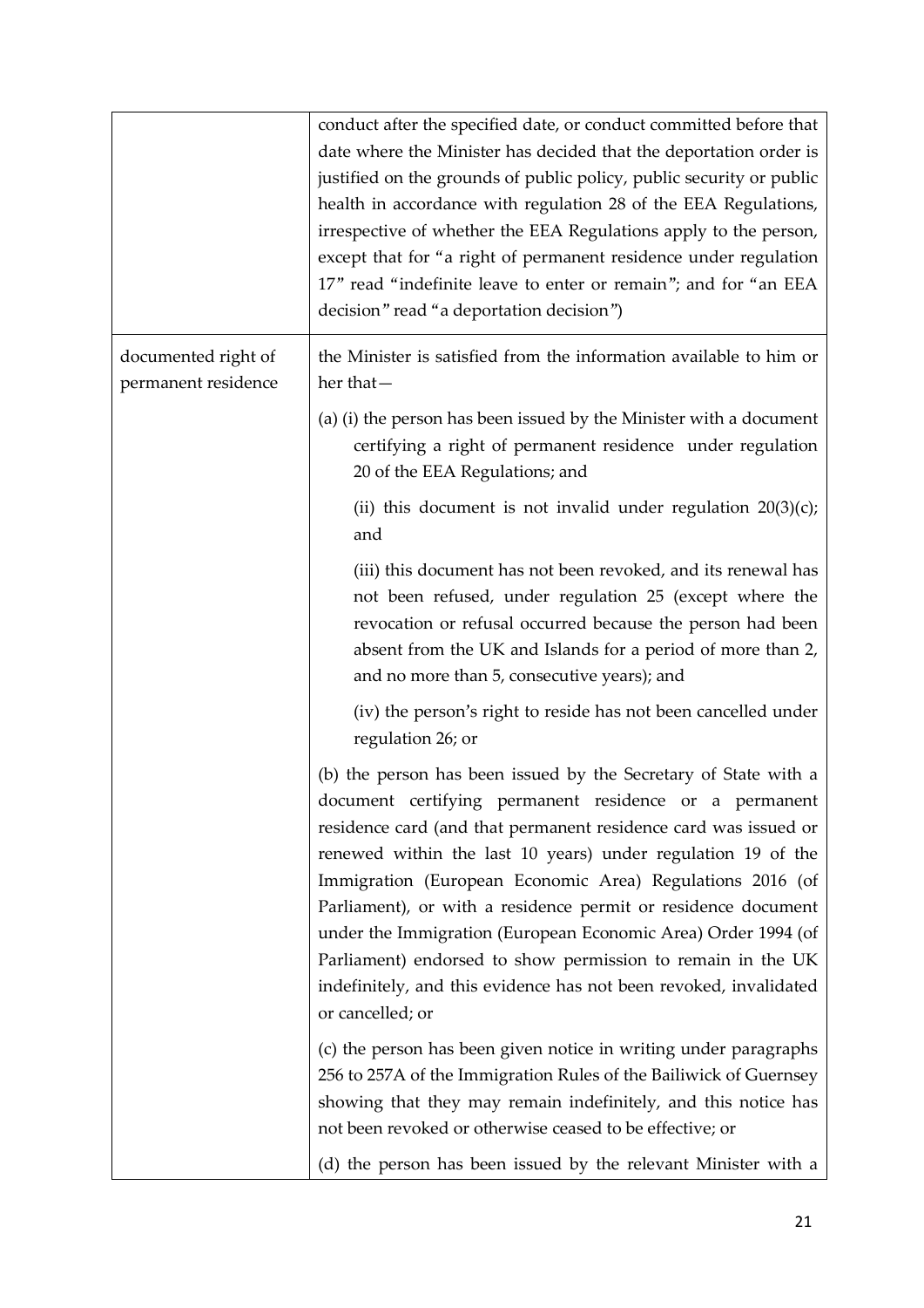| | |
|---|---|
| | conduct after the specified date, or conduct committed before that date where the Minister has decided that the deportation order is justified on the grounds of public policy, public security or public health in accordance with regulation 28 of the EEA Regulations, irrespective of whether the EEA Regulations apply to the person, except that for "a right of permanent residence under regulation 17" read "indefinite leave to enter or remain"; and for "an EEA decision" read "a deportation decision") |
| documented right of permanent residence | the Minister is satisfied from the information available to him or her that—<br><br>(a) (i) the person has been issued by the Minister with a document certifying a right of permanent residence under regulation 20 of the EEA Regulations; and<br><br>(ii) this document is not invalid under regulation 20(3)(c); and<br><br>(iii) this document has not been revoked, and its renewal has not been refused, under regulation 25 (except where the revocation or refusal occurred because the person had been absent from the UK and Islands for a period of more than 2, and no more than 5, consecutive years); and<br><br>(iv) the person's right to reside has not been cancelled under regulation 26; or<br><br>(b) the person has been issued by the Secretary of State with a document certifying permanent residence or a permanent residence card (and that permanent residence card was issued or renewed within the last 10 years) under regulation 19 of the Immigration (European Economic Area) Regulations 2016 (of Parliament), or with a residence permit or residence document under the Immigration (European Economic Area) Order 1994 (of Parliament) endorsed to show permission to remain in the UK indefinitely, and this evidence has not been revoked, invalidated or cancelled; or<br><br>(c) the person has been given notice in writing under paragraphs 256 to 257A of the Immigration Rules of the Bailiwick of Guernsey showing that they may remain indefinitely, and this notice has not been revoked or otherwise ceased to be effective; or<br><br>(d) the person has been issued by the relevant Minister with a |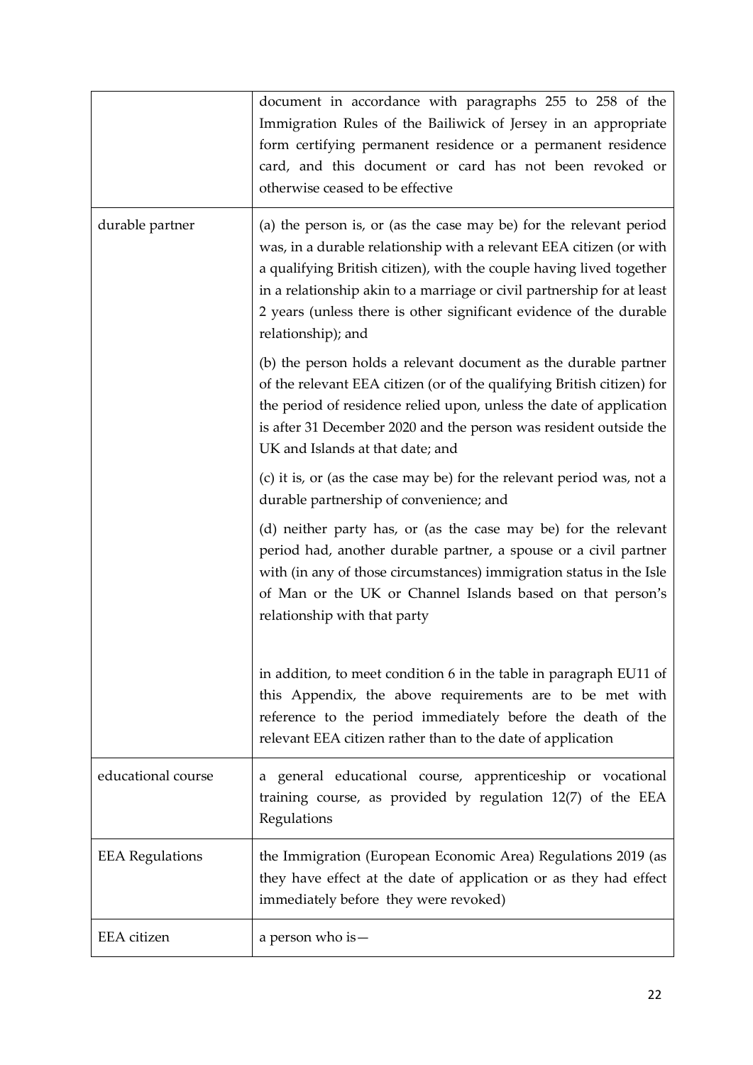| | |
|---|---|
| | document in accordance with paragraphs 255 to 258 of the Immigration Rules of the Bailiwick of Jersey in an appropriate form certifying permanent residence or a permanent residence card, and this document or card has not been revoked or otherwise ceased to be effective |
| durable partner | (a) the person is, or (as the case may be) for the relevant period was, in a durable relationship with a relevant EEA citizen (or with a qualifying British citizen), with the couple having lived together in a relationship akin to a marriage or civil partnership for at least 2 years (unless there is other significant evidence of the durable relationship); and<br><br>(b) the person holds a relevant document as the durable partner of the relevant EEA citizen (or of the qualifying British citizen) for the period of residence relied upon, unless the date of application is after 31 December 2020 and the person was resident outside the UK and Islands at that date; and<br><br>(c) it is, or (as the case may be) for the relevant period was, not a durable partnership of convenience; and<br><br>(d) neither party has, or (as the case may be) for the relevant period had, another durable partner, a spouse or a civil partner with (in any of those circumstances) immigration status in the Isle of Man or the UK or Channel Islands based on that person's relationship with that party<br><br>in addition, to meet condition 6 in the table in paragraph EU11 of this Appendix, the above requirements are to be met with reference to the period immediately before the death of the relevant EEA citizen rather than to the date of application |
| educational course | a general educational course, apprenticeship or vocational training course, as provided by regulation 12(7) of the EEA Regulations |
| EEA Regulations | the Immigration (European Economic Area) Regulations 2019 (as they have effect at the date of application or as they had effect immediately before they were revoked) |
| EEA citizen | a person who is— |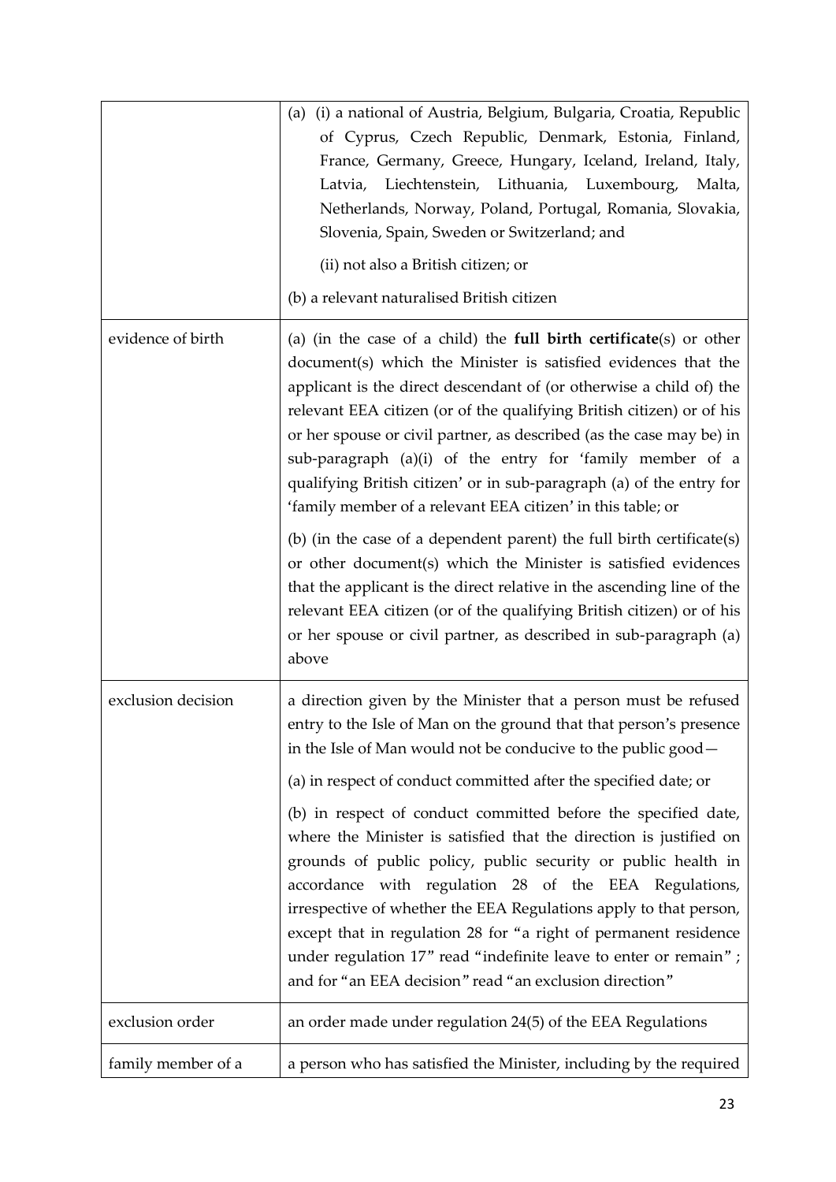| | |
|---|---|
| | (a) (i) a national of Austria, Belgium, Bulgaria, Croatia, Republic of Cyprus, Czech Republic, Denmark, Estonia, Finland, France, Germany, Greece, Hungary, Iceland, Ireland, Italy, Latvia, Liechtenstein, Lithuania, Luxembourg, Malta, Netherlands, Norway, Poland, Portugal, Romania, Slovakia, Slovenia, Spain, Sweden or Switzerland; and<br><br>(ii) not also a British citizen; or<br><br>(b) a relevant naturalised British citizen |
| evidence of birth | (a) (in the case of a child) the **full birth certificate**(s) or other document(s) which the Minister is satisfied evidences that the applicant is the direct descendant of (or otherwise a child of) the relevant EEA citizen (or of the qualifying British citizen) or of his or her spouse or civil partner, as described (as the case may be) in sub-paragraph (a)(i) of the entry for 'family member of a qualifying British citizen' or in sub-paragraph (a) of the entry for 'family member of a relevant EEA citizen' in this table; or<br><br>(b) (in the case of a dependent parent) the full birth certificate(s) or other document(s) which the Minister is satisfied evidences that the applicant is the direct relative in the ascending line of the relevant EEA citizen (or of the qualifying British citizen) or of his or her spouse or civil partner, as described in sub-paragraph (a) above |
| exclusion decision | a direction given by the Minister that a person must be refused entry to the Isle of Man on the ground that that person's presence in the Isle of Man would not be conducive to the public good—<br><br>(a) in respect of conduct committed after the specified date; or<br><br>(b) in respect of conduct committed before the specified date, where the Minister is satisfied that the direction is justified on grounds of public policy, public security or public health in accordance with regulation 28 of the EEA Regulations, irrespective of whether the EEA Regulations apply to that person, except that in regulation 28 for "a right of permanent residence under regulation 17" read "indefinite leave to enter or remain"; and for "an EEA decision" read "an exclusion direction" |
| exclusion order | an order made under regulation 24(5) of the EEA Regulations |
| family member of a | a person who has satisfied the Minister, including by the required |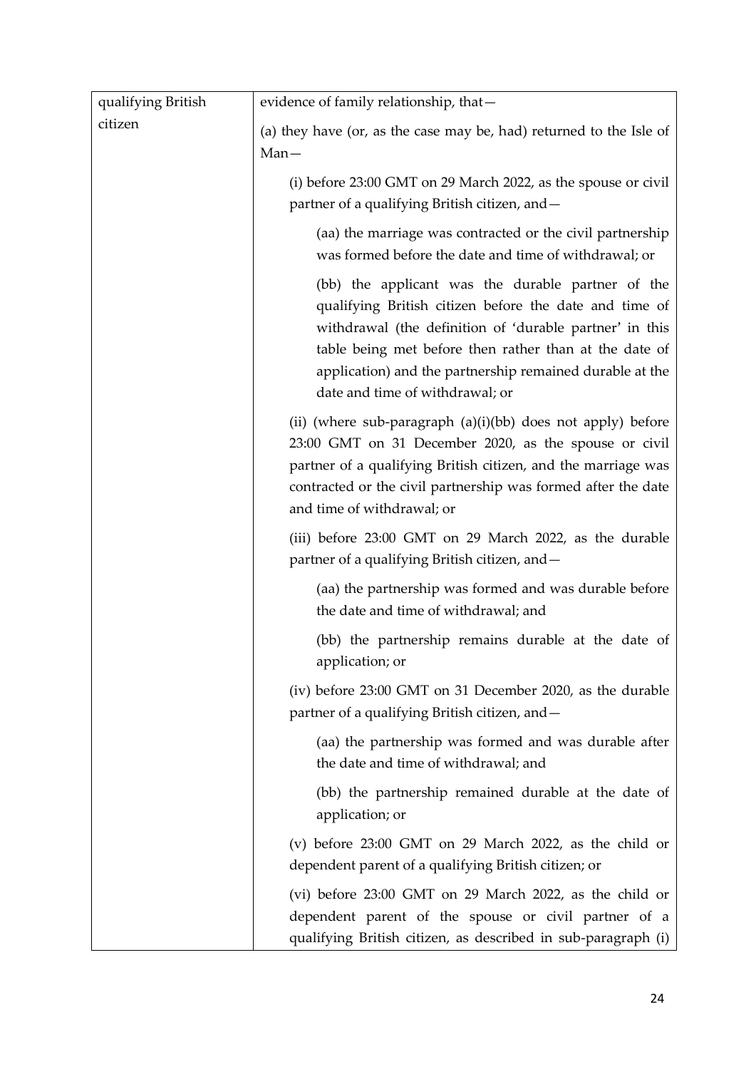| qualifying British citizen | evidence of family relationship, that—<br><br>(a) they have (or, as the case may be, had) returned to the Isle of Man—<br><br>(i) before 23:00 GMT on 29 March 2022, as the spouse or civil partner of a qualifying British citizen, and—<br><br>(aa) the marriage was contracted or the civil partnership was formed before the date and time of withdrawal; or<br><br>(bb) the applicant was the durable partner of the qualifying British citizen before the date and time of withdrawal (the definition of 'durable partner' in this table being met before then rather than at the date of application) and the partnership remained durable at the date and time of withdrawal; or<br><br>(ii) (where sub-paragraph (a)(i)(bb) does not apply) before 23:00 GMT on 31 December 2020, as the spouse or civil partner of a qualifying British citizen, and the marriage was contracted or the civil partnership was formed after the date and time of withdrawal; or<br><br>(iii) before 23:00 GMT on 29 March 2022, as the durable partner of a qualifying British citizen, and—<br><br>(aa) the partnership was formed and was durable before the date and time of withdrawal; and<br><br>(bb) the partnership remains durable at the date of application; or<br><br>(iv) before 23:00 GMT on 31 December 2020, as the durable partner of a qualifying British citizen, and—<br><br>(aa) the partnership was formed and was durable after the date and time of withdrawal; and<br><br>(bb) the partnership remained durable at the date of application; or<br><br>(v) before 23:00 GMT on 29 March 2022, as the child or dependent parent of a qualifying British citizen; or<br><br>(vi) before 23:00 GMT on 29 March 2022, as the child or dependent parent of the spouse or civil partner of a qualifying British citizen, as described in sub-paragraph (i) |
|---|---|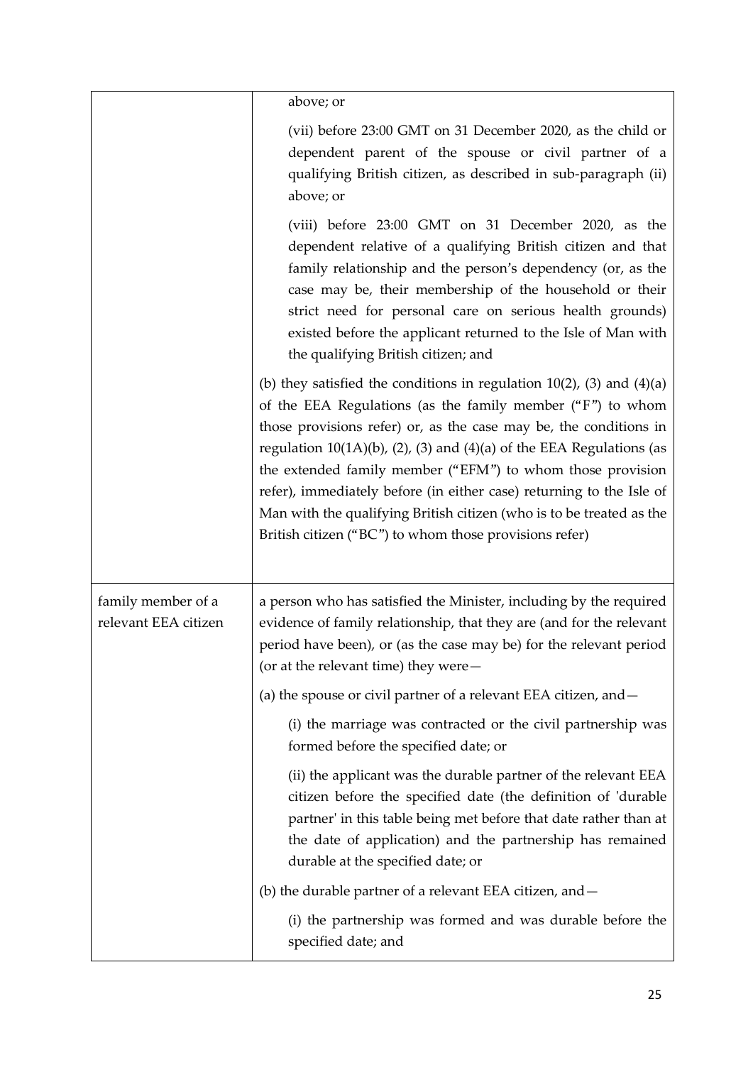| | |
|---|---|
| | above; or<br><br>(vii) before 23:00 GMT on 31 December 2020, as the child or dependent parent of the spouse or civil partner of a qualifying British citizen, as described in sub-paragraph (ii) above; or<br><br>(viii) before 23:00 GMT on 31 December 2020, as the dependent relative of a qualifying British citizen and that family relationship and the person's dependency (or, as the case may be, their membership of the household or their strict need for personal care on serious health grounds) existed before the applicant returned to the Isle of Man with the qualifying British citizen; and<br><br>(b) they satisfied the conditions in regulation 10(2), (3) and (4)(a) of the EEA Regulations (as the family member ("F") to whom those provisions refer) or, as the case may be, the conditions in regulation 10(1A)(b), (2), (3) and (4)(a) of the EEA Regulations (as the extended family member ("EFM") to whom those provision refer), immediately before (in either case) returning to the Isle of Man with the qualifying British citizen (who is to be treated as the British citizen ("BC") to whom those provisions refer) |
| family member of a relevant EEA citizen | a person who has satisfied the Minister, including by the required evidence of family relationship, that they are (and for the relevant period have been), or (as the case may be) for the relevant period (or at the relevant time) they were—<br><br>(a) the spouse or civil partner of a relevant EEA citizen, and—<br><br>(i) the marriage was contracted or the civil partnership was formed before the specified date; or<br><br>(ii) the applicant was the durable partner of the relevant EEA citizen before the specified date (the definition of 'durable partner' in this table being met before that date rather than at the date of application) and the partnership has remained durable at the specified date; or<br><br>(b) the durable partner of a relevant EEA citizen, and—<br><br>(i) the partnership was formed and was durable before the specified date; and |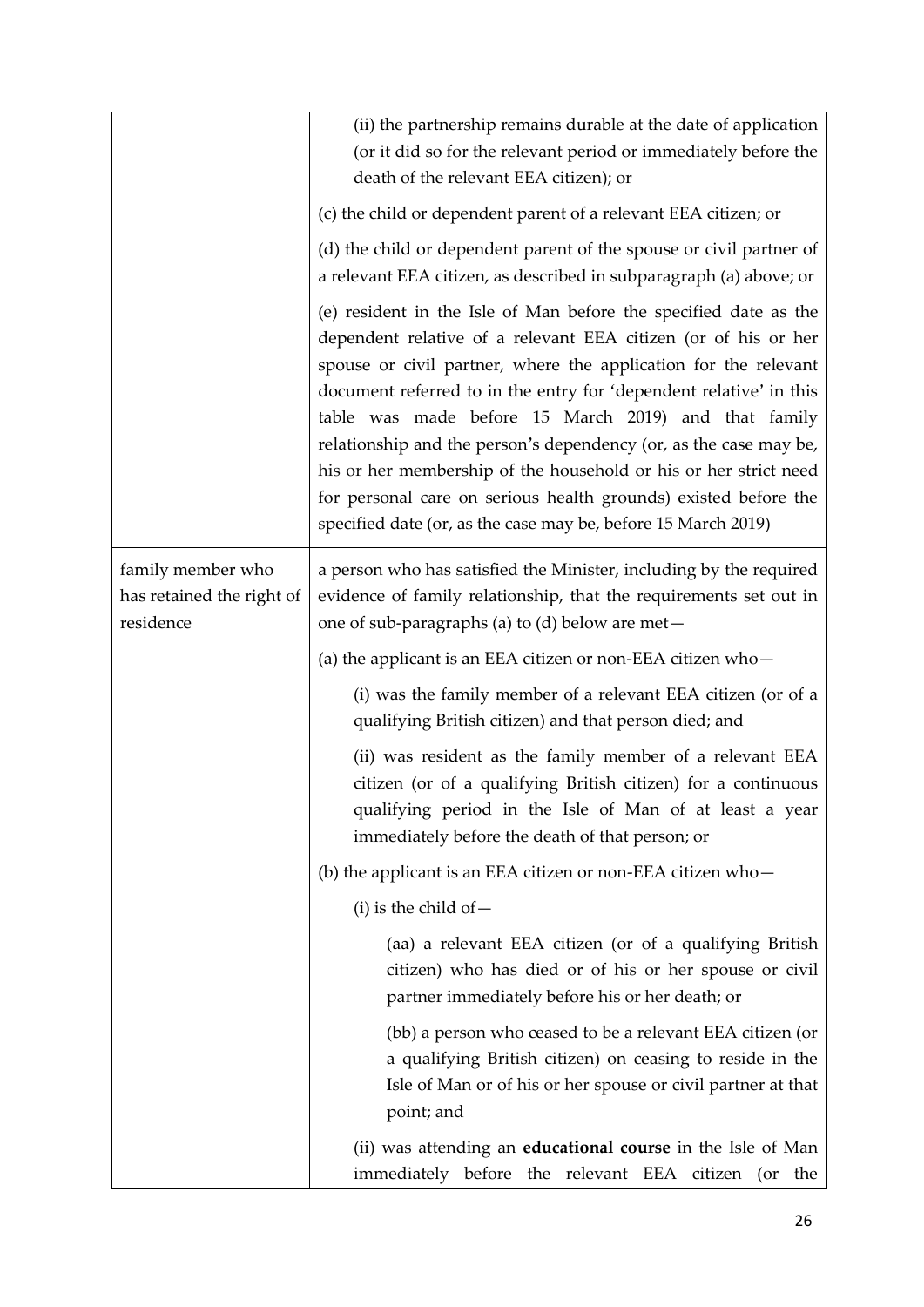| | |
|---|---|
| | (ii) the partnership remains durable at the date of application (or it did so for the relevant period or immediately before the death of the relevant EEA citizen); or<br><br>(c) the child or dependent parent of a relevant EEA citizen; or<br><br>(d) the child or dependent parent of the spouse or civil partner of a relevant EEA citizen, as described in subparagraph (a) above; or<br><br>(e) resident in the Isle of Man before the specified date as the dependent relative of a relevant EEA citizen (or of his or her spouse or civil partner, where the application for the relevant document referred to in the entry for 'dependent relative' in this table was made before 15 March 2019) and that family relationship and the person's dependency (or, as the case may be, his or her membership of the household or his or her strict need for personal care on serious health grounds) existed before the specified date (or, as the case may be, before 15 March 2019) |
| family member who has retained the right of residence | a person who has satisfied the Minister, including by the required evidence of family relationship, that the requirements set out in one of sub-paragraphs (a) to (d) below are met—<br><br>(a) the applicant is an EEA citizen or non-EEA citizen who—<br><br>(i) was the family member of a relevant EEA citizen (or of a qualifying British citizen) and that person died; and<br><br>(ii) was resident as the family member of a relevant EEA citizen (or of a qualifying British citizen) for a continuous qualifying period in the Isle of Man of at least a year immediately before the death of that person; or<br><br>(b) the applicant is an EEA citizen or non-EEA citizen who—<br><br>(i) is the child of—<br><br>(aa) a relevant EEA citizen (or of a qualifying British citizen) who has died or of his or her spouse or civil partner immediately before his or her death; or<br><br>(bb) a person who ceased to be a relevant EEA citizen (or a qualifying British citizen) on ceasing to reside in the Isle of Man or of his or her spouse or civil partner at that point; and<br><br>(ii) was attending an **educational course** in the Isle of Man immediately before the relevant EEA citizen (or the |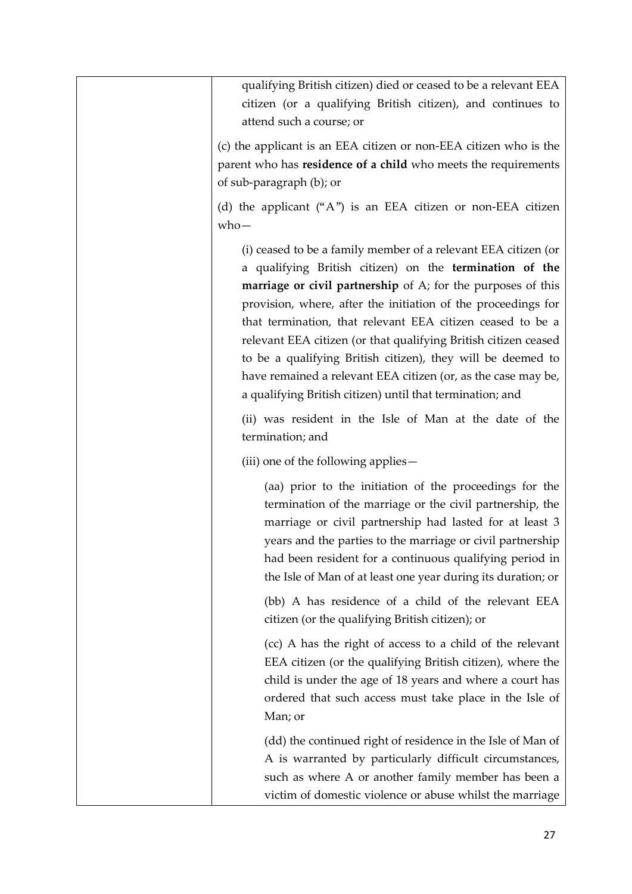| | qualifying British citizen) died or ceased to be a relevant EEA citizen (or a qualifying British citizen), and continues to attend such a course; or<br><br>(c) the applicant is an EEA citizen or non-EEA citizen who is the parent who has **residence of a child** who meets the requirements of sub-paragraph (b); or<br><br>(d) the applicant ("A") is an EEA citizen or non-EEA citizen who—<br><br>(i) ceased to be a family member of a relevant EEA citizen (or a qualifying British citizen) on the **termination of the marriage or civil partnership** of A; for the purposes of this provision, where, after the initiation of the proceedings for that termination, that relevant EEA citizen ceased to be a relevant EEA citizen (or that qualifying British citizen ceased to be a qualifying British citizen), they will be deemed to have remained a relevant EEA citizen (or, as the case may be, a qualifying British citizen) until that termination; and<br><br>(ii) was resident in the Isle of Man at the date of the termination; and<br><br>(iii) one of the following applies—<br><br>(aa) prior to the initiation of the proceedings for the termination of the marriage or the civil partnership, the marriage or civil partnership had lasted for at least 3 years and the parties to the marriage or civil partnership had been resident for a continuous qualifying period in the Isle of Man of at least one year during its duration; or<br><br>(bb) A has residence of a child of the relevant EEA citizen (or the qualifying British citizen); or<br><br>(cc) A has the right of access to a child of the relevant EEA citizen (or the qualifying British citizen), where the child is under the age of 18 years and where a court has ordered that such access must take place in the Isle of Man; or<br><br>(dd) the continued right of residence in the Isle of Man of A is warranted by particularly difficult circumstances, such as where A or another family member has been a victim of domestic violence or abuse whilst the marriage |
|---|---|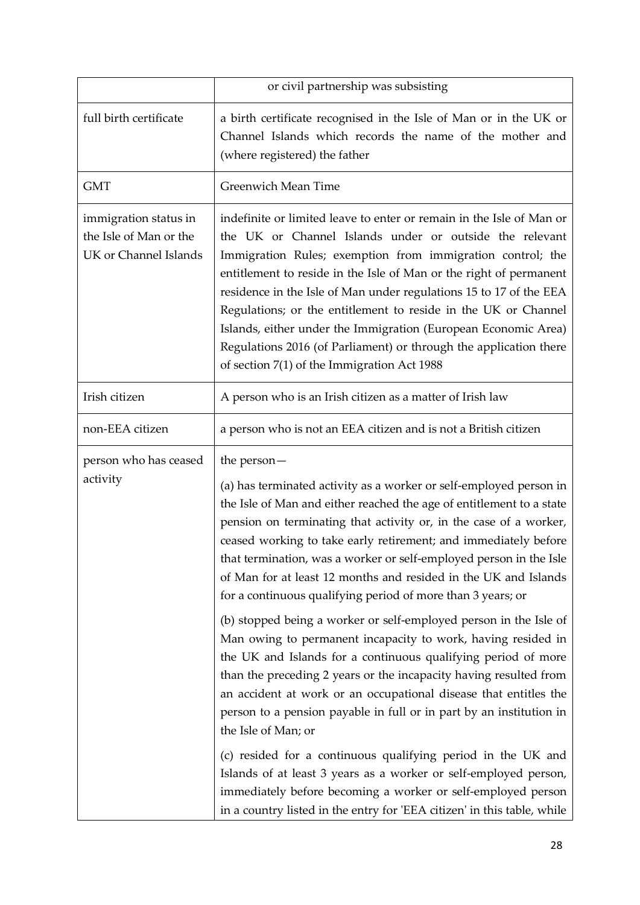| | |
|---|---|
| | or civil partnership was subsisting |
| full birth certificate | a birth certificate recognised in the Isle of Man or in the UK or Channel Islands which records the name of the mother and (where registered) the father |
| GMT | Greenwich Mean Time |
| immigration status in the Isle of Man or the UK or Channel Islands | indefinite or limited leave to enter or remain in the Isle of Man or the UK or Channel Islands under or outside the relevant Immigration Rules; exemption from immigration control; the entitlement to reside in the Isle of Man or the right of permanent residence in the Isle of Man under regulations 15 to 17 of the EEA Regulations; or the entitlement to reside in the UK or Channel Islands, either under the Immigration (European Economic Area) Regulations 2016 (of Parliament) or through the application there of section 7(1) of the Immigration Act 1988 |
| Irish citizen | A person who is an Irish citizen as a matter of Irish law |
| non-EEA citizen | a person who is not an EEA citizen and is not a British citizen |
| person who has ceased activity | the person— <br><br> (a) has terminated activity as a worker or self-employed person in the Isle of Man and either reached the age of entitlement to a state pension on terminating that activity or, in the case of a worker, ceased working to take early retirement; and immediately before that termination, was a worker or self-employed person in the Isle of Man for at least 12 months and resided in the UK and Islands for a continuous qualifying period of more than 3 years; or <br><br> (b) stopped being a worker or self-employed person in the Isle of Man owing to permanent incapacity to work, having resided in the UK and Islands for a continuous qualifying period of more than the preceding 2 years or the incapacity having resulted from an accident at work or an occupational disease that entitles the person to a pension payable in full or in part by an institution in the Isle of Man; or <br><br> (c) resided for a continuous qualifying period in the UK and Islands of at least 3 years as a worker or self-employed person, immediately before becoming a worker or self-employed person in a country listed in the entry for 'EEA citizen' in this table, while |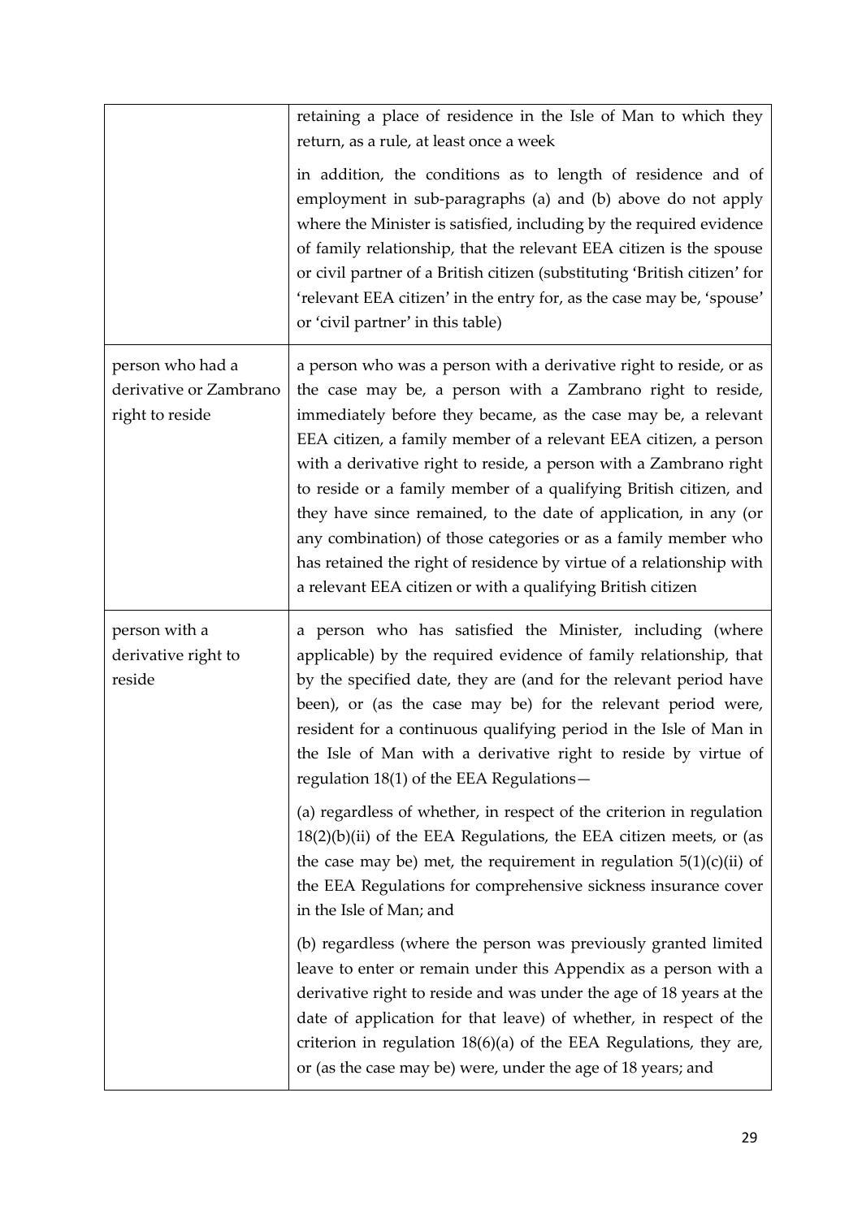| | |
|---|---|
| | retaining a place of residence in the Isle of Man to which they return, as a rule, at least once a week<br><br>in addition, the conditions as to length of residence and of employment in sub-paragraphs (a) and (b) above do not apply where the Minister is satisfied, including by the required evidence of family relationship, that the relevant EEA citizen is the spouse or civil partner of a British citizen (substituting 'British citizen' for 'relevant EEA citizen' in the entry for, as the case may be, 'spouse' or 'civil partner' in this table) |
| person who had a derivative or Zambrano right to reside | a person who was a person with a derivative right to reside, or as the case may be, a person with a Zambrano right to reside, immediately before they became, as the case may be, a relevant EEA citizen, a family member of a relevant EEA citizen, a person with a derivative right to reside, a person with a Zambrano right to reside or a family member of a qualifying British citizen, and they have since remained, to the date of application, in any (or any combination) of those categories or as a family member who has retained the right of residence by virtue of a relationship with a relevant EEA citizen or with a qualifying British citizen |
| person with a derivative right to reside | a person who has satisfied the Minister, including (where applicable) by the required evidence of family relationship, that by the specified date, they are (and for the relevant period have been), or (as the case may be) for the relevant period were, resident for a continuous qualifying period in the Isle of Man in the Isle of Man with a derivative right to reside by virtue of regulation 18(1) of the EEA Regulations—<br><br>(a) regardless of whether, in respect of the criterion in regulation 18(2)(b)(ii) of the EEA Regulations, the EEA citizen meets, or (as the case may be) met, the requirement in regulation 5(1)(c)(ii) of the EEA Regulations for comprehensive sickness insurance cover in the Isle of Man; and<br><br>(b) regardless (where the person was previously granted limited leave to enter or remain under this Appendix as a person with a derivative right to reside and was under the age of 18 years at the date of application for that leave) of whether, in respect of the criterion in regulation 18(6)(a) of the EEA Regulations, they are, or (as the case may be) were, under the age of 18 years; and |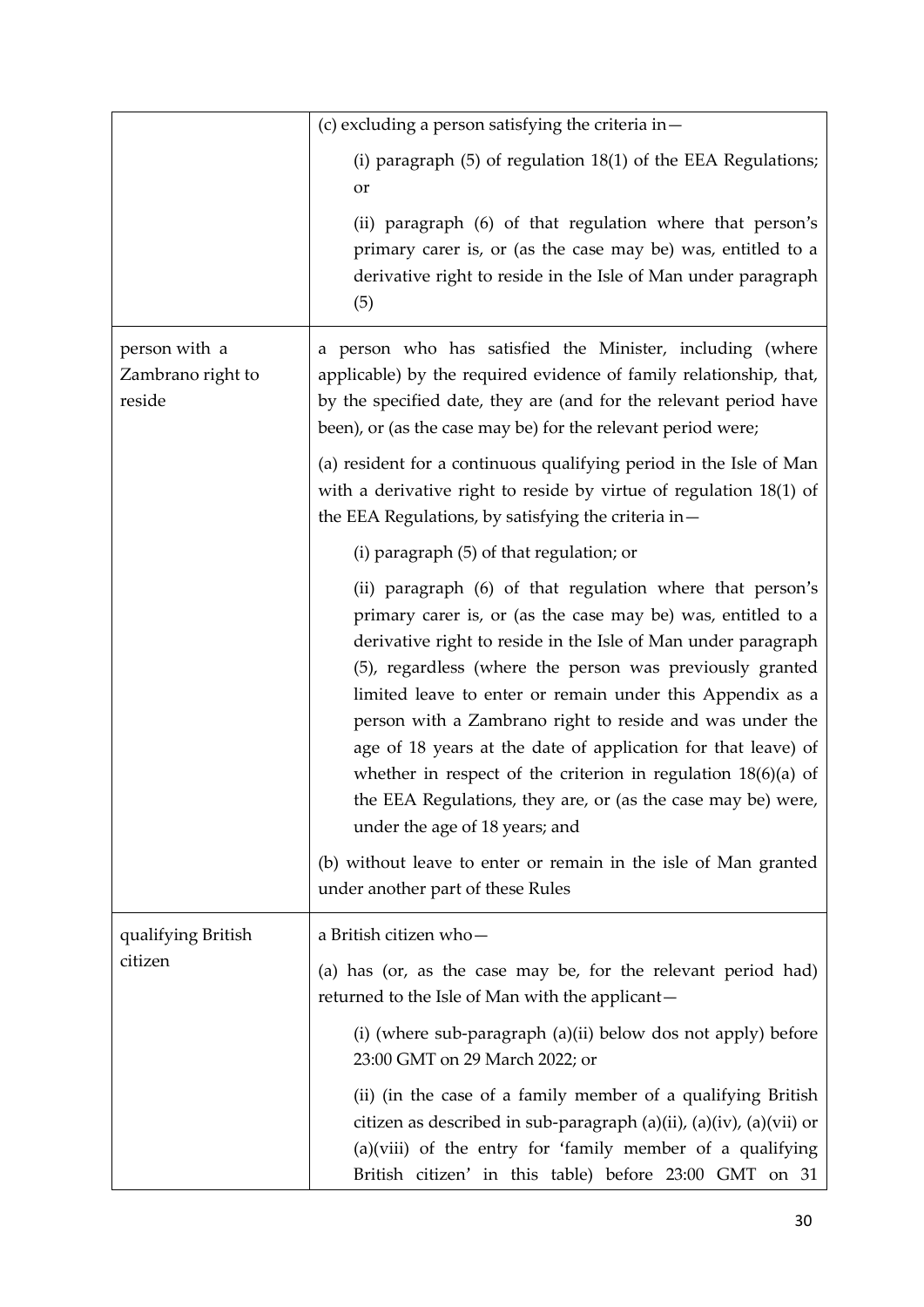| | |
|---|---|
| | (c) excluding a person satisfying the criteria in—<br><br>(i) paragraph (5) of regulation 18(1) of the EEA Regulations; or<br><br>(ii) paragraph (6) of that regulation where that person's primary carer is, or (as the case may be) was, entitled to a derivative right to reside in the Isle of Man under paragraph (5) |
| person with a Zambrano right to reside | a person who has satisfied the Minister, including (where applicable) by the required evidence of family relationship, that, by the specified date, they are (and for the relevant period have been), or (as the case may be) for the relevant period were;<br><br>(a) resident for a continuous qualifying period in the Isle of Man with a derivative right to reside by virtue of regulation 18(1) of the EEA Regulations, by satisfying the criteria in—<br><br>(i) paragraph (5) of that regulation; or<br><br>(ii) paragraph (6) of that regulation where that person's primary carer is, or (as the case may be) was, entitled to a derivative right to reside in the Isle of Man under paragraph (5), regardless (where the person was previously granted limited leave to enter or remain under this Appendix as a person with a Zambrano right to reside and was under the age of 18 years at the date of application for that leave) of whether in respect of the criterion in regulation 18(6)(a) of the EEA Regulations, they are, or (as the case may be) were, under the age of 18 years; and<br><br>(b) without leave to enter or remain in the isle of Man granted under another part of these Rules |
| qualifying British citizen | a British citizen who—<br><br>(a) has (or, as the case may be, for the relevant period had) returned to the Isle of Man with the applicant—<br><br>(i) (where sub-paragraph (a)(ii) below dos not apply) before 23:00 GMT on 29 March 2022; or<br><br>(ii) (in the case of a family member of a qualifying British citizen as described in sub-paragraph (a)(ii), (a)(iv), (a)(vii) or (a)(viii) of the entry for 'family member of a qualifying British citizen' in this table) before 23:00 GMT on 31 |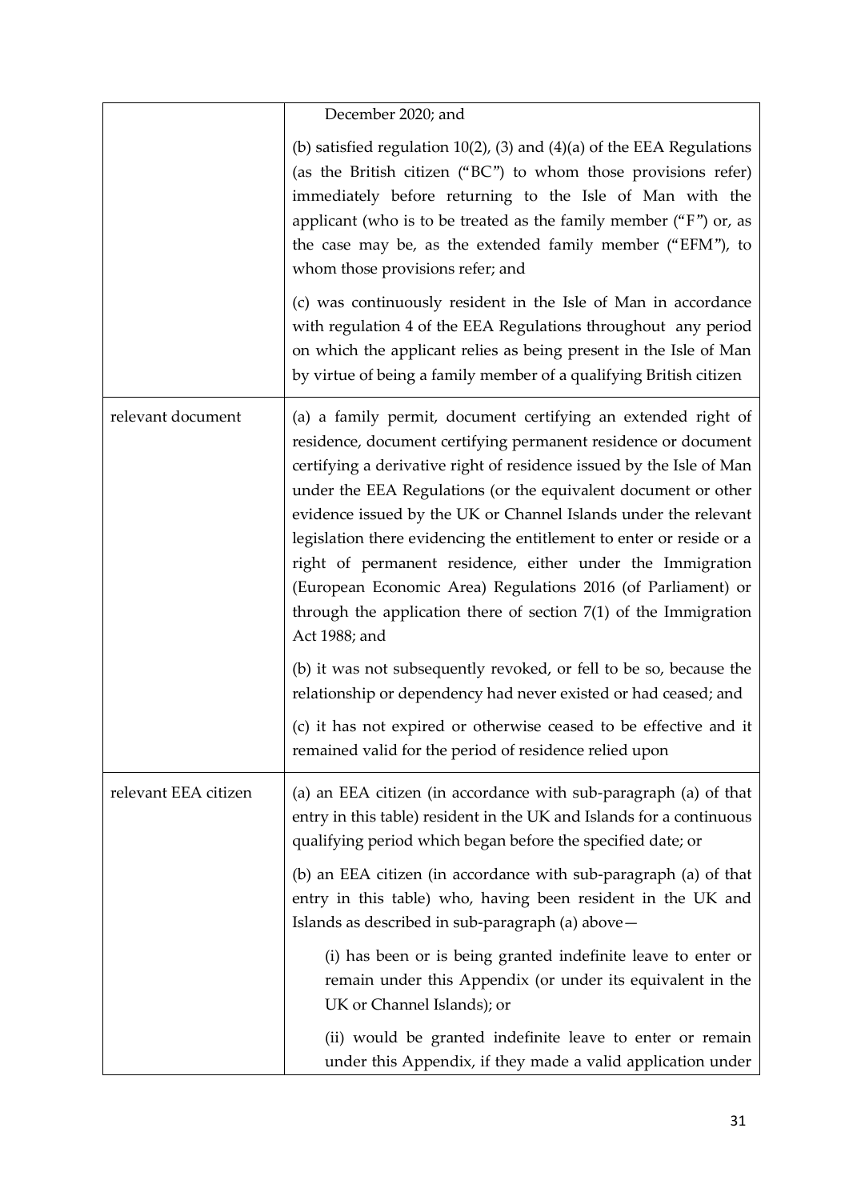| | |
|---|---|
| | December 2020; and<br><br>(b) satisfied regulation 10(2), (3) and (4)(a) of the EEA Regulations (as the British citizen ("BC") to whom those provisions refer) immediately before returning to the Isle of Man with the applicant (who is to be treated as the family member ("F") or, as the case may be, as the extended family member ("EFM"), to whom those provisions refer; and<br><br>(c) was continuously resident in the Isle of Man in accordance with regulation 4 of the EEA Regulations throughout any period on which the applicant relies as being present in the Isle of Man by virtue of being a family member of a qualifying British citizen |
| relevant document | (a) a family permit, document certifying an extended right of residence, document certifying permanent residence or document certifying a derivative right of residence issued by the Isle of Man under the EEA Regulations (or the equivalent document or other evidence issued by the UK or Channel Islands under the relevant legislation there evidencing the entitlement to enter or reside or a right of permanent residence, either under the Immigration (European Economic Area) Regulations 2016 (of Parliament) or through the application there of section 7(1) of the Immigration Act 1988; and<br><br>(b) it was not subsequently revoked, or fell to be so, because the relationship or dependency had never existed or had ceased; and<br><br>(c) it has not expired or otherwise ceased to be effective and it remained valid for the period of residence relied upon |
| relevant EEA citizen | (a) an EEA citizen (in accordance with sub-paragraph (a) of that entry in this table) resident in the UK and Islands for a continuous qualifying period which began before the specified date; or<br><br>(b) an EEA citizen (in accordance with sub-paragraph (a) of that entry in this table) who, having been resident in the UK and Islands as described in sub-paragraph (a) above—<br><br>(i) has been or is being granted indefinite leave to enter or remain under this Appendix (or under its equivalent in the UK or Channel Islands); or<br><br>(ii) would be granted indefinite leave to enter or remain under this Appendix, if they made a valid application under |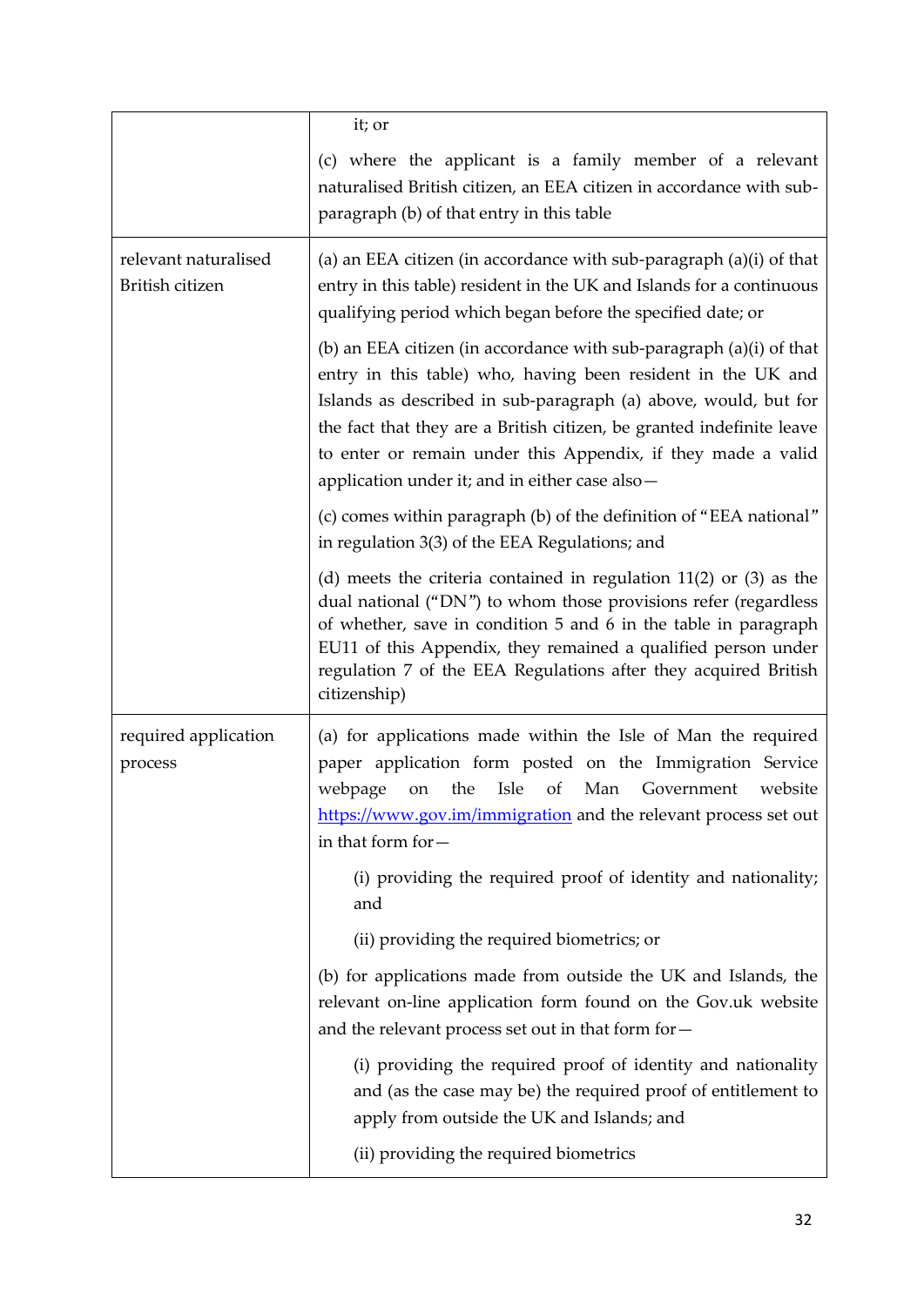| | |
|---|---|
| | it; or<br><br>(c) where the applicant is a family member of a relevant naturalised British citizen, an EEA citizen in accordance with sub-paragraph (b) of that entry in this table |
| relevant naturalised British citizen | (a) an EEA citizen (in accordance with sub-paragraph (a)(i) of that entry in this table) resident in the UK and Islands for a continuous qualifying period which began before the specified date; or<br><br>(b) an EEA citizen (in accordance with sub-paragraph (a)(i) of that entry in this table) who, having been resident in the UK and Islands as described in sub-paragraph (a) above, would, but for the fact that they are a British citizen, be granted indefinite leave to enter or remain under this Appendix, if they made a valid application under it; and in either case also—<br><br>(c) comes within paragraph (b) of the definition of "EEA national" in regulation 3(3) of the EEA Regulations; and<br><br>(d) meets the criteria contained in regulation 11(2) or (3) as the dual national ("DN") to whom those provisions refer (regardless of whether, save in condition 5 and 6 in the table in paragraph EU11 of this Appendix, they remained a qualified person under regulation 7 of the EEA Regulations after they acquired British citizenship) |
| required application process | (a) for applications made within the Isle of Man the required paper application form posted on the Immigration Service webpage on the Isle of Man Government website [https://www.gov.im/immigration](https://www.gov.im/immigration) and the relevant process set out in that form for—<br><br>(i) providing the required proof of identity and nationality; and<br><br>(ii) providing the required biometrics; or<br><br>(b) for applications made from outside the UK and Islands, the relevant on-line application form found on the Gov.uk website and the relevant process set out in that form for—<br><br>(i) providing the required proof of identity and nationality and (as the case may be) the required proof of entitlement to apply from outside the UK and Islands; and<br><br>(ii) providing the required biometrics |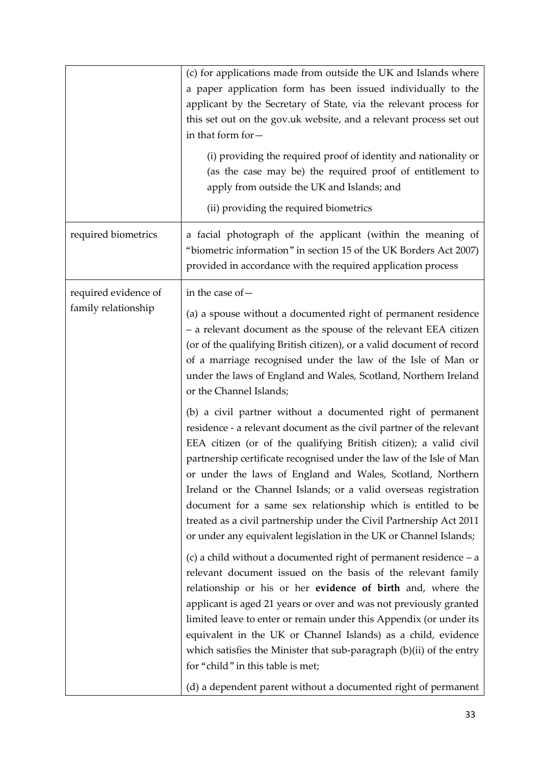| | |
|---|---|
| | (c) for applications made from outside the UK and Islands where a paper application form has been issued individually to the applicant by the Secretary of State, via the relevant process for this set out on the gov.uk website, and a relevant process set out in that form for— <br><br> (i) providing the required proof of identity and nationality or (as the case may be) the required proof of entitlement to apply from outside the UK and Islands; and <br><br> (ii) providing the required biometrics |
| required biometrics | a facial photograph of the applicant (within the meaning of "biometric information" in section 15 of the UK Borders Act 2007) provided in accordance with the required application process |
| required evidence of family relationship | in the case of— <br><br> (a) a spouse without a documented right of permanent residence – a relevant document as the spouse of the relevant EEA citizen (or of the qualifying British citizen), or a valid document of record of a marriage recognised under the law of the Isle of Man or under the laws of England and Wales, Scotland, Northern Ireland or the Channel Islands; <br><br> (b) a civil partner without a documented right of permanent residence - a relevant document as the civil partner of the relevant EEA citizen (or of the qualifying British citizen); a valid civil partnership certificate recognised under the law of the Isle of Man or under the laws of England and Wales, Scotland, Northern Ireland or the Channel Islands; or a valid overseas registration document for a same sex relationship which is entitled to be treated as a civil partnership under the Civil Partnership Act 2011 or under any equivalent legislation in the UK or Channel Islands; <br><br> (c) a child without a documented right of permanent residence – a relevant document issued on the basis of the relevant family relationship or his or her **evidence of birth** and, where the applicant is aged 21 years or over and was not previously granted limited leave to enter or remain under this Appendix (or under its equivalent in the UK or Channel Islands) as a child, evidence which satisfies the Minister that sub-paragraph (b)(ii) of the entry for "child" in this table is met; <br><br> (d) a dependent parent without a documented right of permanent |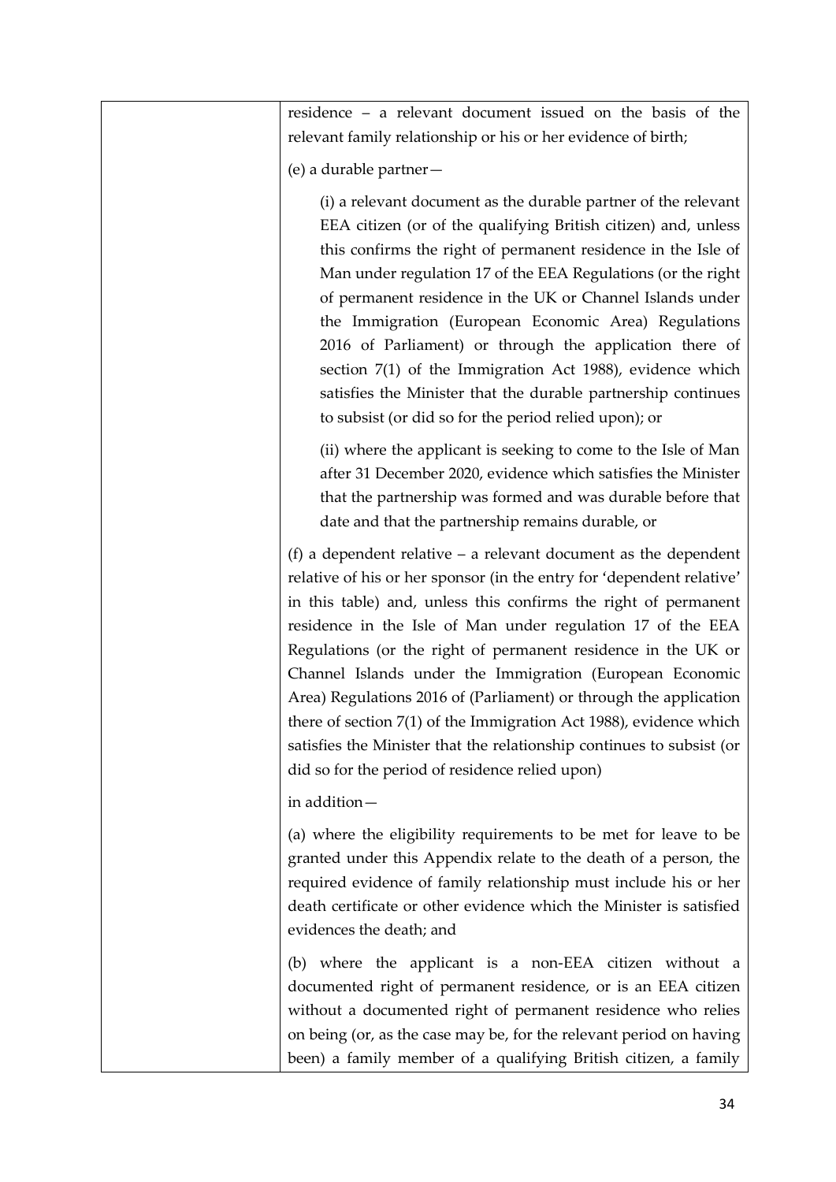| | |
|---|---|
| | residence – a relevant document issued on the basis of the relevant family relationship or his or her evidence of birth;<br><br>(e) a durable partner—<br><br>(i) a relevant document as the durable partner of the relevant EEA citizen (or of the qualifying British citizen) and, unless this confirms the right of permanent residence in the Isle of Man under regulation 17 of the EEA Regulations (or the right of permanent residence in the UK or Channel Islands under the Immigration (European Economic Area) Regulations 2016 of Parliament) or through the application there of section 7(1) of the Immigration Act 1988), evidence which satisfies the Minister that the durable partnership continues to subsist (or did so for the period relied upon); or<br><br>(ii) where the applicant is seeking to come to the Isle of Man after 31 December 2020, evidence which satisfies the Minister that the partnership was formed and was durable before that date and that the partnership remains durable, or<br><br>(f) a dependent relative – a relevant document as the dependent relative of his or her sponsor (in the entry for 'dependent relative' in this table) and, unless this confirms the right of permanent residence in the Isle of Man under regulation 17 of the EEA Regulations (or the right of permanent residence in the UK or Channel Islands under the Immigration (European Economic Area) Regulations 2016 of (Parliament) or through the application there of section 7(1) of the Immigration Act 1988), evidence which satisfies the Minister that the relationship continues to subsist (or did so for the period of residence relied upon)<br><br>in addition—<br><br>(a) where the eligibility requirements to be met for leave to be granted under this Appendix relate to the death of a person, the required evidence of family relationship must include his or her death certificate or other evidence which the Minister is satisfied evidences the death; and<br><br>(b) where the applicant is a non-EEA citizen without a documented right of permanent residence, or is an EEA citizen without a documented right of permanent residence who relies on being (or, as the case may be, for the relevant period on having been) a family member of a qualifying British citizen, a family |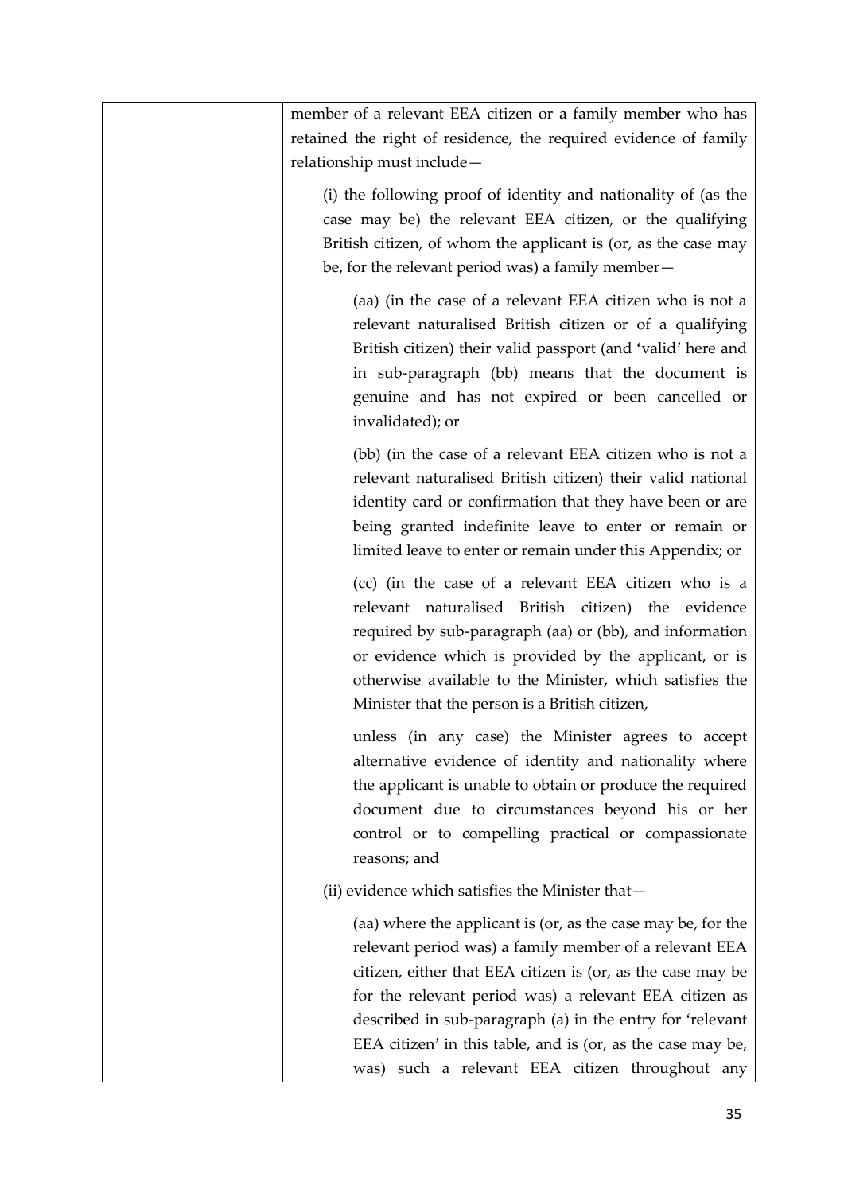| | member of a relevant EEA citizen or a family member who has retained the right of residence, the required evidence of family relationship must include—<br><br>(i) the following proof of identity and nationality of (as the case may be) the relevant EEA citizen, or the qualifying British citizen, of whom the applicant is (or, as the case may be, for the relevant period was) a family member—<br><br>(aa) (in the case of a relevant EEA citizen who is not a relevant naturalised British citizen or of a qualifying British citizen) their valid passport (and 'valid' here and in sub-paragraph (bb) means that the document is genuine and has not expired or been cancelled or invalidated); or<br><br>(bb) (in the case of a relevant EEA citizen who is not a relevant naturalised British citizen) their valid national identity card or confirmation that they have been or are being granted indefinite leave to enter or remain or limited leave to enter or remain under this Appendix; or<br><br>(cc) (in the case of a relevant EEA citizen who is a relevant naturalised British citizen) the evidence required by sub-paragraph (aa) or (bb), and information or evidence which is provided by the applicant, or is otherwise available to the Minister, which satisfies the Minister that the person is a British citizen,<br><br>unless (in any case) the Minister agrees to accept alternative evidence of identity and nationality where the applicant is unable to obtain or produce the required document due to circumstances beyond his or her control or to compelling practical or compassionate reasons; and<br><br>(ii) evidence which satisfies the Minister that—<br><br>(aa) where the applicant is (or, as the case may be, for the relevant period was) a family member of a relevant EEA citizen, either that EEA citizen is (or, as the case may be for the relevant period was) a relevant EEA citizen as described in sub-paragraph (a) in the entry for 'relevant EEA citizen' in this table, and is (or, as the case may be, was) such a relevant EEA citizen throughout any |
|---|---|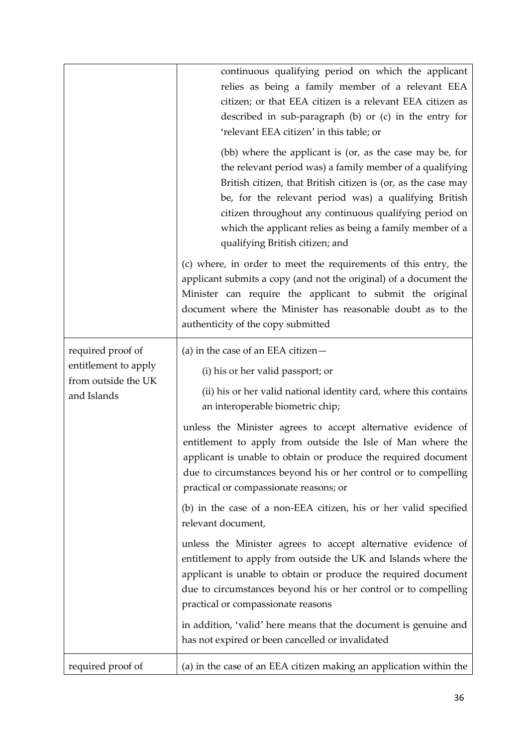| | |
|---|---|
| | continuous qualifying period on which the applicant relies as being a family member of a relevant EEA citizen; or that EEA citizen is a relevant EEA citizen as described in sub-paragraph (b) or (c) in the entry for 'relevant EEA citizen' in this table; or<br><br>(bb) where the applicant is (or, as the case may be, for the relevant period was) a family member of a qualifying British citizen, that British citizen is (or, as the case may be, for the relevant period was) a qualifying British citizen throughout any continuous qualifying period on which the applicant relies as being a family member of a qualifying British citizen; and<br><br>(c) where, in order to meet the requirements of this entry, the applicant submits a copy (and not the original) of a document the Minister can require the applicant to submit the original document where the Minister has reasonable doubt as to the authenticity of the copy submitted |
| required proof of entitlement to apply from outside the UK and Islands | (a) in the case of an EEA citizen—<br><br>(i) his or her valid passport; or<br><br>(ii) his or her valid national identity card, where this contains an interoperable biometric chip;<br><br>unless the Minister agrees to accept alternative evidence of entitlement to apply from outside the Isle of Man where the applicant is unable to obtain or produce the required document due to circumstances beyond his or her control or to compelling practical or compassionate reasons; or<br><br>(b) in the case of a non-EEA citizen, his or her valid specified relevant document,<br><br>unless the Minister agrees to accept alternative evidence of entitlement to apply from outside the UK and Islands where the applicant is unable to obtain or produce the required document due to circumstances beyond his or her control or to compelling practical or compassionate reasons<br><br>in addition, 'valid' here means that the document is genuine and has not expired or been cancelled or invalidated |
| required proof of | (a) in the case of an EEA citizen making an application within the |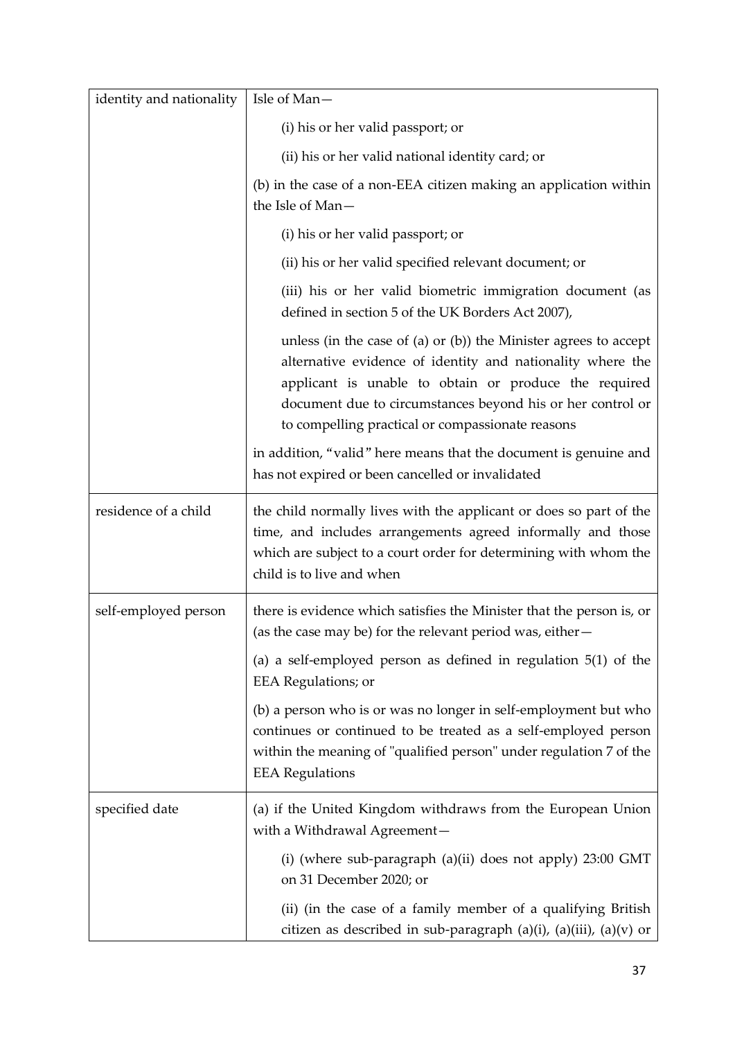| | |
|---|---|
| identity and nationality | Isle of Man— <br> (i) his or her valid passport; or <br> (ii) his or her valid national identity card; or <br> (b) in the case of a non-EEA citizen making an application within the Isle of Man— <br> (i) his or her valid passport; or <br> (ii) his or her valid specified relevant document; or <br> (iii) his or her valid biometric immigration document (as defined in section 5 of the UK Borders Act 2007), <br> unless (in the case of (a) or (b)) the Minister agrees to accept alternative evidence of identity and nationality where the applicant is unable to obtain or produce the required document due to circumstances beyond his or her control or to compelling practical or compassionate reasons <br> in addition, "valid" here means that the document is genuine and has not expired or been cancelled or invalidated |
| residence of a child | the child normally lives with the applicant or does so part of the time, and includes arrangements agreed informally and those which are subject to a court order for determining with whom the child is to live and when |
| self-employed person | there is evidence which satisfies the Minister that the person is, or (as the case may be) for the relevant period was, either— <br> (a) a self-employed person as defined in regulation 5(1) of the EEA Regulations; or <br> (b) a person who is or was no longer in self-employment but who continues or continued to be treated as a self-employed person within the meaning of "qualified person" under regulation 7 of the EEA Regulations |
| specified date | (a) if the United Kingdom withdraws from the European Union with a Withdrawal Agreement— <br> (i) (where sub-paragraph (a)(ii) does not apply) 23:00 GMT on 31 December 2020; or <br> (ii) (in the case of a family member of a qualifying British citizen as described in sub-paragraph (a)(i), (a)(iii), (a)(v) or |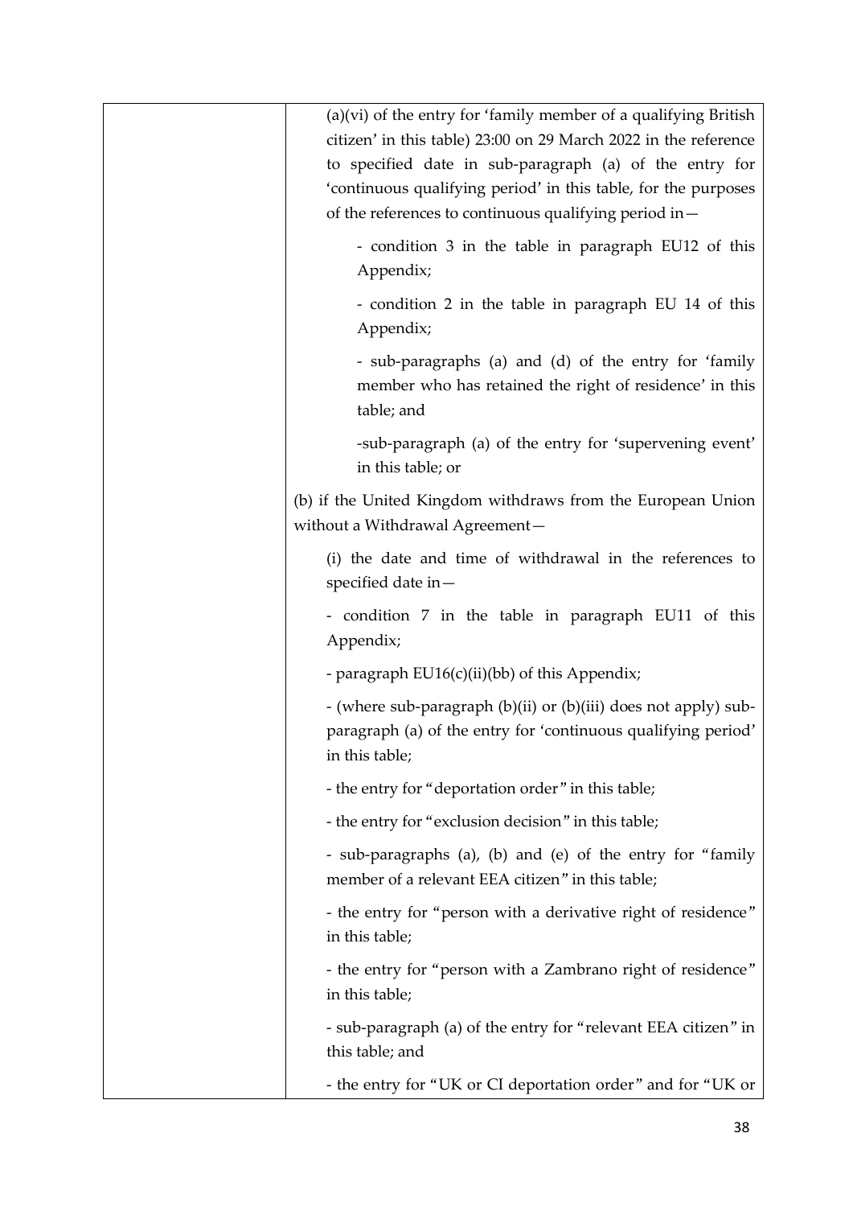| | |
|---|---|
| | (a)(vi) of the entry for 'family member of a qualifying British citizen' in this table) 23:00 on 29 March 2022 in the reference to specified date in sub-paragraph (a) of the entry for 'continuous qualifying period' in this table, for the purposes of the references to continuous qualifying period in—<br><br>- condition 3 in the table in paragraph EU12 of this Appendix;<br><br>- condition 2 in the table in paragraph EU 14 of this Appendix;<br><br>- sub-paragraphs (a) and (d) of the entry for 'family member who has retained the right of residence' in this table; and<br><br>-sub-paragraph (a) of the entry for 'supervening event' in this table; or<br><br>(b) if the United Kingdom withdraws from the European Union without a Withdrawal Agreement—<br><br>(i) the date and time of withdrawal in the references to specified date in—<br><br>- condition 7 in the table in paragraph EU11 of this Appendix;<br><br>- paragraph EU16(c)(ii)(bb) of this Appendix;<br><br>- (where sub-paragraph (b)(ii) or (b)(iii) does not apply) sub-paragraph (a) of the entry for 'continuous qualifying period' in this table;<br><br>- the entry for "deportation order" in this table;<br><br>- the entry for "exclusion decision" in this table;<br><br>- sub-paragraphs (a), (b) and (e) of the entry for "family member of a relevant EEA citizen" in this table;<br><br>- the entry for "person with a derivative right of residence" in this table;<br><br>- the entry for "person with a Zambrano right of residence" in this table;<br><br>- sub-paragraph (a) of the entry for "relevant EEA citizen" in this table; and<br><br>- the entry for "UK or CI deportation order" and for "UK or |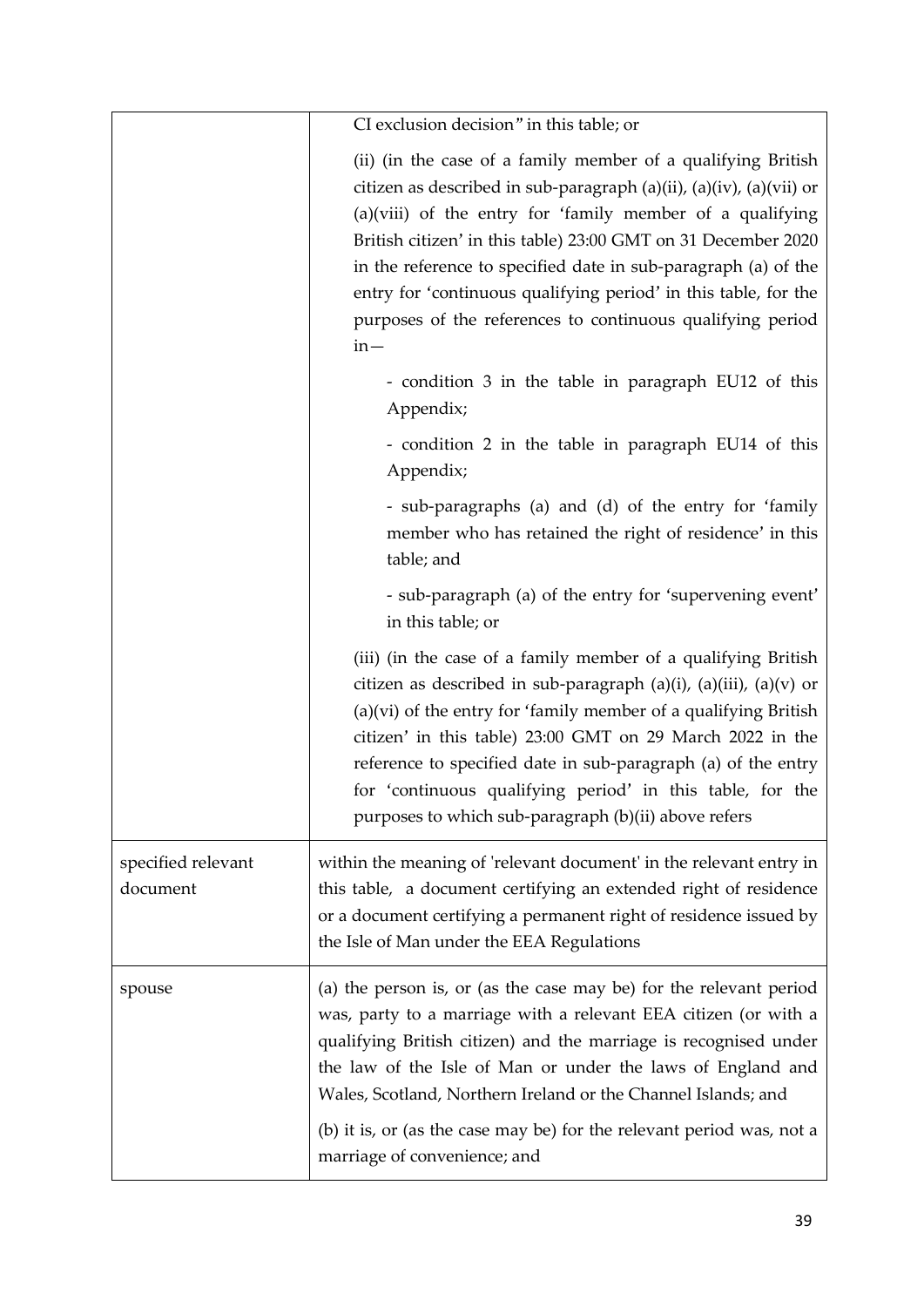| | |
|---|---|
| | CI exclusion decision" in this table; or<br><br>(ii) (in the case of a family member of a qualifying British citizen as described in sub-paragraph (a)(ii), (a)(iv), (a)(vii) or (a)(viii) of the entry for 'family member of a qualifying British citizen' in this table) 23:00 GMT on 31 December 2020 in the reference to specified date in sub-paragraph (a) of the entry for 'continuous qualifying period' in this table, for the purposes of the references to continuous qualifying period in—<br><br>- condition 3 in the table in paragraph EU12 of this Appendix;<br><br>- condition 2 in the table in paragraph EU14 of this Appendix;<br><br>- sub-paragraphs (a) and (d) of the entry for 'family member who has retained the right of residence' in this table; and<br><br>- sub-paragraph (a) of the entry for 'supervening event' in this table; or<br><br>(iii) (in the case of a family member of a qualifying British citizen as described in sub-paragraph (a)(i), (a)(iii), (a)(v) or (a)(vi) of the entry for 'family member of a qualifying British citizen' in this table) 23:00 GMT on 29 March 2022 in the reference to specified date in sub-paragraph (a) of the entry for 'continuous qualifying period' in this table, for the purposes to which sub-paragraph (b)(ii) above refers |
| specified relevant document | within the meaning of 'relevant document' in the relevant entry in this table, a document certifying an extended right of residence or a document certifying a permanent right of residence issued by the Isle of Man under the EEA Regulations |
| spouse | (a) the person is, or (as the case may be) for the relevant period was, party to a marriage with a relevant EEA citizen (or with a qualifying British citizen) and the marriage is recognised under the law of the Isle of Man or under the laws of England and Wales, Scotland, Northern Ireland or the Channel Islands; and<br><br>(b) it is, or (as the case may be) for the relevant period was, not a marriage of convenience; and |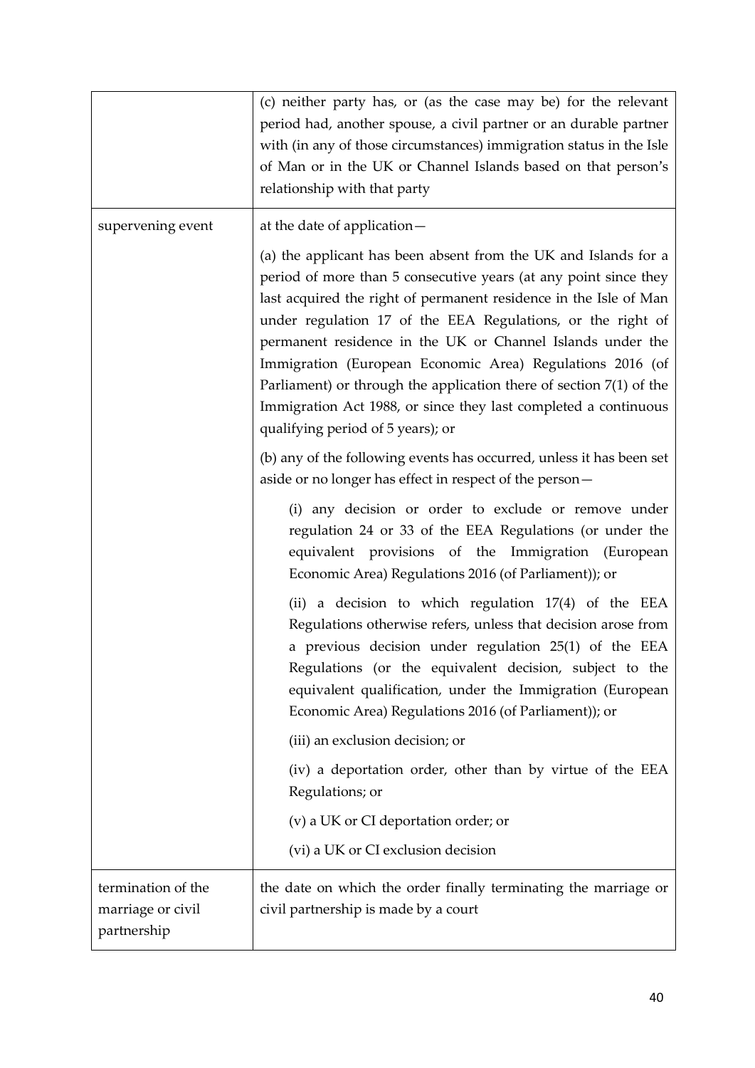| | |
|---|---|
| | (c) neither party has, or (as the case may be) for the relevant period had, another spouse, a civil partner or an durable partner with (in any of those circumstances) immigration status in the Isle of Man or in the UK or Channel Islands based on that person's relationship with that party |
| supervening event | at the date of application—<br><br>(a) the applicant has been absent from the UK and Islands for a period of more than 5 consecutive years (at any point since they last acquired the right of permanent residence in the Isle of Man under regulation 17 of the EEA Regulations, or the right of permanent residence in the UK or Channel Islands under the Immigration (European Economic Area) Regulations 2016 (of Parliament) or through the application there of section 7(1) of the Immigration Act 1988, or since they last completed a continuous qualifying period of 5 years); or<br><br>(b) any of the following events has occurred, unless it has been set aside or no longer has effect in respect of the person—<br><br>(i) any decision or order to exclude or remove under regulation 24 or 33 of the EEA Regulations (or under the equivalent provisions of the Immigration (European Economic Area) Regulations 2016 (of Parliament)); or<br><br>(ii) a decision to which regulation 17(4) of the EEA Regulations otherwise refers, unless that decision arose from a previous decision under regulation 25(1) of the EEA Regulations (or the equivalent decision, subject to the equivalent qualification, under the Immigration (European Economic Area) Regulations 2016 (of Parliament)); or<br><br>(iii) an exclusion decision; or<br><br>(iv) a deportation order, other than by virtue of the EEA Regulations; or<br><br>(v) a UK or CI deportation order; or<br><br>(vi) a UK or CI exclusion decision |
| termination of the marriage or civil partnership | the date on which the order finally terminating the marriage or civil partnership is made by a court |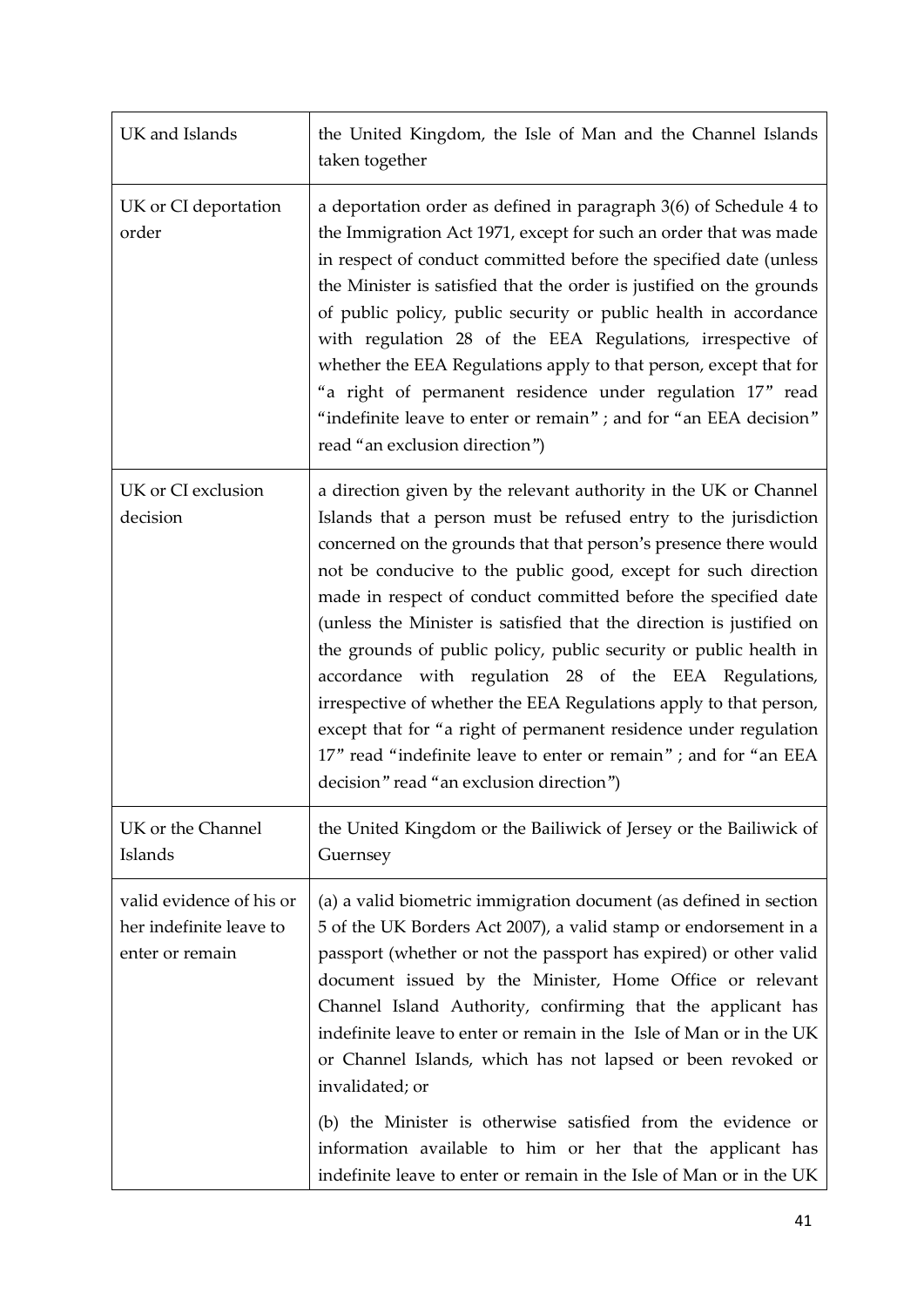| | |
|---|---|
| UK and Islands | the United Kingdom, the Isle of Man and the Channel Islands taken together |
| UK or CI deportation order | a deportation order as defined in paragraph 3(6) of Schedule 4 to the Immigration Act 1971, except for such an order that was made in respect of conduct committed before the specified date (unless the Minister is satisfied that the order is justified on the grounds of public policy, public security or public health in accordance with regulation 28 of the EEA Regulations, irrespective of whether the EEA Regulations apply to that person, except that for "a right of permanent residence under regulation 17" read "indefinite leave to enter or remain" ; and for "an EEA decision" read "an exclusion direction") |
| UK or CI exclusion decision | a direction given by the relevant authority in the UK or Channel Islands that a person must be refused entry to the jurisdiction concerned on the grounds that that person's presence there would not be conducive to the public good, except for such direction made in respect of conduct committed before the specified date (unless the Minister is satisfied that the direction is justified on the grounds of public policy, public security or public health in accordance with regulation 28 of the EEA Regulations, irrespective of whether the EEA Regulations apply to that person, except that for "a right of permanent residence under regulation 17" read "indefinite leave to enter or remain" ; and for "an EEA decision" read "an exclusion direction") |
| UK or the Channel Islands | the United Kingdom or the Bailiwick of Jersey or the Bailiwick of Guernsey |
| valid evidence of his or her indefinite leave to enter or remain | (a) a valid biometric immigration document (as defined in section 5 of the UK Borders Act 2007), a valid stamp or endorsement in a passport (whether or not the passport has expired) or other valid document issued by the Minister, Home Office or relevant Channel Island Authority, confirming that the applicant has indefinite leave to enter or remain in the Isle of Man or in the UK or Channel Islands, which has not lapsed or been revoked or invalidated; or<br><br>(b) the Minister is otherwise satisfied from the evidence or information available to him or her that the applicant has indefinite leave to enter or remain in the Isle of Man or in the UK |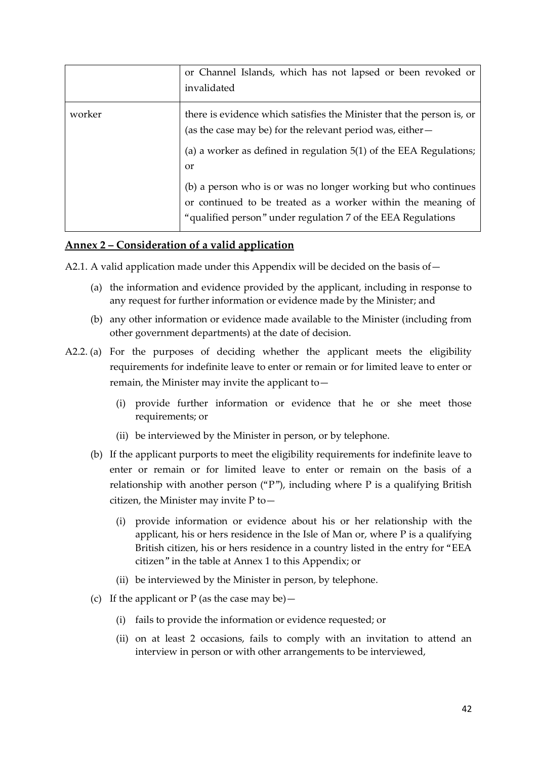| | |
|---|---|
| | or Channel Islands, which has not lapsed or been revoked or invalidated |
| worker | there is evidence which satisfies the Minister that the person is, or (as the case may be) for the relevant period was, either—<br><br>(a) a worker as defined in regulation 5(1) of the EEA Regulations; or<br><br>(b) a person who is or was no longer working but who continues or continued to be treated as a worker within the meaning of "qualified person" under regulation 7 of the EEA Regulations |

## Annex 2 – Consideration of a valid application

A2.1. A valid application made under this Appendix will be decided on the basis of—

- (a) the information and evidence provided by the applicant, including in response to any request for further information or evidence made by the Minister; and
- (b) any other information or evidence made available to the Minister (including from other government departments) at the date of decision.

A2.2. (a) For the purposes of deciding whether the applicant meets the eligibility requirements for indefinite leave to enter or remain or for limited leave to enter or remain, the Minister may invite the applicant to—

- (i) provide further information or evidence that he or she meet those requirements; or
- (ii) be interviewed by the Minister in person, or by telephone.

(b) If the applicant purports to meet the eligibility requirements for indefinite leave to enter or remain or for limited leave to enter or remain on the basis of a relationship with another person ("P"), including where P is a qualifying British citizen, the Minister may invite P to—

- (i) provide information or evidence about his or her relationship with the applicant, his or hers residence in the Isle of Man or, where P is a qualifying British citizen, his or hers residence in a country listed in the entry for "EEA citizen" in the table at Annex 1 to this Appendix; or
- (ii) be interviewed by the Minister in person, by telephone.

(c) If the applicant or P (as the case may be)—

- (i) fails to provide the information or evidence requested; or
- (ii) on at least 2 occasions, fails to comply with an invitation to attend an interview in person or with other arrangements to be interviewed,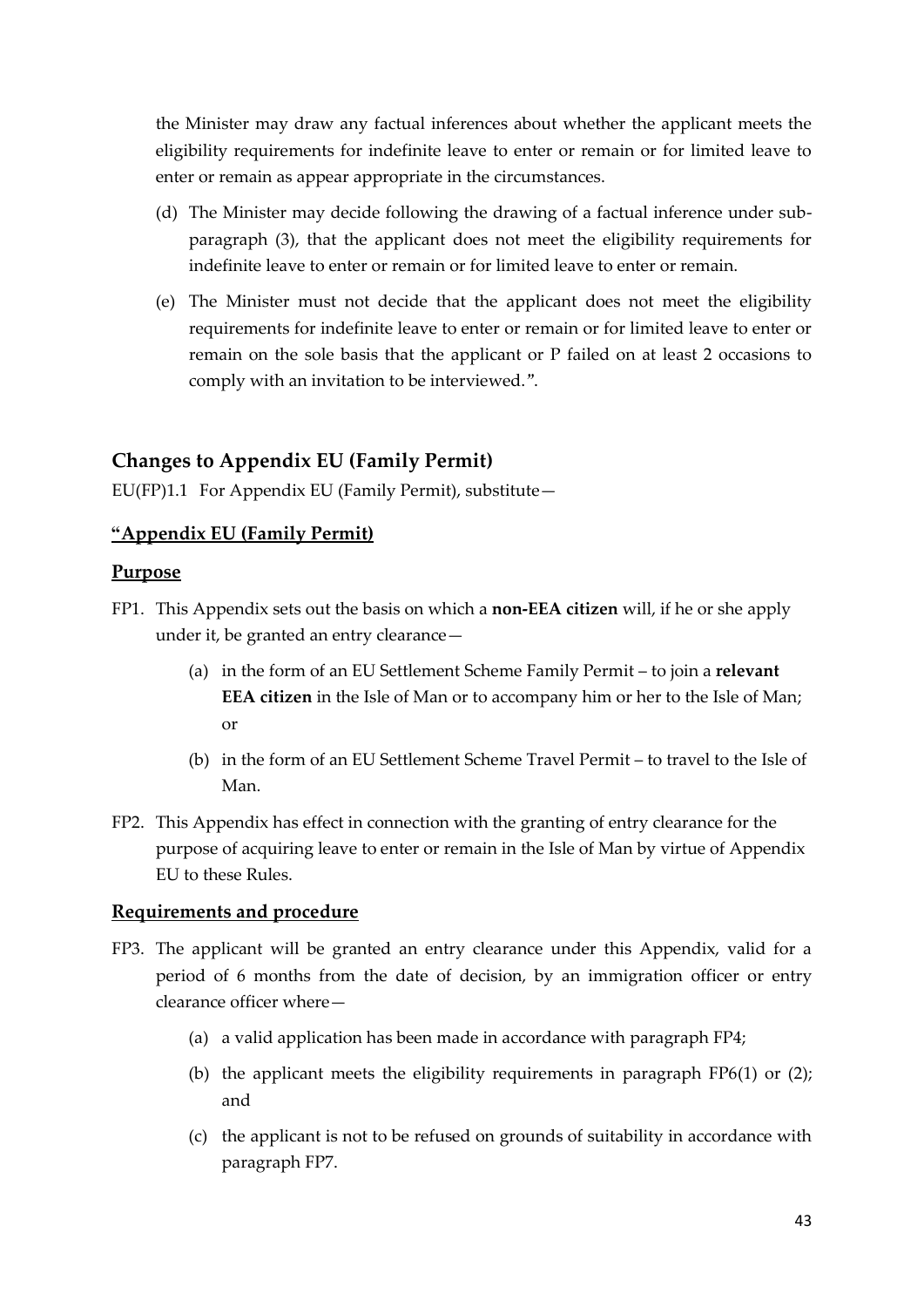the Minister may draw any factual inferences about whether the applicant meets the eligibility requirements for indefinite leave to enter or remain or for limited leave to enter or remain as appear appropriate in the circumstances.

(d) The Minister may decide following the drawing of a factual inference under sub-paragraph (3), that the applicant does not meet the eligibility requirements for indefinite leave to enter or remain or for limited leave to enter or remain.

(e) The Minister must not decide that the applicant does not meet the eligibility requirements for indefinite leave to enter or remain or for limited leave to enter or remain on the sole basis that the applicant or P failed on at least 2 occasions to comply with an invitation to be interviewed.".

## Changes to Appendix EU (Family Permit)

EU(FP)1.1 For Appendix EU (Family Permit), substitute—

### <u>"Appendix EU (Family Permit)</u>

### <u>Purpose</u>

FP1. This Appendix sets out the basis on which a **non-EEA citizen** will, if he or she apply under it, be granted an entry clearance—

(a) in the form of an EU Settlement Scheme Family Permit – to join a **relevant EEA citizen** in the Isle of Man or to accompany him or her to the Isle of Man; or

(b) in the form of an EU Settlement Scheme Travel Permit – to travel to the Isle of Man.

FP2. This Appendix has effect in connection with the granting of entry clearance for the purpose of acquiring leave to enter or remain in the Isle of Man by virtue of Appendix EU to these Rules.

### <u>Requirements and procedure</u>

FP3. The applicant will be granted an entry clearance under this Appendix, valid for a period of 6 months from the date of decision, by an immigration officer or entry clearance officer where—

(a) a valid application has been made in accordance with paragraph FP4;

(b) the applicant meets the eligibility requirements in paragraph FP6(1) or (2); and

(c) the applicant is not to be refused on grounds of suitability in accordance with paragraph FP7.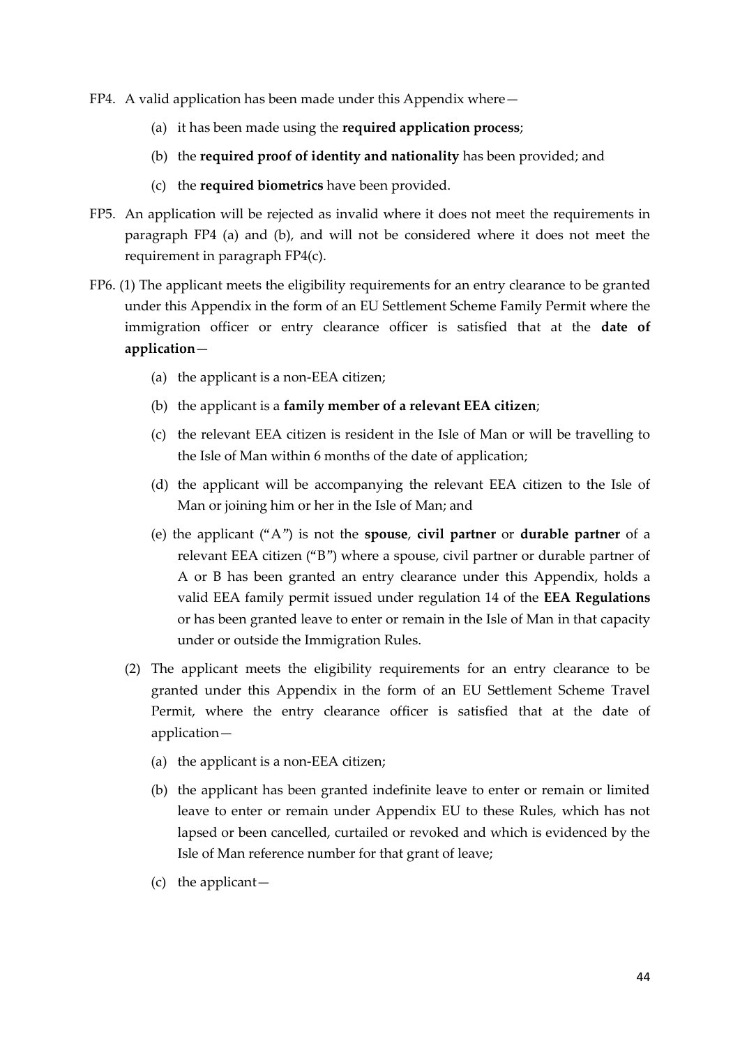FP4. A valid application has been made under this Appendix where—

- (a) it has been made using the **required application process**;
- (b) the **required proof of identity and nationality** has been provided; and
- (c) the **required biometrics** have been provided.

FP5. An application will be rejected as invalid where it does not meet the requirements in paragraph FP4 (a) and (b), and will not be considered where it does not meet the requirement in paragraph FP4(c).

FP6. (1) The applicant meets the eligibility requirements for an entry clearance to be granted under this Appendix in the form of an EU Settlement Scheme Family Permit where the immigration officer or entry clearance officer is satisfied that at the **date of application**—

- (a) the applicant is a non-EEA citizen;
- (b) the applicant is a **family member of a relevant EEA citizen**;
- (c) the relevant EEA citizen is resident in the Isle of Man or will be travelling to the Isle of Man within 6 months of the date of application;
- (d) the applicant will be accompanying the relevant EEA citizen to the Isle of Man or joining him or her in the Isle of Man; and
- (e) the applicant ("A") is not the **spouse**, **civil partner** or **durable partner** of a relevant EEA citizen ("B") where a spouse, civil partner or durable partner of A or B has been granted an entry clearance under this Appendix, holds a valid EEA family permit issued under regulation 14 of the **EEA Regulations** or has been granted leave to enter or remain in the Isle of Man in that capacity under or outside the Immigration Rules.

(2) The applicant meets the eligibility requirements for an entry clearance to be granted under this Appendix in the form of an EU Settlement Scheme Travel Permit, where the entry clearance officer is satisfied that at the date of application—

- (a) the applicant is a non-EEA citizen;
- (b) the applicant has been granted indefinite leave to enter or remain or limited leave to enter or remain under Appendix EU to these Rules, which has not lapsed or been cancelled, curtailed or revoked and which is evidenced by the Isle of Man reference number for that grant of leave;
- (c) the applicant—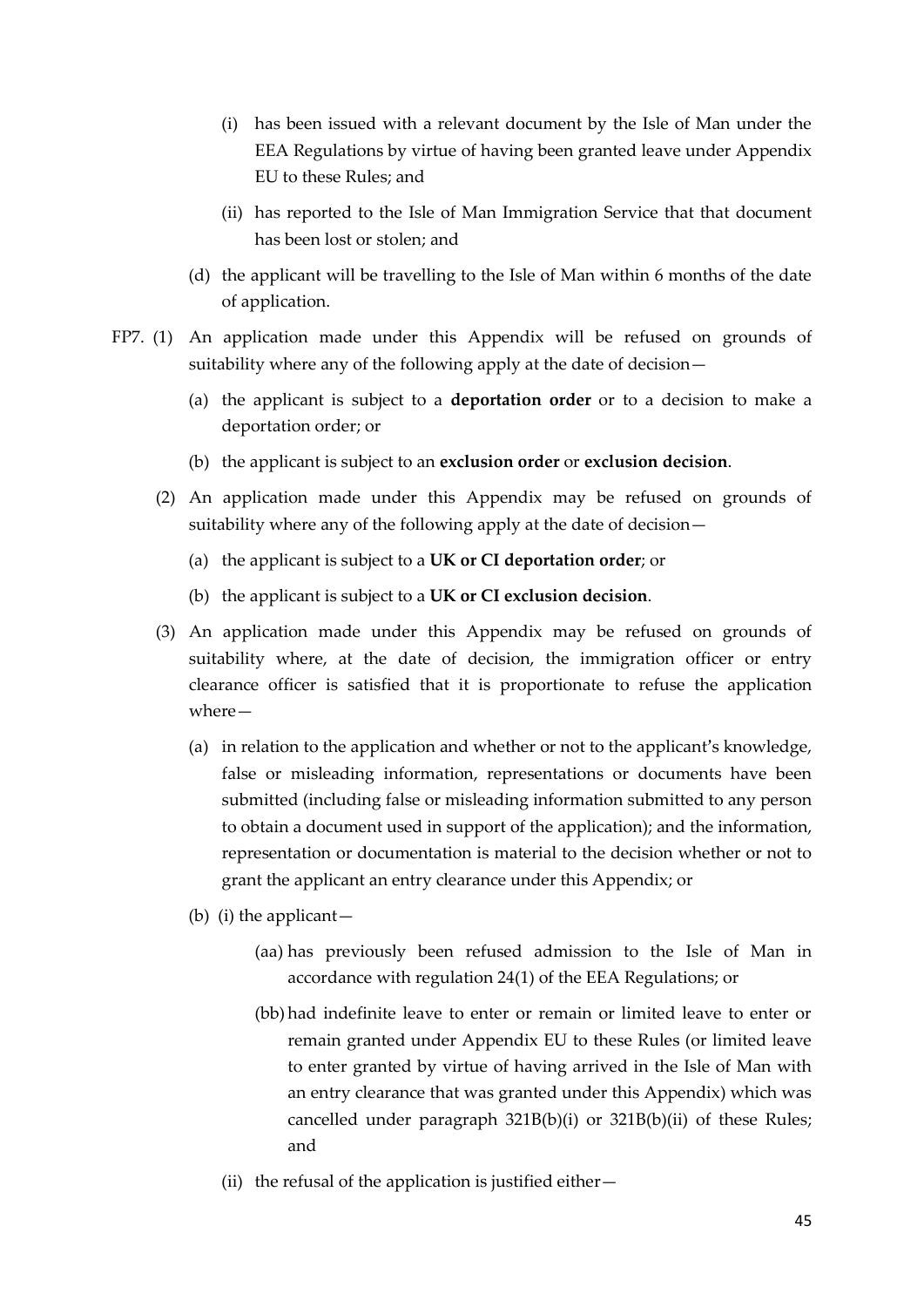(i) has been issued with a relevant document by the Isle of Man under the EEA Regulations by virtue of having been granted leave under Appendix EU to these Rules; and

(ii) has reported to the Isle of Man Immigration Service that that document has been lost or stolen; and

(d) the applicant will be travelling to the Isle of Man within 6 months of the date of application.

FP7. (1) An application made under this Appendix will be refused on grounds of suitability where any of the following apply at the date of decision—

(a) the applicant is subject to a **deportation order** or to a decision to make a deportation order; or

(b) the applicant is subject to an **exclusion order** or **exclusion decision**.

(2) An application made under this Appendix may be refused on grounds of suitability where any of the following apply at the date of decision—

(a) the applicant is subject to a **UK or CI deportation order**; or

(b) the applicant is subject to a **UK or CI exclusion decision**.

(3) An application made under this Appendix may be refused on grounds of suitability where, at the date of decision, the immigration officer or entry clearance officer is satisfied that it is proportionate to refuse the application where—

(a) in relation to the application and whether or not to the applicant's knowledge, false or misleading information, representations or documents have been submitted (including false or misleading information submitted to any person to obtain a document used in support of the application); and the information, representation or documentation is material to the decision whether or not to grant the applicant an entry clearance under this Appendix; or

(b) (i) the applicant—

(aa) has previously been refused admission to the Isle of Man in accordance with regulation 24(1) of the EEA Regulations; or

(bb) had indefinite leave to enter or remain or limited leave to enter or remain granted under Appendix EU to these Rules (or limited leave to enter granted by virtue of having arrived in the Isle of Man with an entry clearance that was granted under this Appendix) which was cancelled under paragraph 321B(b)(i) or 321B(b)(ii) of these Rules; and

(ii) the refusal of the application is justified either—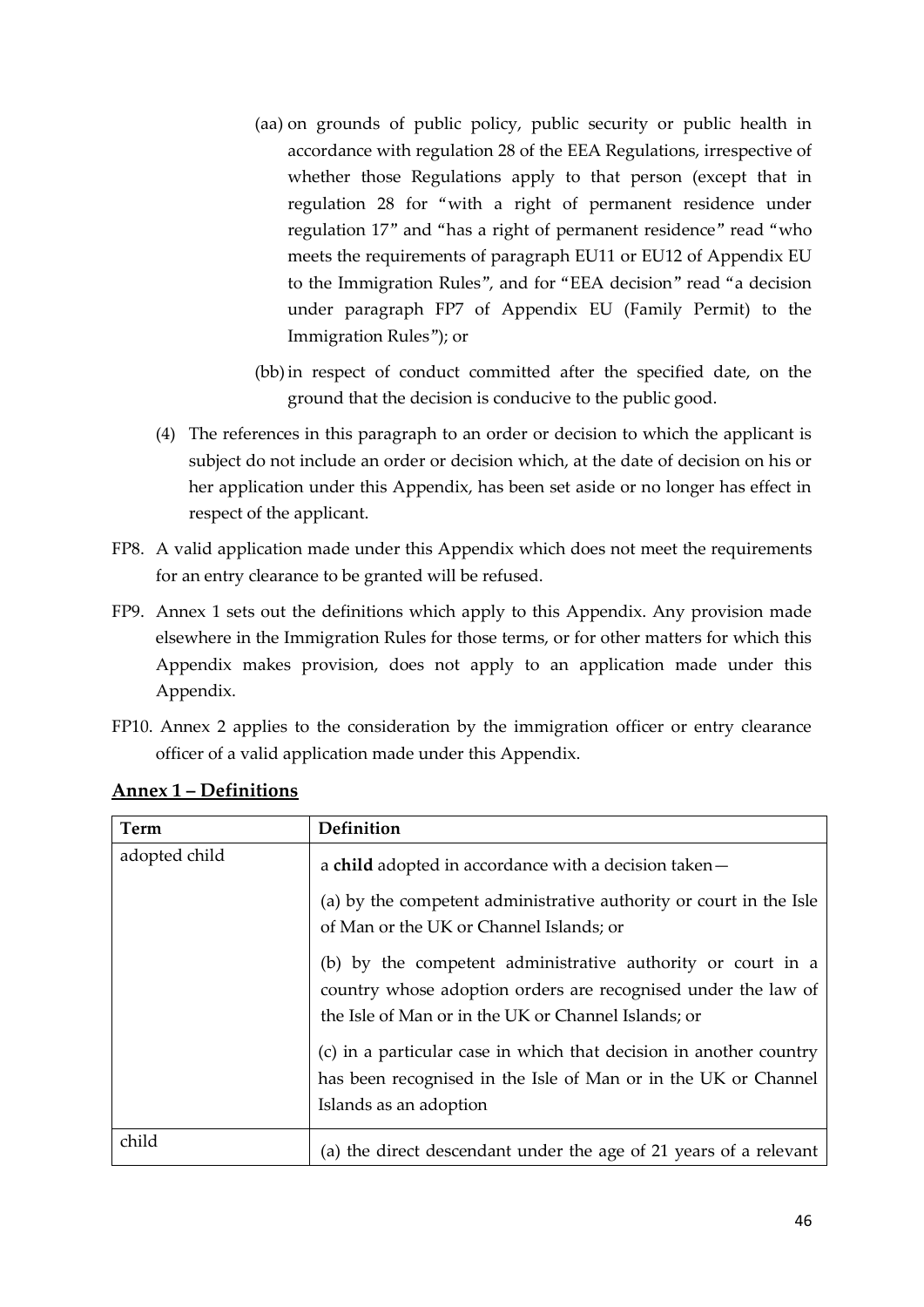(aa) on grounds of public policy, public security or public health in accordance with regulation 28 of the EEA Regulations, irrespective of whether those Regulations apply to that person (except that in regulation 28 for "with a right of permanent residence under regulation 17" and "has a right of permanent residence" read "who meets the requirements of paragraph EU11 or EU12 of Appendix EU to the Immigration Rules", and for "EEA decision" read "a decision under paragraph FP7 of Appendix EU (Family Permit) to the Immigration Rules"); or

(bb) in respect of conduct committed after the specified date, on the ground that the decision is conducive to the public good.

(4) The references in this paragraph to an order or decision to which the applicant is subject do not include an order or decision which, at the date of decision on his or her application under this Appendix, has been set aside or no longer has effect in respect of the applicant.

FP8. A valid application made under this Appendix which does not meet the requirements for an entry clearance to be granted will be refused.

FP9. Annex 1 sets out the definitions which apply to this Appendix. Any provision made elsewhere in the Immigration Rules for those terms, or for other matters for which this Appendix makes provision, does not apply to an application made under this Appendix.

FP10. Annex 2 applies to the consideration by the immigration officer or entry clearance officer of a valid application made under this Appendix.

## Annex 1 – Definitions

| Term | Definition |
|---|---|
| adopted child | a **child** adopted in accordance with a decision taken—<br><br>(a) by the competent administrative authority or court in the Isle of Man or the UK or Channel Islands; or<br><br>(b) by the competent administrative authority or court in a country whose adoption orders are recognised under the law of the Isle of Man or in the UK or Channel Islands; or<br><br>(c) in a particular case in which that decision in another country has been recognised in the Isle of Man or in the UK or Channel Islands as an adoption |
| child | (a) the direct descendant under the age of 21 years of a relevant |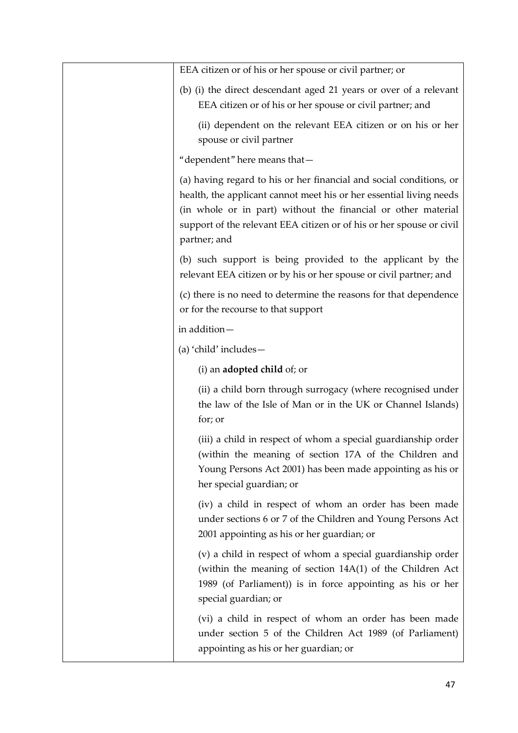| | EEA citizen or of his or her spouse or civil partner; or<br><br>(b) (i) the direct descendant aged 21 years or over of a relevant EEA citizen or of his or her spouse or civil partner; and<br><br>(ii) dependent on the relevant EEA citizen or on his or her spouse or civil partner<br><br>"dependent" here means that—<br><br>(a) having regard to his or her financial and social conditions, or health, the applicant cannot meet his or her essential living needs (in whole or in part) without the financial or other material support of the relevant EEA citizen or of his or her spouse or civil partner; and<br><br>(b) such support is being provided to the applicant by the relevant EEA citizen or by his or her spouse or civil partner; and<br><br>(c) there is no need to determine the reasons for that dependence or for the recourse to that support<br><br>in addition—<br><br>(a) 'child' includes—<br><br>(i) an **adopted child** of; or<br><br>(ii) a child born through surrogacy (where recognised under the law of the Isle of Man or in the UK or Channel Islands) for; or<br><br>(iii) a child in respect of whom a special guardianship order (within the meaning of section 17A of the Children and Young Persons Act 2001) has been made appointing as his or her special guardian; or<br><br>(iv) a child in respect of whom an order has been made under sections 6 or 7 of the Children and Young Persons Act 2001 appointing as his or her guardian; or<br><br>(v) a child in respect of whom a special guardianship order (within the meaning of section 14A(1) of the Children Act 1989 (of Parliament)) is in force appointing as his or her special guardian; or<br><br>(vi) a child in respect of whom an order has been made under section 5 of the Children Act 1989 (of Parliament) appointing as his or her guardian; or |
|---|---|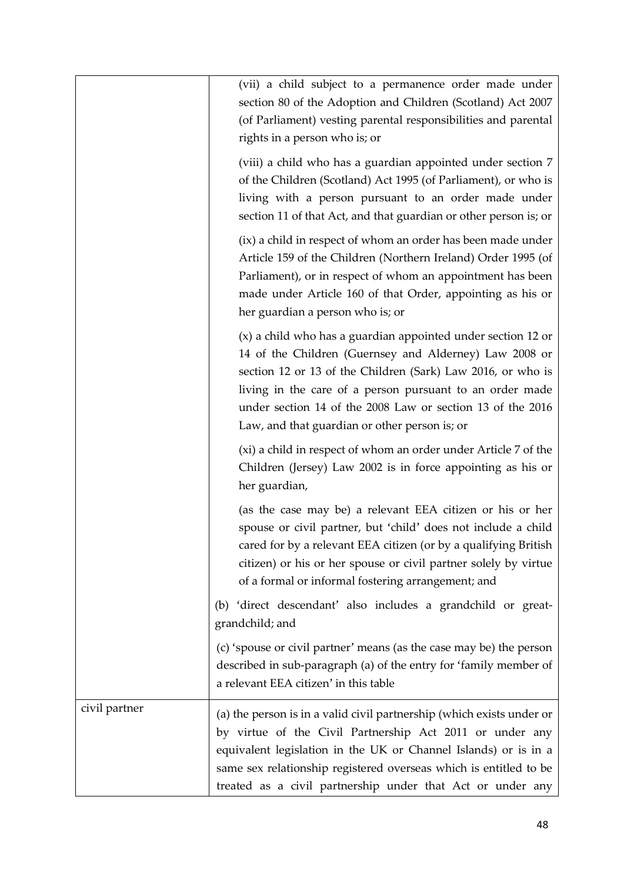| | |
|---|---|
| | (vii) a child subject to a permanence order made under section 80 of the Adoption and Children (Scotland) Act 2007 (of Parliament) vesting parental responsibilities and parental rights in a person who is; or<br><br>(viii) a child who has a guardian appointed under section 7 of the Children (Scotland) Act 1995 (of Parliament), or who is living with a person pursuant to an order made under section 11 of that Act, and that guardian or other person is; or<br><br>(ix) a child in respect of whom an order has been made under Article 159 of the Children (Northern Ireland) Order 1995 (of Parliament), or in respect of whom an appointment has been made under Article 160 of that Order, appointing as his or her guardian a person who is; or<br><br>(x) a child who has a guardian appointed under section 12 or 14 of the Children (Guernsey and Alderney) Law 2008 or section 12 or 13 of the Children (Sark) Law 2016, or who is living in the care of a person pursuant to an order made under section 14 of the 2008 Law or section 13 of the 2016 Law, and that guardian or other person is; or<br><br>(xi) a child in respect of whom an order under Article 7 of the Children (Jersey) Law 2002 is in force appointing as his or her guardian,<br><br>(as the case may be) a relevant EEA citizen or his or her spouse or civil partner, but 'child' does not include a child cared for by a relevant EEA citizen (or by a qualifying British citizen) or his or her spouse or civil partner solely by virtue of a formal or informal fostering arrangement; and<br><br>(b) 'direct descendant' also includes a grandchild or great-grandchild; and<br><br>(c) 'spouse or civil partner' means (as the case may be) the person described in sub-paragraph (a) of the entry for 'family member of a relevant EEA citizen' in this table |
| civil partner | (a) the person is in a valid civil partnership (which exists under or by virtue of the Civil Partnership Act 2011 or under any equivalent legislation in the UK or Channel Islands) or is in a same sex relationship registered overseas which is entitled to be treated as a civil partnership under that Act or under any |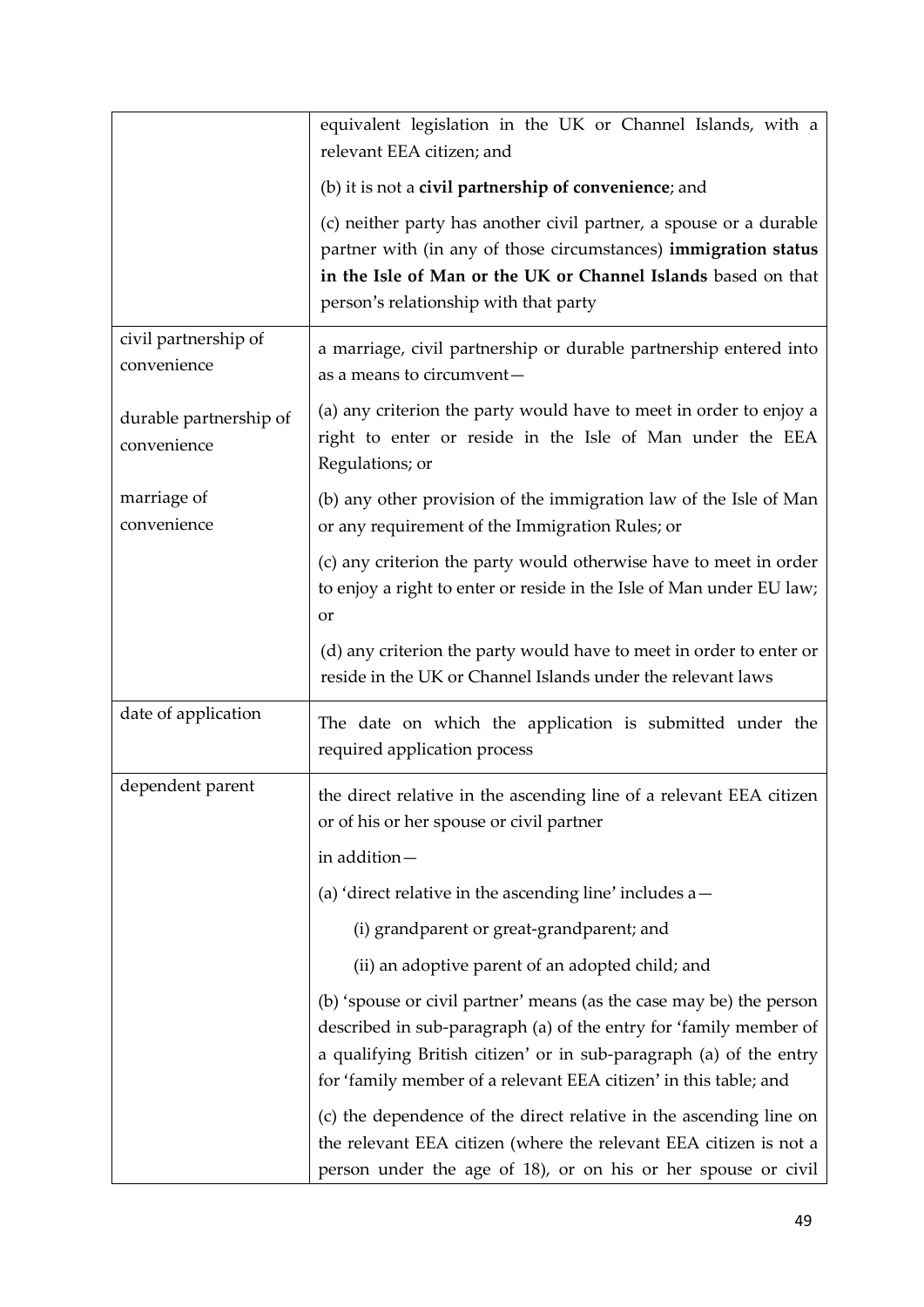| | |
|---|---|
| | equivalent legislation in the UK or Channel Islands, with a relevant EEA citizen; and<br><br>(b) it is not a **civil partnership of convenience**; and<br><br>(c) neither party has another civil partner, a spouse or a durable partner with (in any of those circumstances) **immigration status in the Isle of Man or the UK or Channel Islands** based on that person's relationship with that party |
| civil partnership of convenience<br><br>durable partnership of convenience<br><br>marriage of convenience | a marriage, civil partnership or durable partnership entered into as a means to circumvent—<br><br>(a) any criterion the party would have to meet in order to enjoy a right to enter or reside in the Isle of Man under the EEA Regulations; or<br><br>(b) any other provision of the immigration law of the Isle of Man or any requirement of the Immigration Rules; or<br><br>(c) any criterion the party would otherwise have to meet in order to enjoy a right to enter or reside in the Isle of Man under EU law; or<br><br>(d) any criterion the party would have to meet in order to enter or reside in the UK or Channel Islands under the relevant laws |
| date of application | The date on which the application is submitted under the required application process |
| dependent parent | the direct relative in the ascending line of a relevant EEA citizen or of his or her spouse or civil partner<br><br>in addition—<br><br>(a) 'direct relative in the ascending line' includes a—<br><br>(i) grandparent or great-grandparent; and<br><br>(ii) an adoptive parent of an adopted child; and<br><br>(b) 'spouse or civil partner' means (as the case may be) the person described in sub-paragraph (a) of the entry for 'family member of a qualifying British citizen' or in sub-paragraph (a) of the entry for 'family member of a relevant EEA citizen' in this table; and<br><br>(c) the dependence of the direct relative in the ascending line on the relevant EEA citizen (where the relevant EEA citizen is not a person under the age of 18), or on his or her spouse or civil |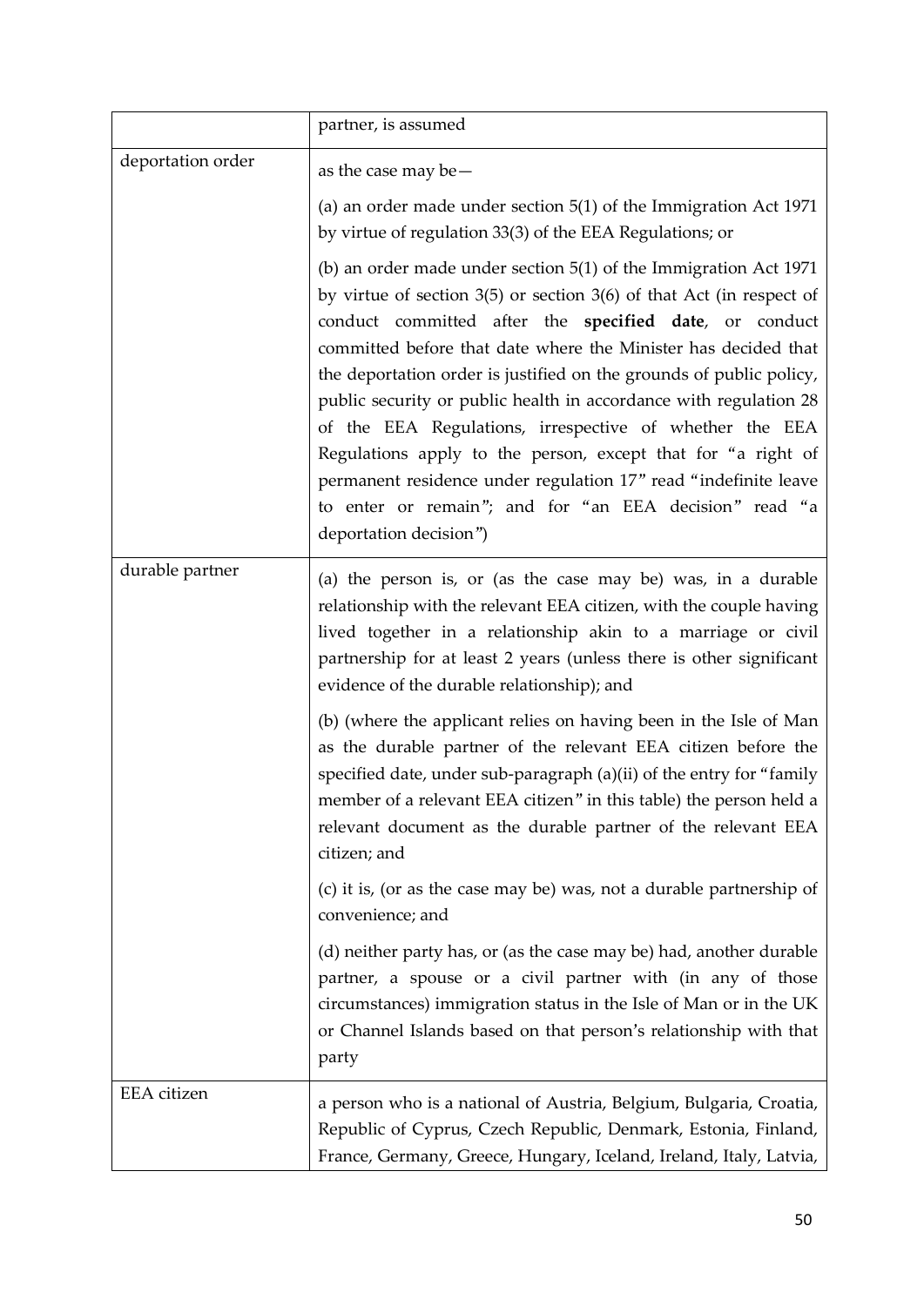| | |
|---|---|
| | partner, is assumed |
| deportation order | as the case may be—<br><br>(a) an order made under section 5(1) of the Immigration Act 1971 by virtue of regulation 33(3) of the EEA Regulations; or<br><br>(b) an order made under section 5(1) of the Immigration Act 1971 by virtue of section 3(5) or section 3(6) of that Act (in respect of conduct committed after the **specified date**, or conduct committed before that date where the Minister has decided that the deportation order is justified on the grounds of public policy, public security or public health in accordance with regulation 28 of the EEA Regulations, irrespective of whether the EEA Regulations apply to the person, except that for "a right of permanent residence under regulation 17" read "indefinite leave to enter or remain"; and for "an EEA decision" read "a deportation decision") |
| durable partner | (a) the person is, or (as the case may be) was, in a durable relationship with the relevant EEA citizen, with the couple having lived together in a relationship akin to a marriage or civil partnership for at least 2 years (unless there is other significant evidence of the durable relationship); and<br><br>(b) (where the applicant relies on having been in the Isle of Man as the durable partner of the relevant EEA citizen before the specified date, under sub-paragraph (a)(ii) of the entry for "family member of a relevant EEA citizen" in this table) the person held a relevant document as the durable partner of the relevant EEA citizen; and<br><br>(c) it is, (or as the case may be) was, not a durable partnership of convenience; and<br><br>(d) neither party has, or (as the case may be) had, another durable partner, a spouse or a civil partner with (in any of those circumstances) immigration status in the Isle of Man or in the UK or Channel Islands based on that person's relationship with that party |
| EEA citizen | a person who is a national of Austria, Belgium, Bulgaria, Croatia, Republic of Cyprus, Czech Republic, Denmark, Estonia, Finland, France, Germany, Greece, Hungary, Iceland, Ireland, Italy, Latvia, |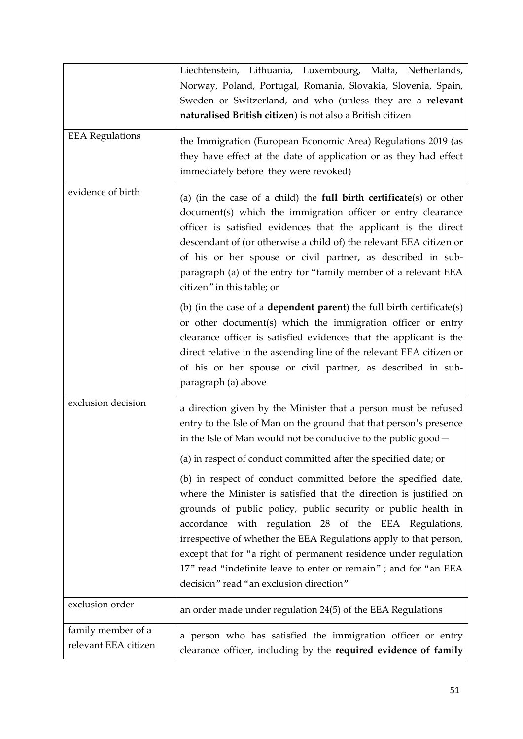| | |
|---|---|
| | Liechtenstein, Lithuania, Luxembourg, Malta, Netherlands, Norway, Poland, Portugal, Romania, Slovakia, Slovenia, Spain, Sweden or Switzerland, and who (unless they are a **relevant naturalised British citizen**) is not also a British citizen |
| EEA Regulations | the Immigration (European Economic Area) Regulations 2019 (as they have effect at the date of application or as they had effect immediately before they were revoked) |
| evidence of birth | (a) (in the case of a child) the **full birth certificate**(s) or other document(s) which the immigration officer or entry clearance officer is satisfied evidences that the applicant is the direct descendant of (or otherwise a child of) the relevant EEA citizen or of his or her spouse or civil partner, as described in sub-paragraph (a) of the entry for "family member of a relevant EEA citizen" in this table; or<br><br>(b) (in the case of a **dependent parent**) the full birth certificate(s) or other document(s) which the immigration officer or entry clearance officer is satisfied evidences that the applicant is the direct relative in the ascending line of the relevant EEA citizen or of his or her spouse or civil partner, as described in sub-paragraph (a) above |
| exclusion decision | a direction given by the Minister that a person must be refused entry to the Isle of Man on the ground that that person's presence in the Isle of Man would not be conducive to the public good—<br><br>(a) in respect of conduct committed after the specified date; or<br><br>(b) in respect of conduct committed before the specified date, where the Minister is satisfied that the direction is justified on grounds of public policy, public security or public health in accordance with regulation 28 of the EEA Regulations, irrespective of whether the EEA Regulations apply to that person, except that for "a right of permanent residence under regulation 17" read "indefinite leave to enter or remain" ; and for "an EEA decision" read "an exclusion direction" |
| exclusion order | an order made under regulation 24(5) of the EEA Regulations |
| family member of a relevant EEA citizen | a person who has satisfied the immigration officer or entry clearance officer, including by the **required evidence of family** |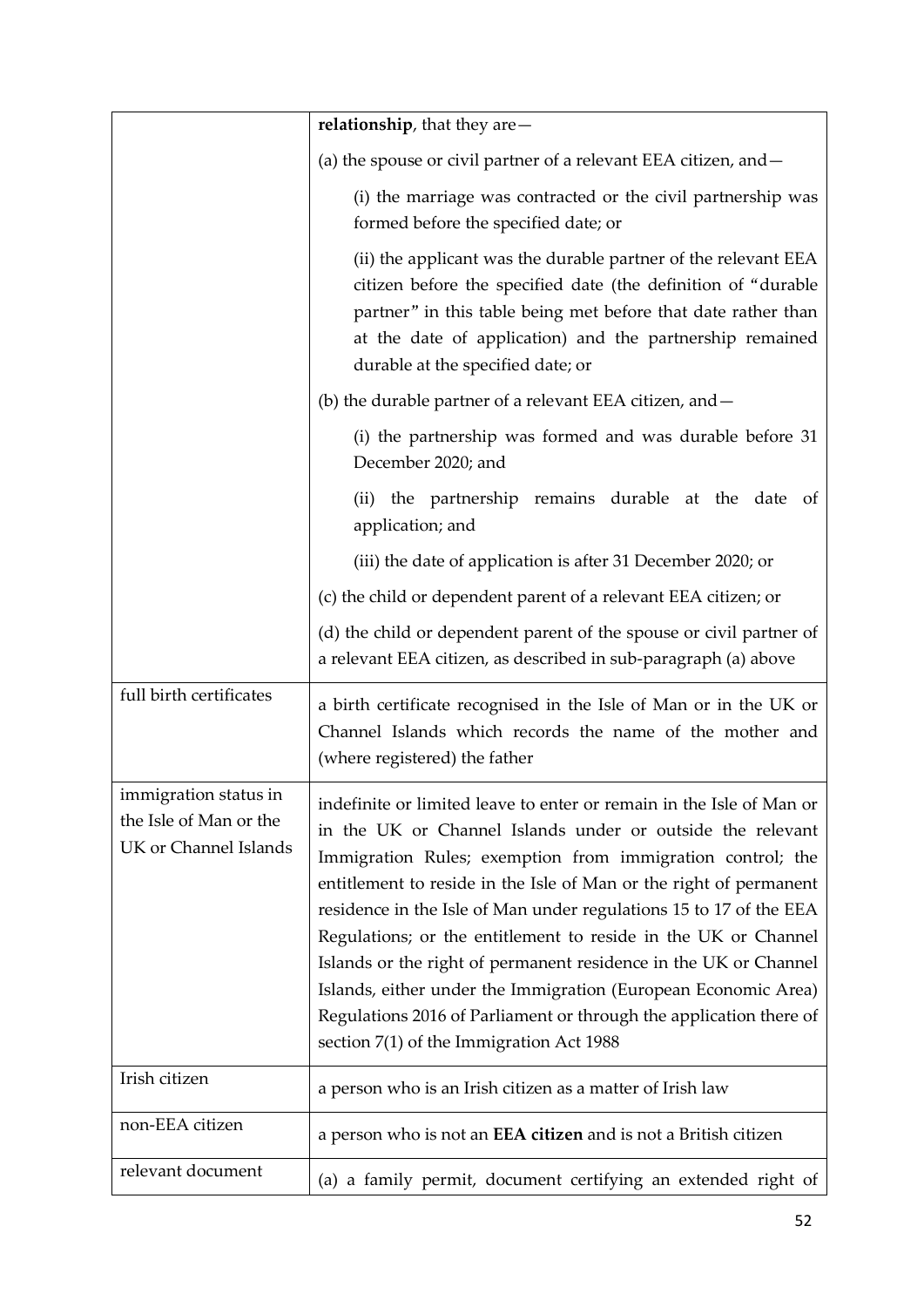| | |
|---|---|
| | **relationship**, that they are—<br><br>(a) the spouse or civil partner of a relevant EEA citizen, and—<br><br>(i) the marriage was contracted or the civil partnership was formed before the specified date; or<br><br>(ii) the applicant was the durable partner of the relevant EEA citizen before the specified date (the definition of "durable partner" in this table being met before that date rather than at the date of application) and the partnership remained durable at the specified date; or<br><br>(b) the durable partner of a relevant EEA citizen, and—<br><br>(i) the partnership was formed and was durable before 31 December 2020; and<br><br>(ii) the partnership remains durable at the date of application; and<br><br>(iii) the date of application is after 31 December 2020; or<br><br>(c) the child or dependent parent of a relevant EEA citizen; or<br><br>(d) the child or dependent parent of the spouse or civil partner of a relevant EEA citizen, as described in sub-paragraph (a) above |
| full birth certificates | a birth certificate recognised in the Isle of Man or in the UK or Channel Islands which records the name of the mother and (where registered) the father |
| immigration status in the Isle of Man or the UK or Channel Islands | indefinite or limited leave to enter or remain in the Isle of Man or in the UK or Channel Islands under or outside the relevant Immigration Rules; exemption from immigration control; the entitlement to reside in the Isle of Man or the right of permanent residence in the Isle of Man under regulations 15 to 17 of the EEA Regulations; or the entitlement to reside in the UK or Channel Islands or the right of permanent residence in the UK or Channel Islands, either under the Immigration (European Economic Area) Regulations 2016 of Parliament or through the application there of section 7(1) of the Immigration Act 1988 |
| Irish citizen | a person who is an Irish citizen as a matter of Irish law |
| non-EEA citizen | a person who is not an **EEA citizen** and is not a British citizen |
| relevant document | (a) a family permit, document certifying an extended right of |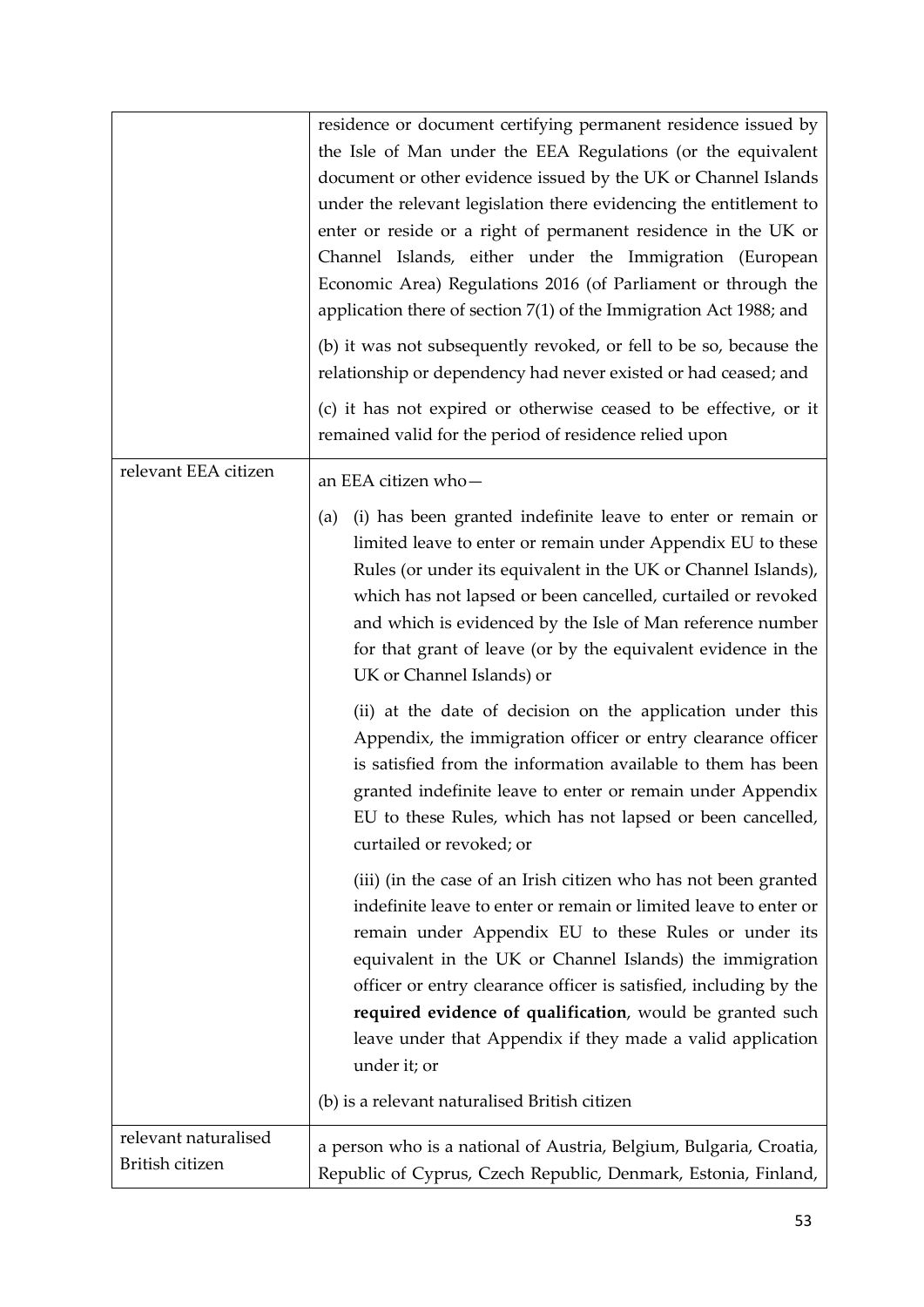| | |
|---|---|
| | residence or document certifying permanent residence issued by the Isle of Man under the EEA Regulations (or the equivalent document or other evidence issued by the UK or Channel Islands under the relevant legislation there evidencing the entitlement to enter or reside or a right of permanent residence in the UK or Channel Islands, either under the Immigration (European Economic Area) Regulations 2016 (of Parliament or through the application there of section 7(1) of the Immigration Act 1988; and<br><br>(b) it was not subsequently revoked, or fell to be so, because the relationship or dependency had never existed or had ceased; and<br><br>(c) it has not expired or otherwise ceased to be effective, or it remained valid for the period of residence relied upon |
| relevant EEA citizen | an EEA citizen who—<br><br>(a) (i) has been granted indefinite leave to enter or remain or limited leave to enter or remain under Appendix EU to these Rules (or under its equivalent in the UK or Channel Islands), which has not lapsed or been cancelled, curtailed or revoked and which is evidenced by the Isle of Man reference number for that grant of leave (or by the equivalent evidence in the UK or Channel Islands) or<br><br>(ii) at the date of decision on the application under this Appendix, the immigration officer or entry clearance officer is satisfied from the information available to them has been granted indefinite leave to enter or remain under Appendix EU to these Rules, which has not lapsed or been cancelled, curtailed or revoked; or<br><br>(iii) (in the case of an Irish citizen who has not been granted indefinite leave to enter or remain or limited leave to enter or remain under Appendix EU to these Rules or under its equivalent in the UK or Channel Islands) the immigration officer or entry clearance officer is satisfied, including by the **required evidence of qualification**, would be granted such leave under that Appendix if they made a valid application under it; or<br><br>(b) is a relevant naturalised British citizen |
| relevant naturalised British citizen | a person who is a national of Austria, Belgium, Bulgaria, Croatia, Republic of Cyprus, Czech Republic, Denmark, Estonia, Finland, |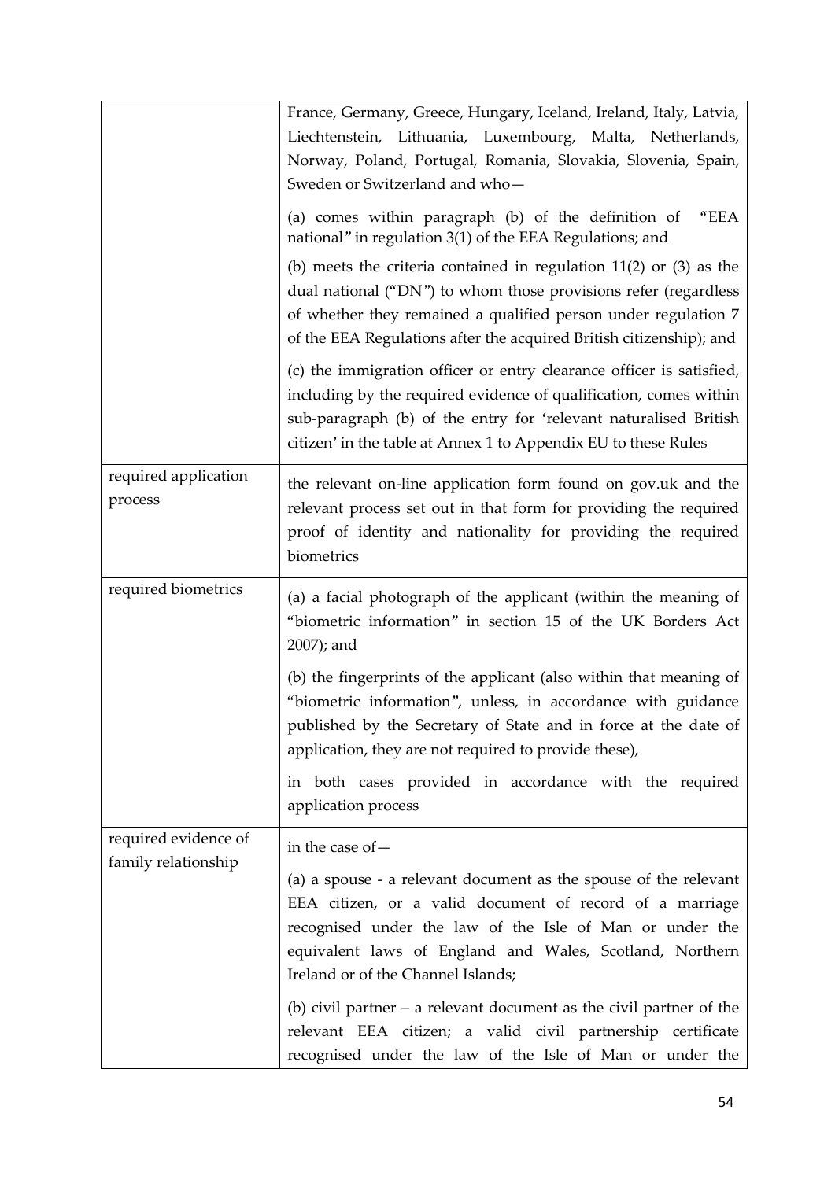| | |
|---|---|
| | France, Germany, Greece, Hungary, Iceland, Ireland, Italy, Latvia, Liechtenstein, Lithuania, Luxembourg, Malta, Netherlands, Norway, Poland, Portugal, Romania, Slovakia, Slovenia, Spain, Sweden or Switzerland and who—<br><br>(a) comes within paragraph (b) of the definition of "EEA national" in regulation 3(1) of the EEA Regulations; and<br><br>(b) meets the criteria contained in regulation 11(2) or (3) as the dual national ("DN") to whom those provisions refer (regardless of whether they remained a qualified person under regulation 7 of the EEA Regulations after the acquired British citizenship); and<br><br>(c) the immigration officer or entry clearance officer is satisfied, including by the required evidence of qualification, comes within sub-paragraph (b) of the entry for 'relevant naturalised British citizen' in the table at Annex 1 to Appendix EU to these Rules |
| required application process | the relevant on-line application form found on gov.uk and the relevant process set out in that form for providing the required proof of identity and nationality for providing the required biometrics |
| required biometrics | (a) a facial photograph of the applicant (within the meaning of "biometric information" in section 15 of the UK Borders Act 2007); and<br><br>(b) the fingerprints of the applicant (also within that meaning of "biometric information", unless, in accordance with guidance published by the Secretary of State and in force at the date of application, they are not required to provide these),<br><br>in both cases provided in accordance with the required application process |
| required evidence of family relationship | in the case of—<br><br>(a) a spouse - a relevant document as the spouse of the relevant EEA citizen, or a valid document of record of a marriage recognised under the law of the Isle of Man or under the equivalent laws of England and Wales, Scotland, Northern Ireland or of the Channel Islands;<br><br>(b) civil partner – a relevant document as the civil partner of the relevant EEA citizen; a valid civil partnership certificate recognised under the law of the Isle of Man or under the |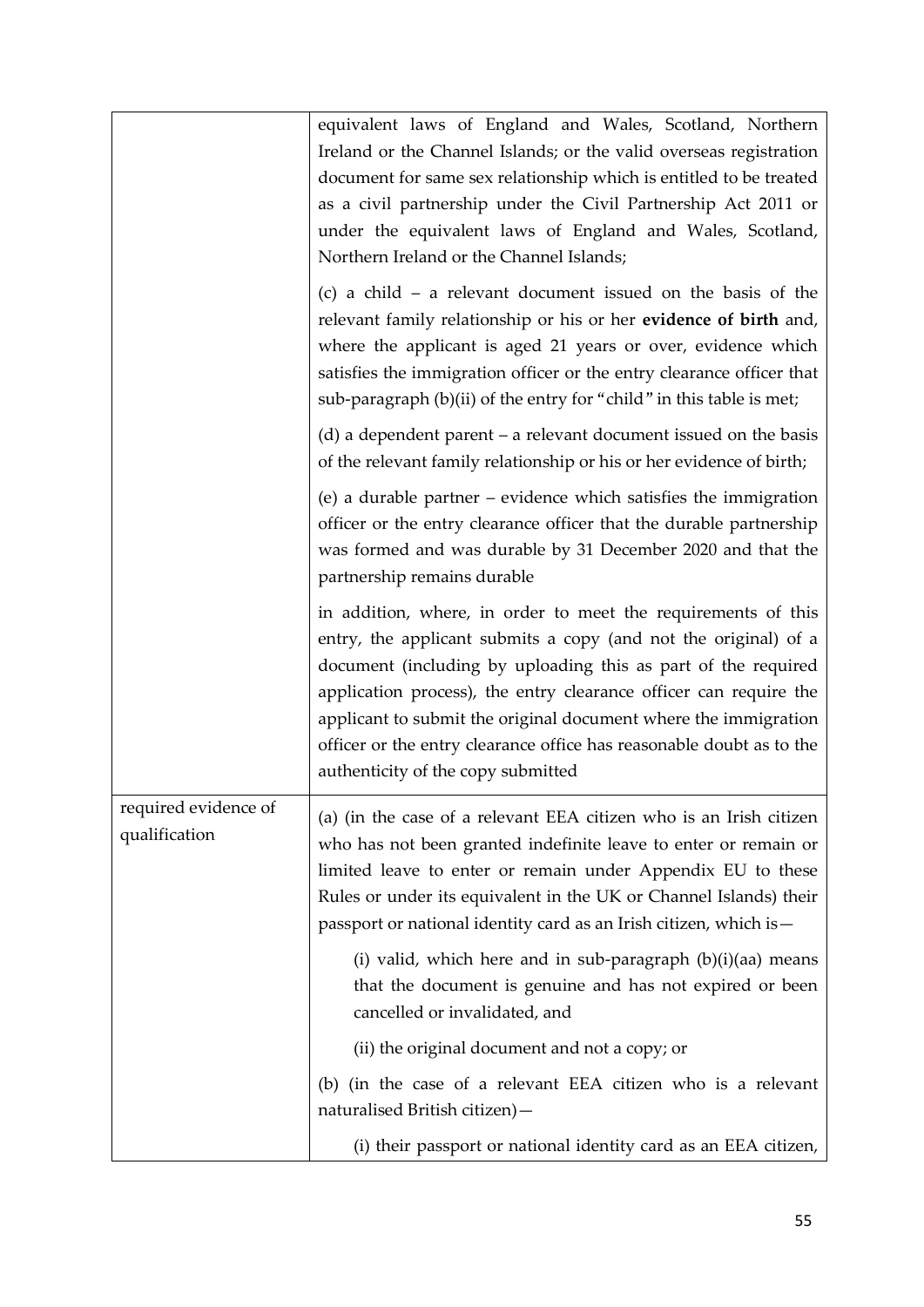| | |
|---|---|
| | equivalent laws of England and Wales, Scotland, Northern Ireland or the Channel Islands; or the valid overseas registration document for same sex relationship which is entitled to be treated as a civil partnership under the Civil Partnership Act 2011 or under the equivalent laws of England and Wales, Scotland, Northern Ireland or the Channel Islands;<br><br>(c) a child – a relevant document issued on the basis of the relevant family relationship or his or her **evidence of birth** and, where the applicant is aged 21 years or over, evidence which satisfies the immigration officer or the entry clearance officer that sub-paragraph (b)(ii) of the entry for "child" in this table is met;<br><br>(d) a dependent parent – a relevant document issued on the basis of the relevant family relationship or his or her evidence of birth;<br><br>(e) a durable partner – evidence which satisfies the immigration officer or the entry clearance officer that the durable partnership was formed and was durable by 31 December 2020 and that the partnership remains durable<br><br>in addition, where, in order to meet the requirements of this entry, the applicant submits a copy (and not the original) of a document (including by uploading this as part of the required application process), the entry clearance officer can require the applicant to submit the original document where the immigration officer or the entry clearance office has reasonable doubt as to the authenticity of the copy submitted |
| required evidence of qualification | (a) (in the case of a relevant EEA citizen who is an Irish citizen who has not been granted indefinite leave to enter or remain or limited leave to enter or remain under Appendix EU to these Rules or under its equivalent in the UK or Channel Islands) their passport or national identity card as an Irish citizen, which is—<br><br>(i) valid, which here and in sub-paragraph (b)(i)(aa) means that the document is genuine and has not expired or been cancelled or invalidated, and<br><br>(ii) the original document and not a copy; or<br><br>(b) (in the case of a relevant EEA citizen who is a relevant naturalised British citizen)—<br><br>(i) their passport or national identity card as an EEA citizen, |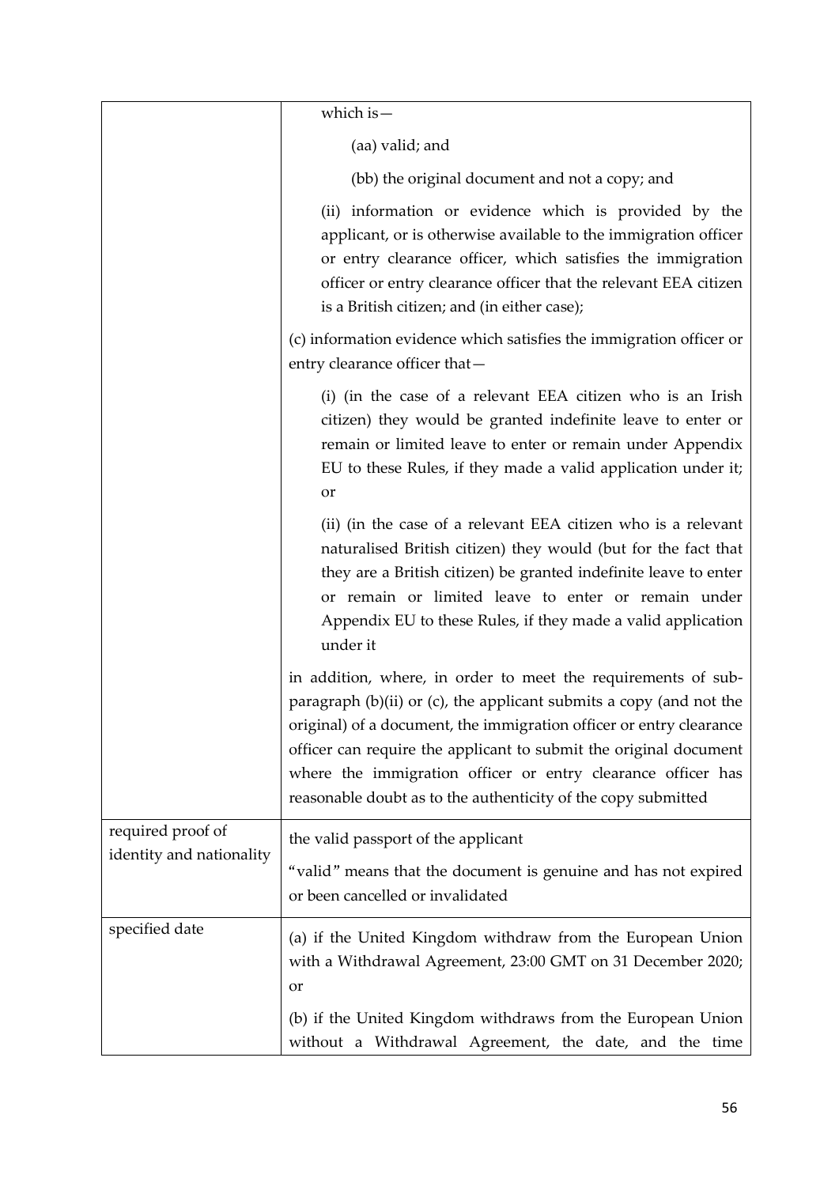| | |
|---|---|
| | which is—<br><br>(aa) valid; and<br><br>(bb) the original document and not a copy; and<br><br>(ii) information or evidence which is provided by the applicant, or is otherwise available to the immigration officer or entry clearance officer, which satisfies the immigration officer or entry clearance officer that the relevant EEA citizen is a British citizen; and (in either case);<br><br>(c) information evidence which satisfies the immigration officer or entry clearance officer that—<br><br>(i) (in the case of a relevant EEA citizen who is an Irish citizen) they would be granted indefinite leave to enter or remain or limited leave to enter or remain under Appendix EU to these Rules, if they made a valid application under it; or<br><br>(ii) (in the case of a relevant EEA citizen who is a relevant naturalised British citizen) they would (but for the fact that they are a British citizen) be granted indefinite leave to enter or remain or limited leave to enter or remain under Appendix EU to these Rules, if they made a valid application under it<br><br>in addition, where, in order to meet the requirements of sub-paragraph (b)(ii) or (c), the applicant submits a copy (and not the original) of a document, the immigration officer or entry clearance officer can require the applicant to submit the original document where the immigration officer or entry clearance officer has reasonable doubt as to the authenticity of the copy submitted |
| required proof of identity and nationality | the valid passport of the applicant<br><br>"valid" means that the document is genuine and has not expired or been cancelled or invalidated |
| specified date | (a) if the United Kingdom withdraw from the European Union with a Withdrawal Agreement, 23:00 GMT on 31 December 2020; or<br><br>(b) if the United Kingdom withdraws from the European Union without a Withdrawal Agreement, the date, and the time |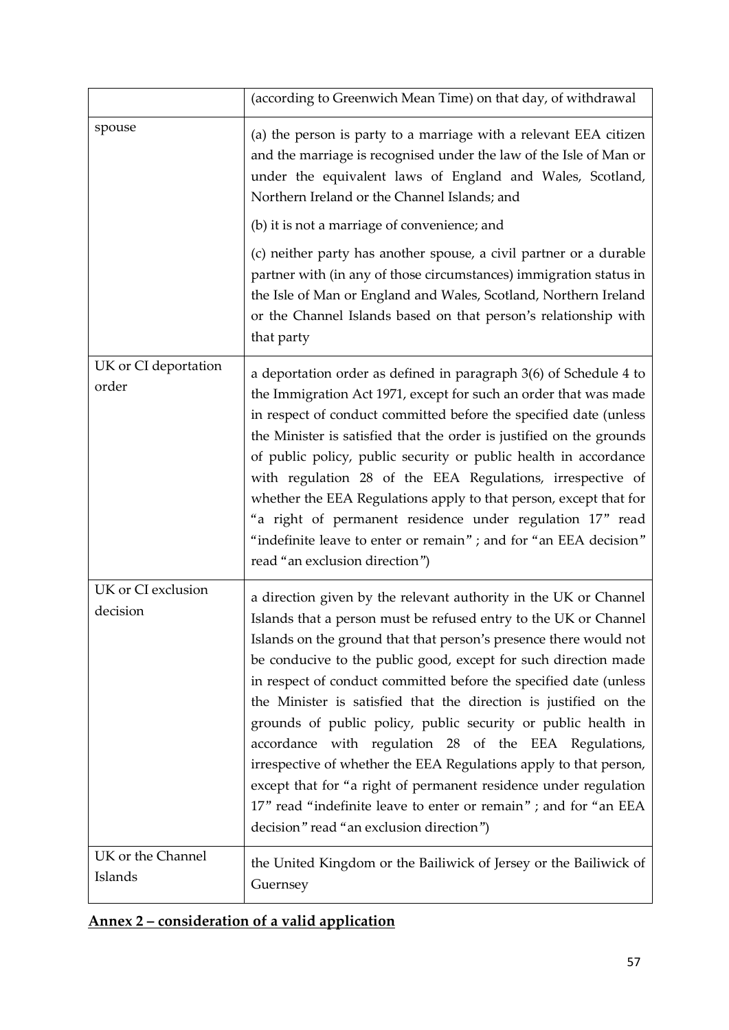| | |
|---|---|
| | (according to Greenwich Mean Time) on that day, of withdrawal |
| spouse | (a) the person is party to a marriage with a relevant EEA citizen and the marriage is recognised under the law of the Isle of Man or under the equivalent laws of England and Wales, Scotland, Northern Ireland or the Channel Islands; and<br><br>(b) it is not a marriage of convenience; and<br><br>(c) neither party has another spouse, a civil partner or a durable partner with (in any of those circumstances) immigration status in the Isle of Man or England and Wales, Scotland, Northern Ireland or the Channel Islands based on that person's relationship with that party |
| UK or CI deportation order | a deportation order as defined in paragraph 3(6) of Schedule 4 to the Immigration Act 1971, except for such an order that was made in respect of conduct committed before the specified date (unless the Minister is satisfied that the order is justified on the grounds of public policy, public security or public health in accordance with regulation 28 of the EEA Regulations, irrespective of whether the EEA Regulations apply to that person, except that for "a right of permanent residence under regulation 17" read "indefinite leave to enter or remain" ; and for "an EEA decision" read "an exclusion direction") |
| UK or CI exclusion decision | a direction given by the relevant authority in the UK or Channel Islands that a person must be refused entry to the UK or Channel Islands on the ground that that person's presence there would not be conducive to the public good, except for such direction made in respect of conduct committed before the specified date (unless the Minister is satisfied that the direction is justified on the grounds of public policy, public security or public health in accordance with regulation 28 of the EEA Regulations, irrespective of whether the EEA Regulations apply to that person, except that for "a right of permanent residence under regulation 17" read "indefinite leave to enter or remain" ; and for "an EEA decision" read "an exclusion direction") |
| UK or the Channel Islands | the United Kingdom or the Bailiwick of Jersey or the Bailiwick of Guernsey |

## Annex 2 – consideration of a valid application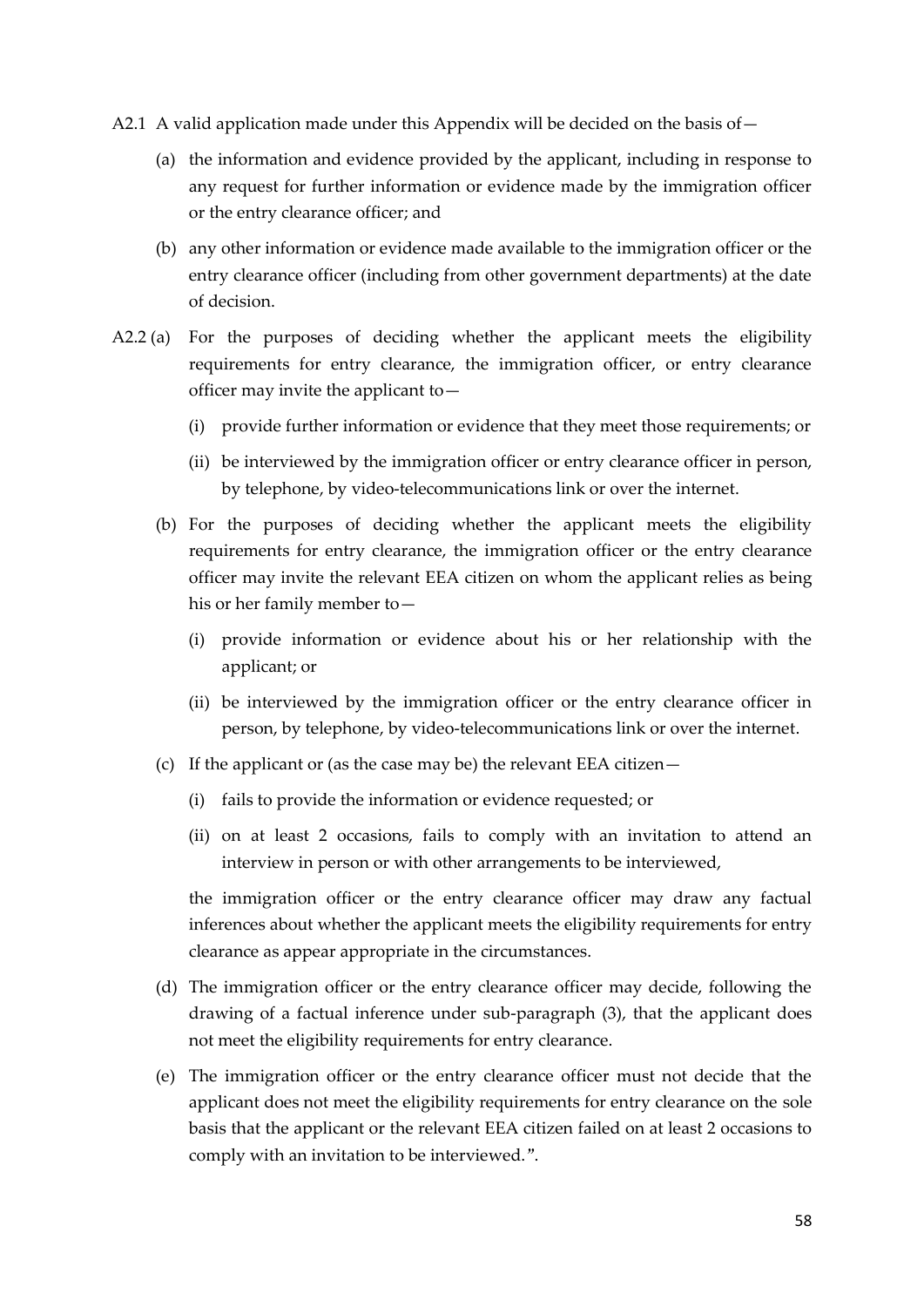A2.1 A valid application made under this Appendix will be decided on the basis of—

- (a) the information and evidence provided by the applicant, including in response to any request for further information or evidence made by the immigration officer or the entry clearance officer; and
- (b) any other information or evidence made available to the immigration officer or the entry clearance officer (including from other government departments) at the date of decision.

A2.2 (a) For the purposes of deciding whether the applicant meets the eligibility requirements for entry clearance, the immigration officer, or entry clearance officer may invite the applicant to—

- (i) provide further information or evidence that they meet those requirements; or
- (ii) be interviewed by the immigration officer or entry clearance officer in person, by telephone, by video-telecommunications link or over the internet.

(b) For the purposes of deciding whether the applicant meets the eligibility requirements for entry clearance, the immigration officer or the entry clearance officer may invite the relevant EEA citizen on whom the applicant relies as being his or her family member to—

- (i) provide information or evidence about his or her relationship with the applicant; or
- (ii) be interviewed by the immigration officer or the entry clearance officer in person, by telephone, by video-telecommunications link or over the internet.

(c) If the applicant or (as the case may be) the relevant EEA citizen—

- (i) fails to provide the information or evidence requested; or
- (ii) on at least 2 occasions, fails to comply with an invitation to attend an interview in person or with other arrangements to be interviewed,

the immigration officer or the entry clearance officer may draw any factual inferences about whether the applicant meets the eligibility requirements for entry clearance as appear appropriate in the circumstances.

(d) The immigration officer or the entry clearance officer may decide, following the drawing of a factual inference under sub-paragraph (3), that the applicant does not meet the eligibility requirements for entry clearance.

(e) The immigration officer or the entry clearance officer must not decide that the applicant does not meet the eligibility requirements for entry clearance on the sole basis that the applicant or the relevant EEA citizen failed on at least 2 occasions to comply with an invitation to be interviewed.".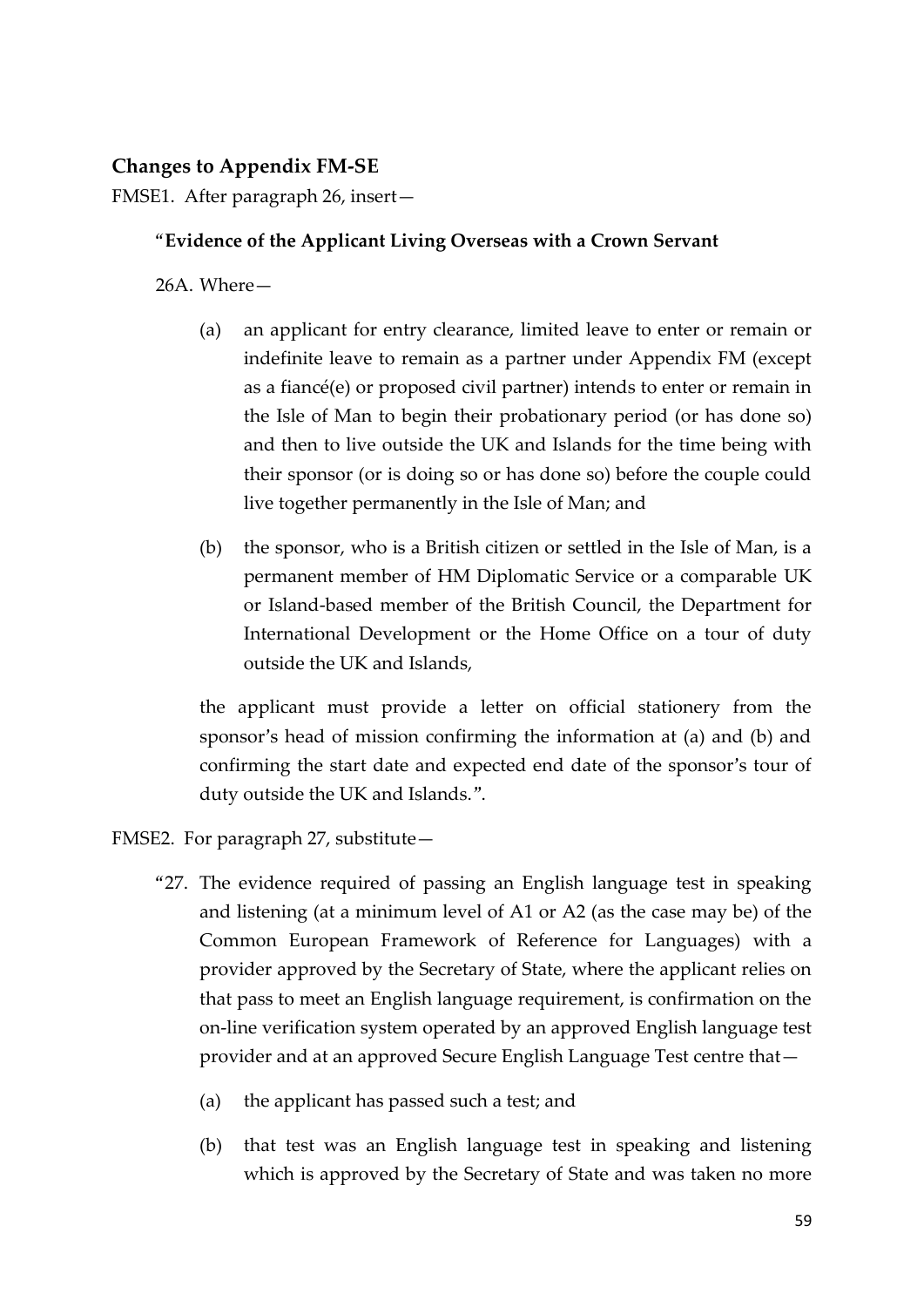### Changes to Appendix FM-SE

FMSE1. After paragraph 26, insert—

"**Evidence of the Applicant Living Overseas with a Crown Servant**

26A. Where—

(a) an applicant for entry clearance, limited leave to enter or remain or indefinite leave to remain as a partner under Appendix FM (except as a fiancé(e) or proposed civil partner) intends to enter or remain in the Isle of Man to begin their probationary period (or has done so) and then to live outside the UK and Islands for the time being with their sponsor (or is doing so or has done so) before the couple could live together permanently in the Isle of Man; and

(b) the sponsor, who is a British citizen or settled in the Isle of Man, is a permanent member of HM Diplomatic Service or a comparable UK or Island-based member of the British Council, the Department for International Development or the Home Office on a tour of duty outside the UK and Islands,

the applicant must provide a letter on official stationery from the sponsor's head of mission confirming the information at (a) and (b) and confirming the start date and expected end date of the sponsor's tour of duty outside the UK and Islands.".

FMSE2. For paragraph 27, substitute—

"27. The evidence required of passing an English language test in speaking and listening (at a minimum level of A1 or A2 (as the case may be) of the Common European Framework of Reference for Languages) with a provider approved by the Secretary of State, where the applicant relies on that pass to meet an English language requirement, is confirmation on the on-line verification system operated by an approved English language test provider and at an approved Secure English Language Test centre that—

(a) the applicant has passed such a test; and

(b) that test was an English language test in speaking and listening which is approved by the Secretary of State and was taken no more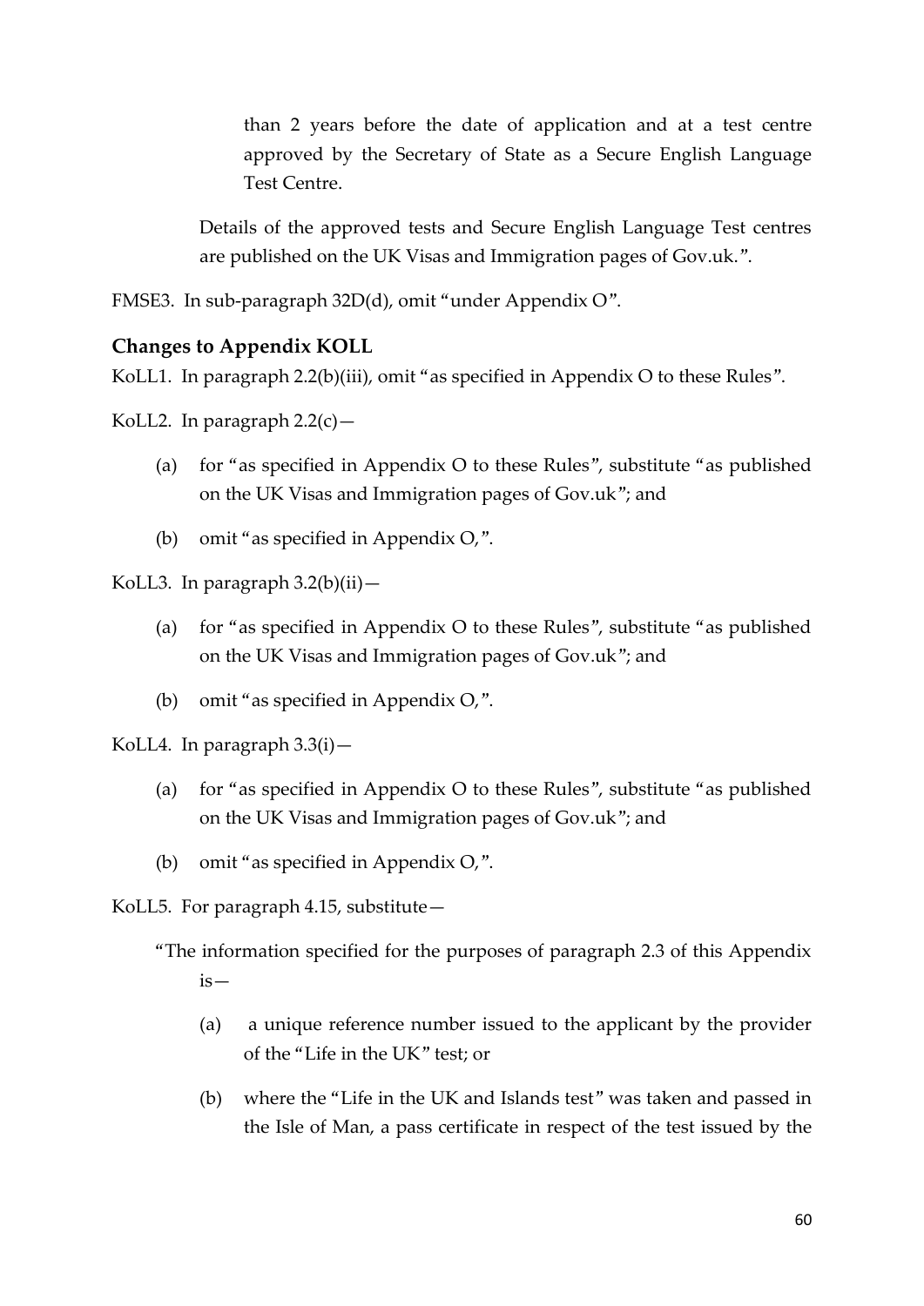than 2 years before the date of application and at a test centre approved by the Secretary of State as a Secure English Language Test Centre.

Details of the approved tests and Secure English Language Test centres are published on the UK Visas and Immigration pages of Gov.uk.".

FMSE3. In sub-paragraph 32D(d), omit "under Appendix O".

**Changes to Appendix KOLL**

KoLL1. In paragraph 2.2(b)(iii), omit "as specified in Appendix O to these Rules".

KoLL2. In paragraph 2.2(c)—

(a) for "as specified in Appendix O to these Rules", substitute "as published on the UK Visas and Immigration pages of Gov.uk"; and

(b) omit "as specified in Appendix O,".

KoLL3. In paragraph 3.2(b)(ii)—

(a) for "as specified in Appendix O to these Rules", substitute "as published on the UK Visas and Immigration pages of Gov.uk"; and

(b) omit "as specified in Appendix O,".

KoLL4. In paragraph 3.3(i)—

(a) for "as specified in Appendix O to these Rules", substitute "as published on the UK Visas and Immigration pages of Gov.uk"; and

(b) omit "as specified in Appendix O,".

KoLL5. For paragraph 4.15, substitute—

"The information specified for the purposes of paragraph 2.3 of this Appendix is—

(a) a unique reference number issued to the applicant by the provider of the "Life in the UK" test; or

(b) where the "Life in the UK and Islands test" was taken and passed in the Isle of Man, a pass certificate in respect of the test issued by the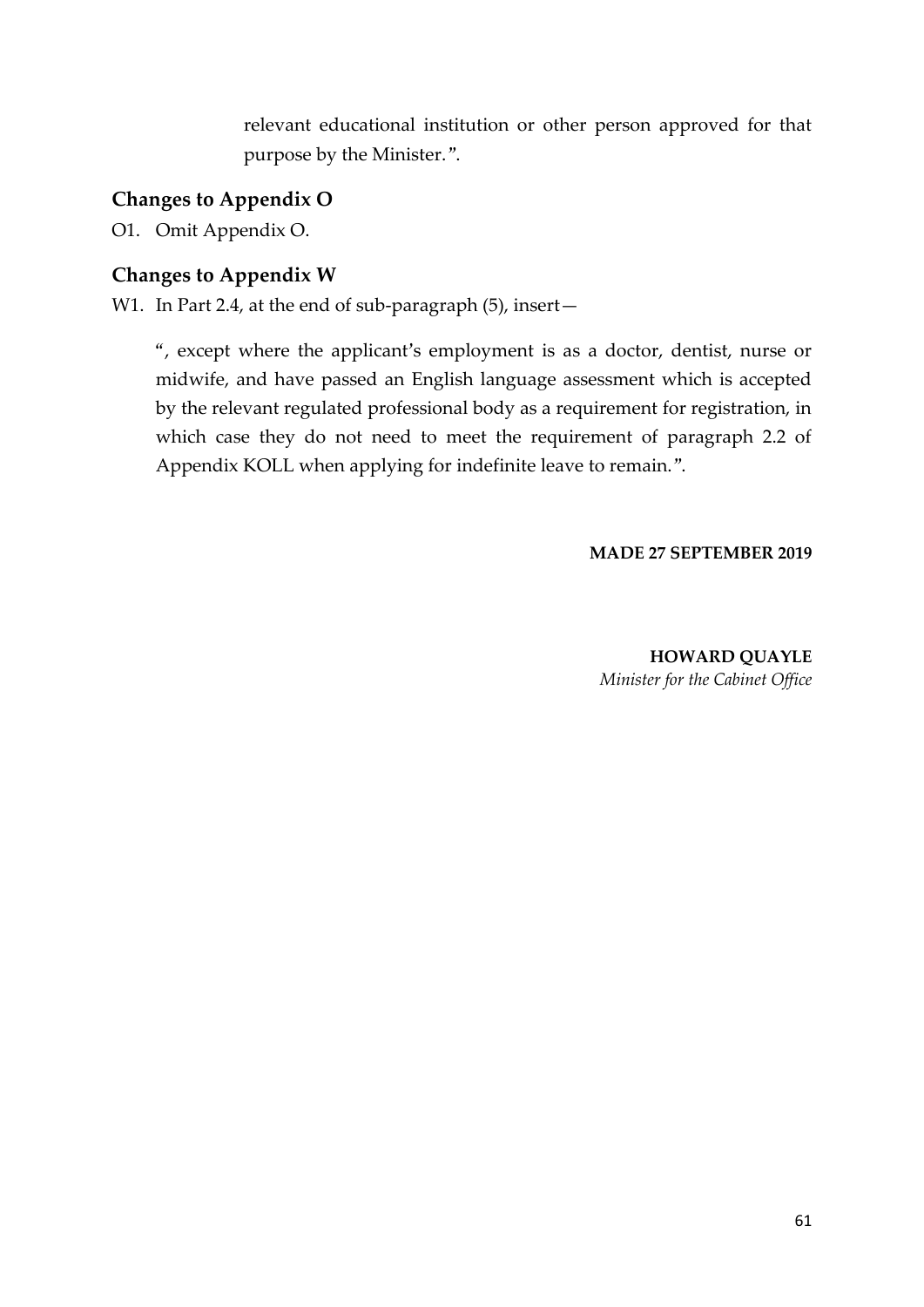relevant educational institution or other person approved for that purpose by the Minister.”.

## Changes to Appendix O

O1. Omit Appendix O.

## Changes to Appendix W

W1. In Part 2.4, at the end of sub-paragraph (5), insert—

“, except where the applicant’s employment is as a doctor, dentist, nurse or midwife, and have passed an English language assessment which is accepted by the relevant regulated professional body as a requirement for registration, in which case they do not need to meet the requirement of paragraph 2.2 of Appendix KOLL when applying for indefinite leave to remain.”.

**MADE 27 SEPTEMBER 2019**

**HOWARD QUAYLE**
*Minister for the Cabinet Office*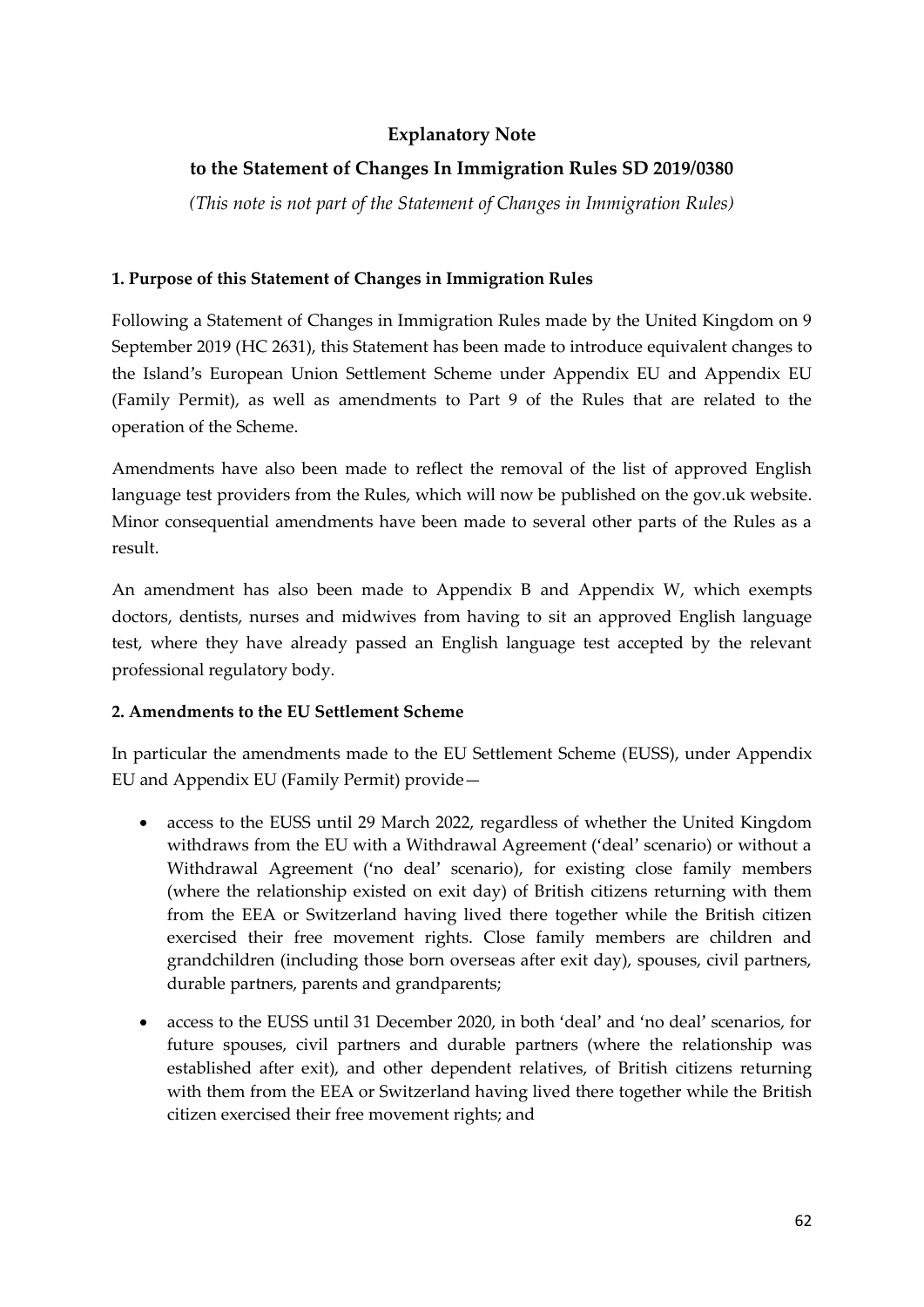## Explanatory Note

## to the Statement of Changes In Immigration Rules SD 2019/0380

*(This note is not part of the Statement of Changes in Immigration Rules)*

**1. Purpose of this Statement of Changes in Immigration Rules**

Following a Statement of Changes in Immigration Rules made by the United Kingdom on 9 September 2019 (HC 2631), this Statement has been made to introduce equivalent changes to the Island's European Union Settlement Scheme under Appendix EU and Appendix EU (Family Permit), as well as amendments to Part 9 of the Rules that are related to the operation of the Scheme.

Amendments have also been made to reflect the removal of the list of approved English language test providers from the Rules, which will now be published on the gov.uk website. Minor consequential amendments have been made to several other parts of the Rules as a result.

An amendment has also been made to Appendix B and Appendix W, which exempts doctors, dentists, nurses and midwives from having to sit an approved English language test, where they have already passed an English language test accepted by the relevant professional regulatory body.

**2. Amendments to the EU Settlement Scheme**

In particular the amendments made to the EU Settlement Scheme (EUSS), under Appendix EU and Appendix EU (Family Permit) provide—

- access to the EUSS until 29 March 2022, regardless of whether the United Kingdom withdraws from the EU with a Withdrawal Agreement ('deal' scenario) or without a Withdrawal Agreement ('no deal' scenario), for existing close family members (where the relationship existed on exit day) of British citizens returning with them from the EEA or Switzerland having lived there together while the British citizen exercised their free movement rights. Close family members are children and grandchildren (including those born overseas after exit day), spouses, civil partners, durable partners, parents and grandparents;
- access to the EUSS until 31 December 2020, in both 'deal' and 'no deal' scenarios, for future spouses, civil partners and durable partners (where the relationship was established after exit), and other dependent relatives, of British citizens returning with them from the EEA or Switzerland having lived there together while the British citizen exercised their free movement rights; and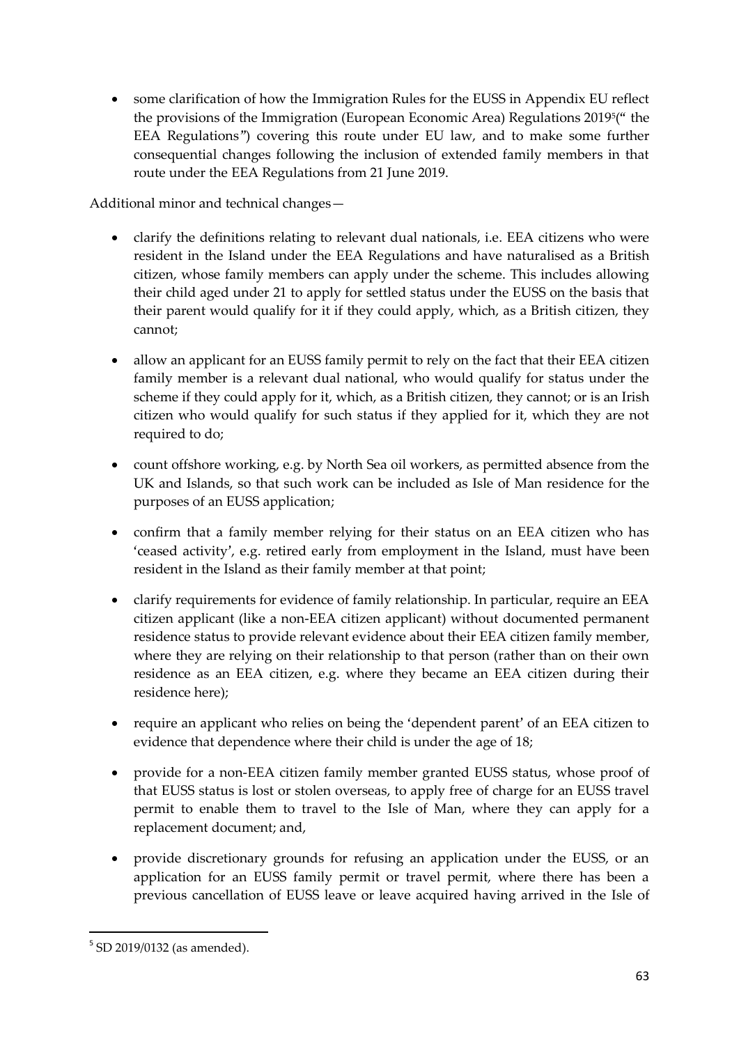- some clarification of how the Immigration Rules for the EUSS in Appendix EU reflect the provisions of the Immigration (European Economic Area) Regulations 2019[5](" the EEA Regulations") covering this route under EU law, and to make some further consequential changes following the inclusion of extended family members in that route under the EEA Regulations from 21 June 2019.

Additional minor and technical changes—

- clarify the definitions relating to relevant dual nationals, i.e. EEA citizens who were resident in the Island under the EEA Regulations and have naturalised as a British citizen, whose family members can apply under the scheme. This includes allowing their child aged under 21 to apply for settled status under the EUSS on the basis that their parent would qualify for it if they could apply, which, as a British citizen, they cannot;
- allow an applicant for an EUSS family permit to rely on the fact that their EEA citizen family member is a relevant dual national, who would qualify for status under the scheme if they could apply for it, which, as a British citizen, they cannot; or is an Irish citizen who would qualify for such status if they applied for it, which they are not required to do;
- count offshore working, e.g. by North Sea oil workers, as permitted absence from the UK and Islands, so that such work can be included as Isle of Man residence for the purposes of an EUSS application;
- confirm that a family member relying for their status on an EEA citizen who has 'ceased activity', e.g. retired early from employment in the Island, must have been resident in the Island as their family member at that point;
- clarify requirements for evidence of family relationship. In particular, require an EEA citizen applicant (like a non-EEA citizen applicant) without documented permanent residence status to provide relevant evidence about their EEA citizen family member, where they are relying on their relationship to that person (rather than on their own residence as an EEA citizen, e.g. where they became an EEA citizen during their residence here);
- require an applicant who relies on being the 'dependent parent' of an EEA citizen to evidence that dependence where their child is under the age of 18;
- provide for a non-EEA citizen family member granted EUSS status, whose proof of that EUSS status is lost or stolen overseas, to apply free of charge for an EUSS travel permit to enable them to travel to the Isle of Man, where they can apply for a replacement document; and,
- provide discretionary grounds for refusing an application under the EUSS, or an application for an EUSS family permit or travel permit, where there has been a previous cancellation of EUSS leave or leave acquired having arrived in the Isle of

---

[5] SD 2019/0132 (as amended).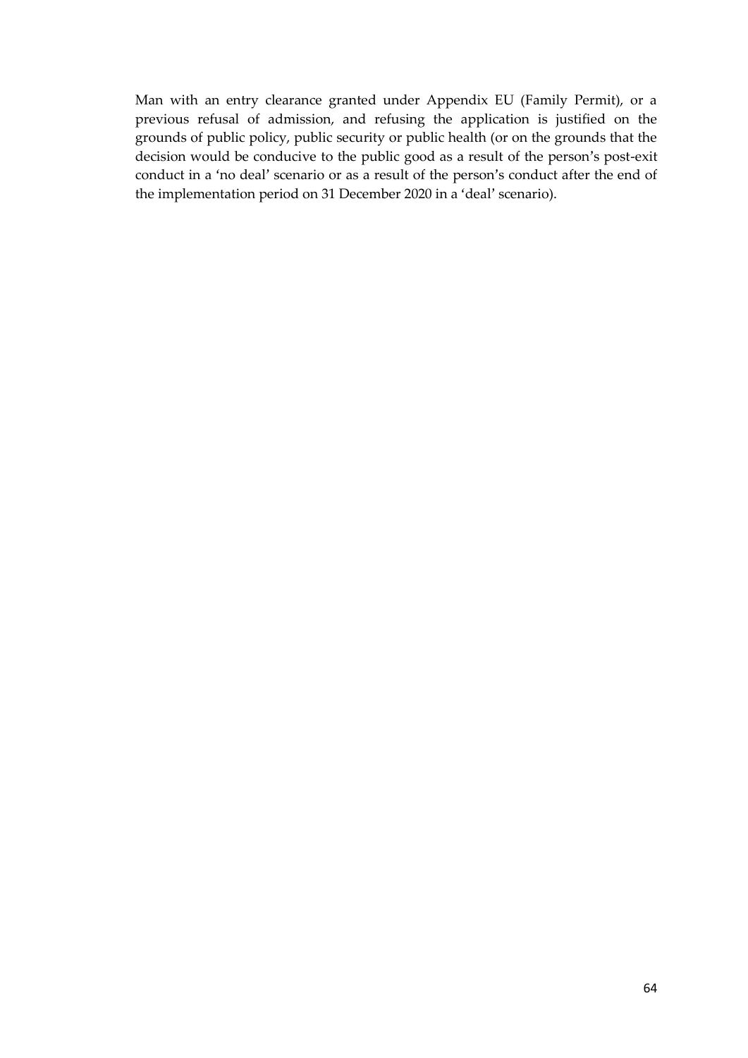Man with an entry clearance granted under Appendix EU (Family Permit), or a previous refusal of admission, and refusing the application is justified on the grounds of public policy, public security or public health (or on the grounds that the decision would be conducive to the public good as a result of the person's post-exit conduct in a 'no deal' scenario or as a result of the person's conduct after the end of the implementation period on 31 December 2020 in a 'deal' scenario).